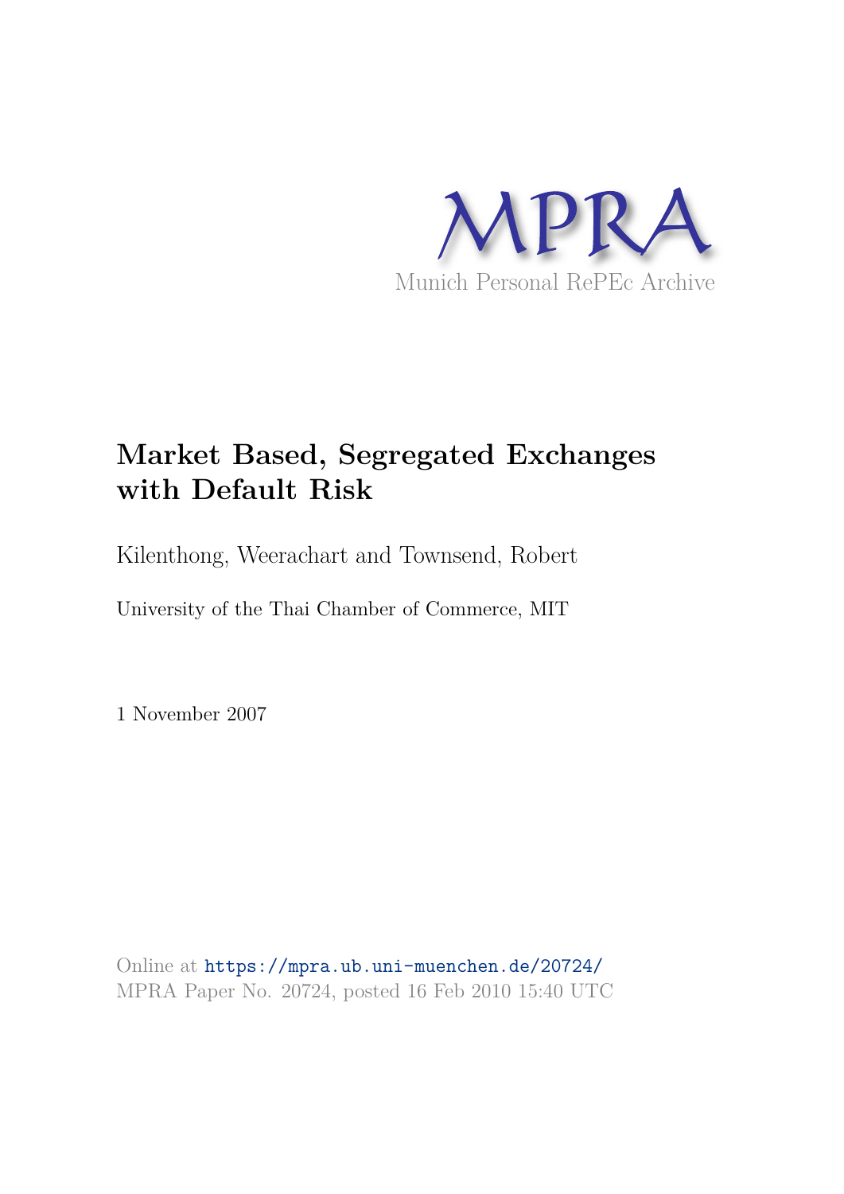MPRA

Munich Personal RePEc Archive

# Market Based, Segregated Exchanges with Default Risk

Kilenthong, Weerachart and Townsend, Robert

University of the Thai Chamber of Commerce, MIT

1 November 2007

Online at https://mpra.ub.uni-muenchen.de/20724/
MPRA Paper No. 20724, posted 16 Feb 2010 15:40 UTC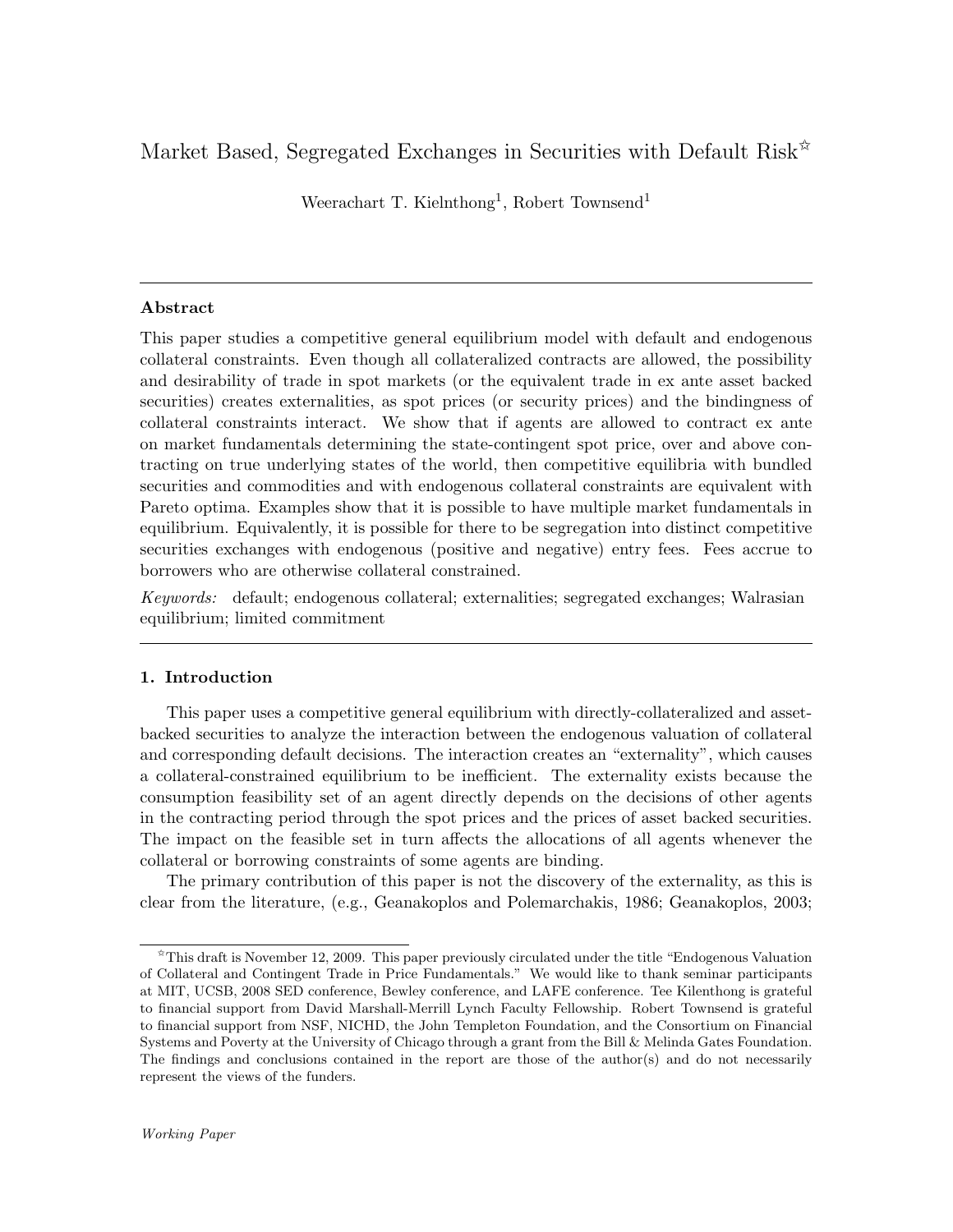# Market Based, Segregated Exchanges in Securities with Default Risk[☆]

Weerachart T. Kielnthong[1], Robert Townsend[1]

---

## Abstract

This paper studies a competitive general equilibrium model with default and endogenous collateral constraints. Even though all collateralized contracts are allowed, the possibility and desirability of trade in spot markets (or the equivalent trade in ex ante asset backed securities) creates externalities, as spot prices (or security prices) and the bindingness of collateral constraints interact. We show that if agents are allowed to contract ex ante on market fundamentals determining the state-contingent spot price, over and above contracting on true underlying states of the world, then competitive equilibria with bundled securities and commodities and with endogenous collateral constraints are equivalent with Pareto optima. Examples show that it is possible to have multiple market fundamentals in equilibrium. Equivalently, it is possible for there to be segregation into distinct competitive securities exchanges with endogenous (positive and negative) entry fees. Fees accrue to borrowers who are otherwise collateral constrained.

*Keywords:* default; endogenous collateral; externalities; segregated exchanges; Walrasian equilibrium; limited commitment

---

## 1. Introduction

This paper uses a competitive general equilibrium with directly-collateralized and asset-backed securities to analyze the interaction between the endogenous valuation of collateral and corresponding default decisions. The interaction creates an "externality", which causes a collateral-constrained equilibrium to be inefficient. The externality exists because the consumption feasibility set of an agent directly depends on the decisions of other agents in the contracting period through the spot prices and the prices of asset backed securities. The impact on the feasible set in turn affects the allocations of all agents whenever the collateral or borrowing constraints of some agents are binding.

The primary contribution of this paper is not the discovery of the externality, as this is clear from the literature, (e.g., Geanakoplos and Polemarchakis, 1986; Geanakoplos, 2003;

---

[☆]This draft is November 12, 2009. This paper previously circulated under the title "Endogenous Valuation of Collateral and Contingent Trade in Price Fundamentals." We would like to thank seminar participants at MIT, UCSB, 2008 SED conference, Bewley conference, and LAFE conference. Tee Kilenthong is grateful to financial support from David Marshall-Merrill Lynch Faculty Fellowship. Robert Townsend is grateful to financial support from NSF, NICHD, the John Templeton Foundation, and the Consortium on Financial Systems and Poverty at the University of Chicago through a grant from the Bill & Melinda Gates Foundation. The findings and conclusions contained in the report are those of the author(s) and do not necessarily represent the views of the funders.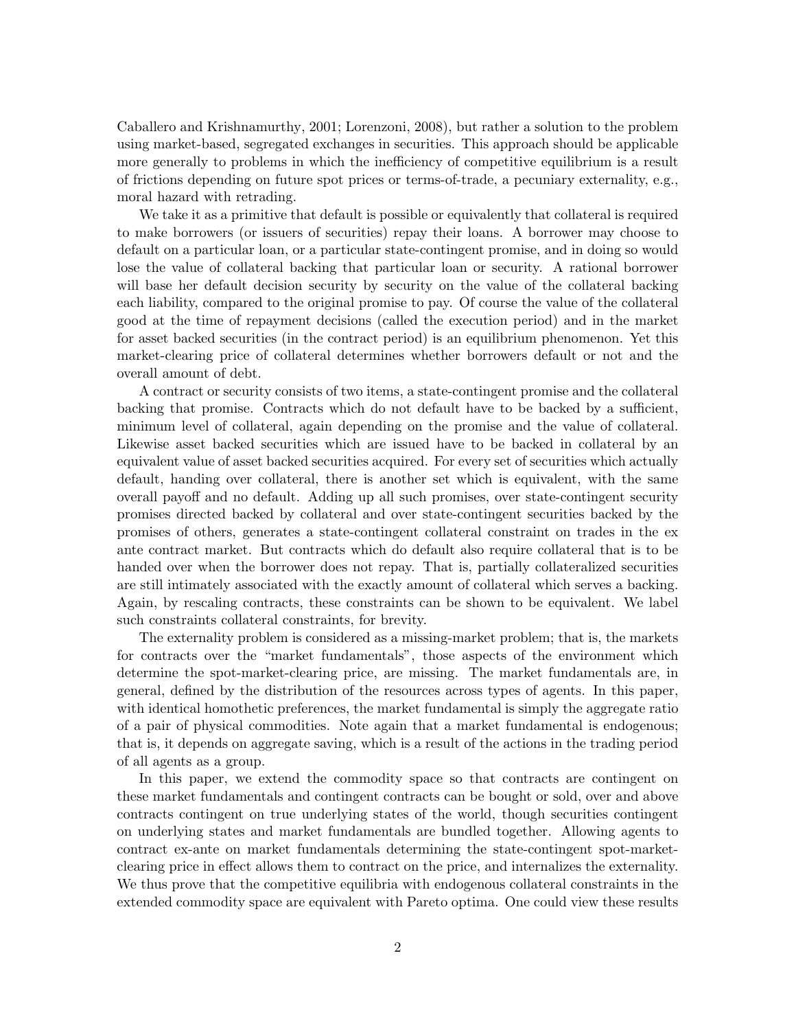Caballero and Krishnamurthy, 2001; Lorenzoni, 2008), but rather a solution to the problem using market-based, segregated exchanges in securities. This approach should be applicable more generally to problems in which the inefficiency of competitive equilibrium is a result of frictions depending on future spot prices or terms-of-trade, a pecuniary externality, e.g., moral hazard with retrading.

We take it as a primitive that default is possible or equivalently that collateral is required to make borrowers (or issuers of securities) repay their loans. A borrower may choose to default on a particular loan, or a particular state-contingent promise, and in doing so would lose the value of collateral backing that particular loan or security. A rational borrower will base her default decision security by security on the value of the collateral backing each liability, compared to the original promise to pay. Of course the value of the collateral good at the time of repayment decisions (called the execution period) and in the market for asset backed securities (in the contract period) is an equilibrium phenomenon. Yet this market-clearing price of collateral determines whether borrowers default or not and the overall amount of debt.

A contract or security consists of two items, a state-contingent promise and the collateral backing that promise. Contracts which do not default have to be backed by a sufficient, minimum level of collateral, again depending on the promise and the value of collateral. Likewise asset backed securities which are issued have to be backed in collateral by an equivalent value of asset backed securities acquired. For every set of securities which actually default, handing over collateral, there is another set which is equivalent, with the same overall payoff and no default. Adding up all such promises, over state-contingent security promises directed backed by collateral and over state-contingent securities backed by the promises of others, generates a state-contingent collateral constraint on trades in the ex ante contract market. But contracts which do default also require collateral that is to be handed over when the borrower does not repay. That is, partially collateralized securities are still intimately associated with the exactly amount of collateral which serves a backing. Again, by rescaling contracts, these constraints can be shown to be equivalent. We label such constraints collateral constraints, for brevity.

The externality problem is considered as a missing-market problem; that is, the markets for contracts over the "market fundamentals", those aspects of the environment which determine the spot-market-clearing price, are missing. The market fundamentals are, in general, defined by the distribution of the resources across types of agents. In this paper, with identical homothetic preferences, the market fundamental is simply the aggregate ratio of a pair of physical commodities. Note again that a market fundamental is endogenous; that is, it depends on aggregate saving, which is a result of the actions in the trading period of all agents as a group.

In this paper, we extend the commodity space so that contracts are contingent on these market fundamentals and contingent contracts can be bought or sold, over and above contracts contingent on true underlying states of the world, though securities contingent on underlying states and market fundamentals are bundled together. Allowing agents to contract ex-ante on market fundamentals determining the state-contingent spot-market-clearing price in effect allows them to contract on the price, and internalizes the externality. We thus prove that the competitive equilibria with endogenous collateral constraints in the extended commodity space are equivalent with Pareto optima. One could view these results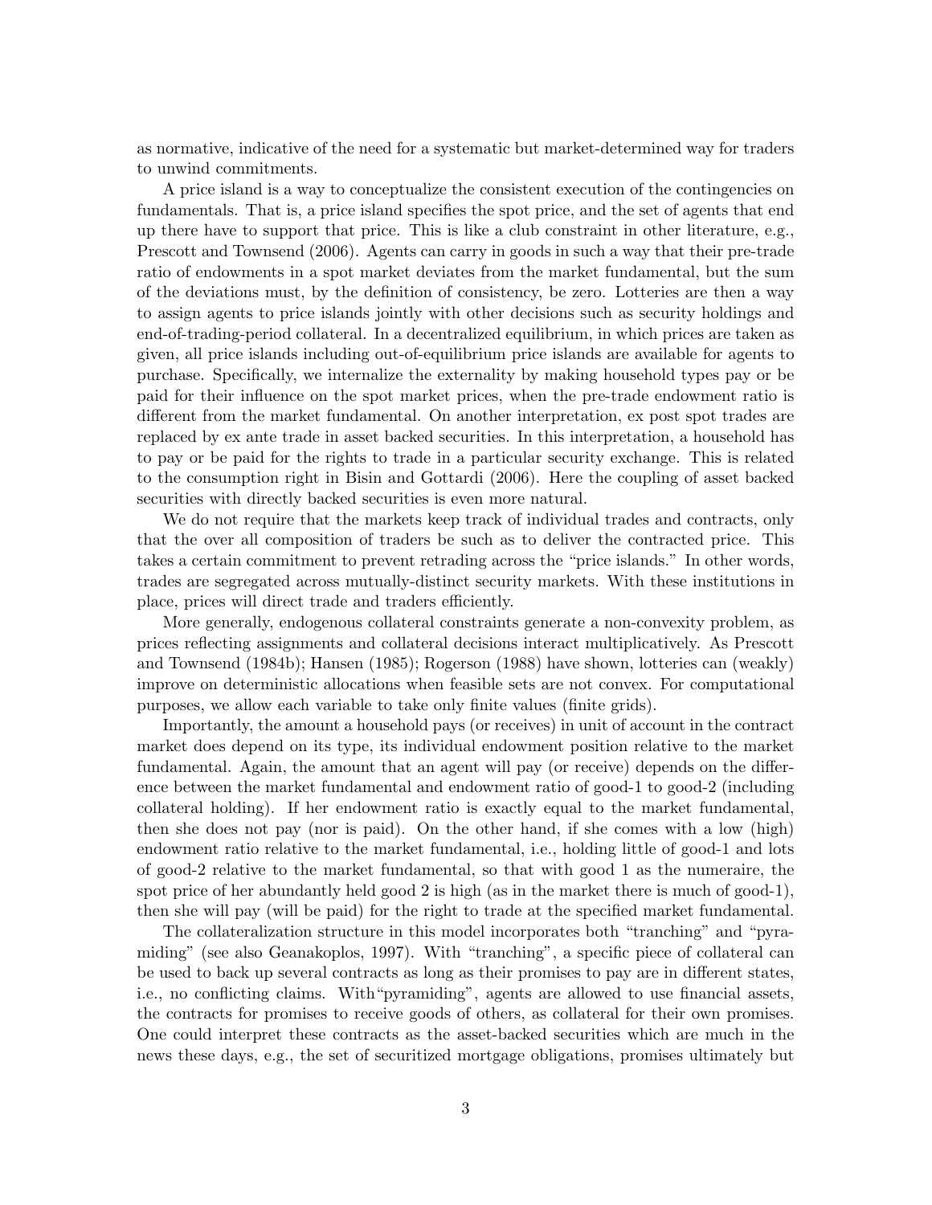as normative, indicative of the need for a systematic but market-determined way for traders to unwind commitments.

A price island is a way to conceptualize the consistent execution of the contingencies on fundamentals. That is, a price island specifies the spot price, and the set of agents that end up there have to support that price. This is like a club constraint in other literature, e.g., Prescott and Townsend (2006). Agents can carry in goods in such a way that their pre-trade ratio of endowments in a spot market deviates from the market fundamental, but the sum of the deviations must, by the definition of consistency, be zero. Lotteries are then a way to assign agents to price islands jointly with other decisions such as security holdings and end-of-trading-period collateral. In a decentralized equilibrium, in which prices are taken as given, all price islands including out-of-equilibrium price islands are available for agents to purchase. Specifically, we internalize the externality by making household types pay or be paid for their influence on the spot market prices, when the pre-trade endowment ratio is different from the market fundamental. On another interpretation, ex post spot trades are replaced by ex ante trade in asset backed securities. In this interpretation, a household has to pay or be paid for the rights to trade in a particular security exchange. This is related to the consumption right in Bisin and Gottardi (2006). Here the coupling of asset backed securities with directly backed securities is even more natural.

We do not require that the markets keep track of individual trades and contracts, only that the over all composition of traders be such as to deliver the contracted price. This takes a certain commitment to prevent retrading across the "price islands." In other words, trades are segregated across mutually-distinct security markets. With these institutions in place, prices will direct trade and traders efficiently.

More generally, endogenous collateral constraints generate a non-convexity problem, as prices reflecting assignments and collateral decisions interact multiplicatively. As Prescott and Townsend (1984b); Hansen (1985); Rogerson (1988) have shown, lotteries can (weakly) improve on deterministic allocations when feasible sets are not convex. For computational purposes, we allow each variable to take only finite values (finite grids).

Importantly, the amount a household pays (or receives) in unit of account in the contract market does depend on its type, its individual endowment position relative to the market fundamental. Again, the amount that an agent will pay (or receive) depends on the difference between the market fundamental and endowment ratio of good-1 to good-2 (including collateral holding). If her endowment ratio is exactly equal to the market fundamental, then she does not pay (nor is paid). On the other hand, if she comes with a low (high) endowment ratio relative to the market fundamental, i.e., holding little of good-1 and lots of good-2 relative to the market fundamental, so that with good 1 as the numeraire, the spot price of her abundantly held good 2 is high (as in the market there is much of good-1), then she will pay (will be paid) for the right to trade at the specified market fundamental.

The collateralization structure in this model incorporates both "tranching" and "pyramiding" (see also Geanakoplos, 1997). With "tranching", a specific piece of collateral can be used to back up several contracts as long as their promises to pay are in different states, i.e., no conflicting claims. With"pyramiding", agents are allowed to use financial assets, the contracts for promises to receive goods of others, as collateral for their own promises. One could interpret these contracts as the asset-backed securities which are much in the news these days, e.g., the set of securitized mortgage obligations, promises ultimately but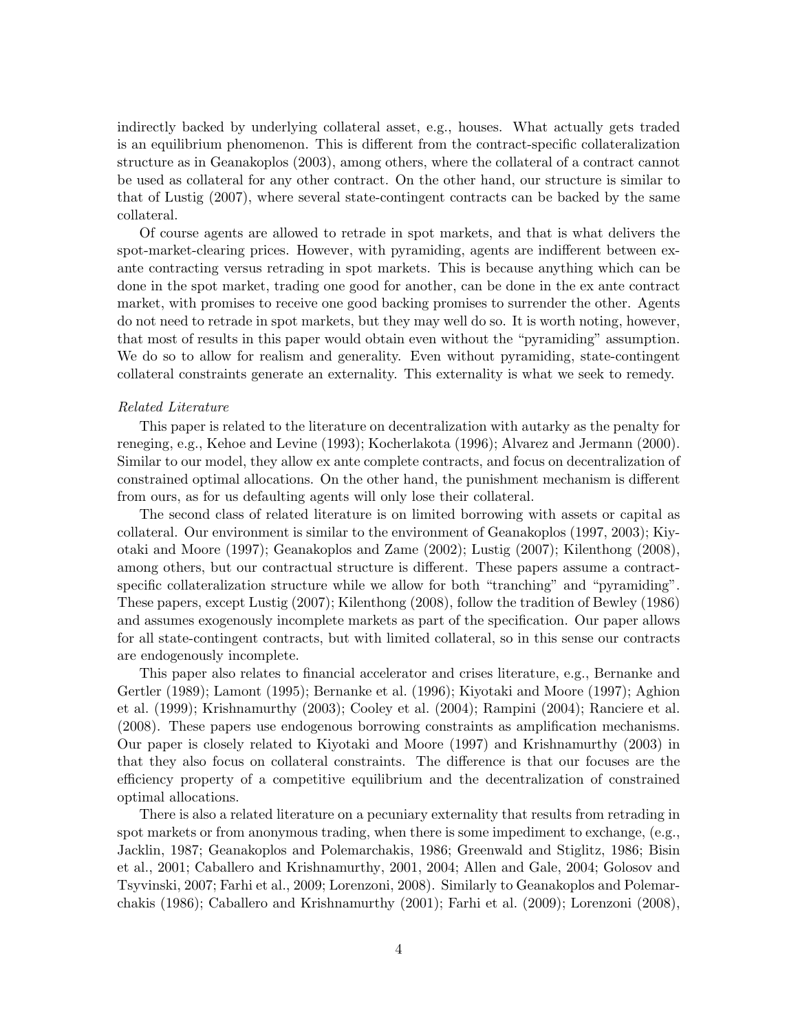indirectly backed by underlying collateral asset, e.g., houses. What actually gets traded is an equilibrium phenomenon. This is different from the contract-specific collateralization structure as in Geanakoplos (2003), among others, where the collateral of a contract cannot be used as collateral for any other contract. On the other hand, our structure is similar to that of Lustig (2007), where several state-contingent contracts can be backed by the same collateral.

Of course agents are allowed to retrade in spot markets, and that is what delivers the spot-market-clearing prices. However, with pyramiding, agents are indifferent between ex-ante contracting versus retrading in spot markets. This is because anything which can be done in the spot market, trading one good for another, can be done in the ex ante contract market, with promises to receive one good backing promises to surrender the other. Agents do not need to retrade in spot markets, but they may well do so. It is worth noting, however, that most of results in this paper would obtain even without the "pyramiding" assumption. We do so to allow for realism and generality. Even without pyramiding, state-contingent collateral constraints generate an externality. This externality is what we seek to remedy.

*Related Literature*

This paper is related to the literature on decentralization with autarky as the penalty for reneging, e.g., Kehoe and Levine (1993); Kocherlakota (1996); Alvarez and Jermann (2000). Similar to our model, they allow ex ante complete contracts, and focus on decentralization of constrained optimal allocations. On the other hand, the punishment mechanism is different from ours, as for us defaulting agents will only lose their collateral.

The second class of related literature is on limited borrowing with assets or capital as collateral. Our environment is similar to the environment of Geanakoplos (1997, 2003); Kiyotaki and Moore (1997); Geanakoplos and Zame (2002); Lustig (2007); Kilenthong (2008), among others, but our contractual structure is different. These papers assume a contract-specific collateralization structure while we allow for both "tranching" and "pyramiding". These papers, except Lustig (2007); Kilenthong (2008), follow the tradition of Bewley (1986) and assumes exogenously incomplete markets as part of the specification. Our paper allows for all state-contingent contracts, but with limited collateral, so in this sense our contracts are endogenously incomplete.

This paper also relates to financial accelerator and crises literature, e.g., Bernanke and Gertler (1989); Lamont (1995); Bernanke et al. (1996); Kiyotaki and Moore (1997); Aghion et al. (1999); Krishnamurthy (2003); Cooley et al. (2004); Rampini (2004); Ranciere et al. (2008). These papers use endogenous borrowing constraints as amplification mechanisms. Our paper is closely related to Kiyotaki and Moore (1997) and Krishnamurthy (2003) in that they also focus on collateral constraints. The difference is that our focuses are the efficiency property of a competitive equilibrium and the decentralization of constrained optimal allocations.

There is also a related literature on a pecuniary externality that results from retrading in spot markets or from anonymous trading, when there is some impediment to exchange, (e.g., Jacklin, 1987; Geanakoplos and Polemarchakis, 1986; Greenwald and Stiglitz, 1986; Bisin et al., 2001; Caballero and Krishnamurthy, 2001, 2004; Allen and Gale, 2004; Golosov and Tsyvinski, 2007; Farhi et al., 2009; Lorenzoni, 2008). Similarly to Geanakoplos and Polemarchakis (1986); Caballero and Krishnamurthy (2001); Farhi et al. (2009); Lorenzoni (2008),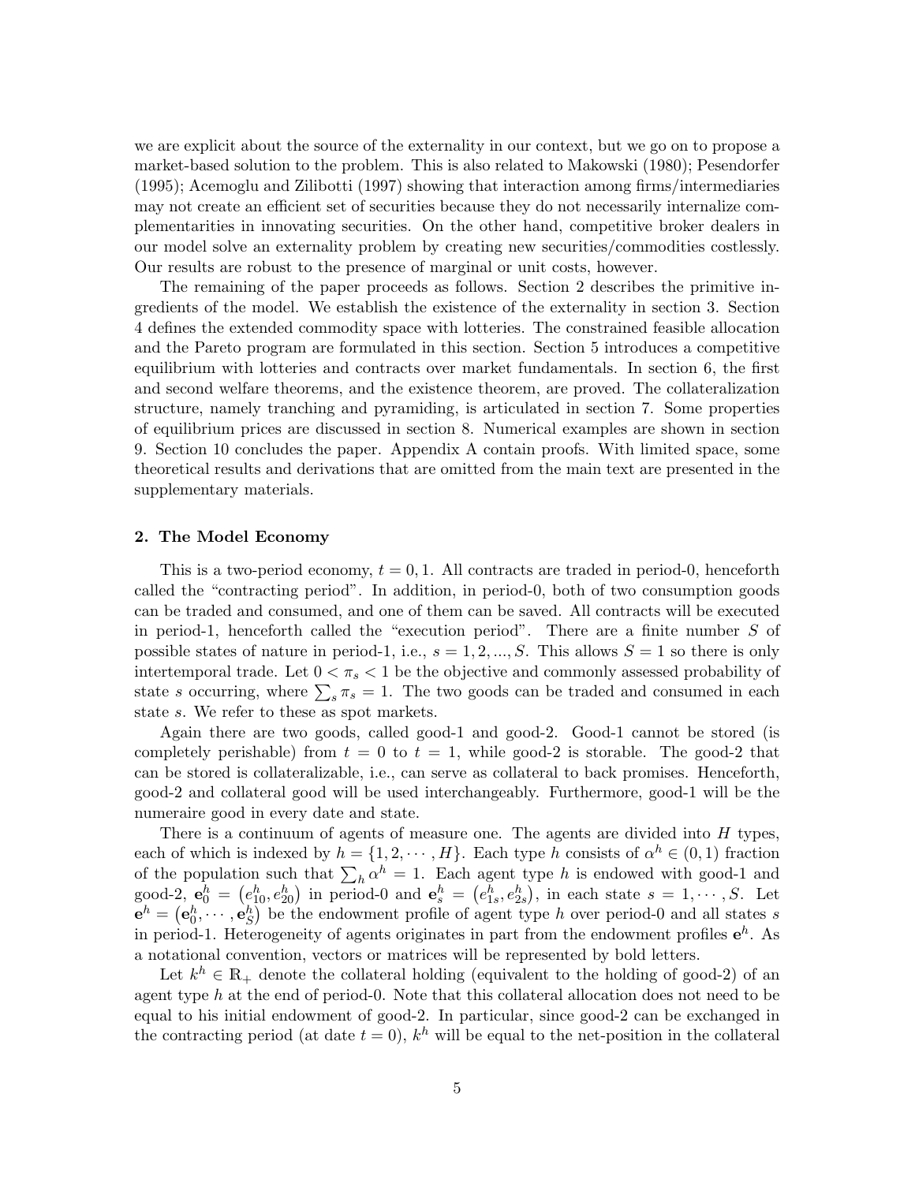we are explicit about the source of the externality in our context, but we go on to propose a market-based solution to the problem. This is also related to Makowski (1980); Pesendorfer (1995); Acemoglu and Zilibotti (1997) showing that interaction among firms/intermediaries may not create an efficient set of securities because they do not necessarily internalize complementarities in innovating securities. On the other hand, competitive broker dealers in our model solve an externality problem by creating new securities/commodities costlessly. Our results are robust to the presence of marginal or unit costs, however.

The remaining of the paper proceeds as follows. Section 2 describes the primitive ingredients of the model. We establish the existence of the externality in section 3. Section 4 defines the extended commodity space with lotteries. The constrained feasible allocation and the Pareto program are formulated in this section. Section 5 introduces a competitive equilibrium with lotteries and contracts over market fundamentals. In section 6, the first and second welfare theorems, and the existence theorem, are proved. The collateralization structure, namely tranching and pyramiding, is articulated in section 7. Some properties of equilibrium prices are discussed in section 8. Numerical examples are shown in section 9. Section 10 concludes the paper. Appendix A contain proofs. With limited space, some theoretical results and derivations that are omitted from the main text are presented in the supplementary materials.

## 2. The Model Economy

This is a two-period economy, $t = 0, 1$. All contracts are traded in period-0, henceforth called the "contracting period". In addition, in period-0, both of two consumption goods can be traded and consumed, and one of them can be saved. All contracts will be executed in period-1, henceforth called the "execution period". There are a finite number $S$ of possible states of nature in period-1, i.e., $s = 1, 2, ..., S$. This allows $S = 1$ so there is only intertemporal trade. Let $0 < \pi_s < 1$ be the objective and commonly assessed probability of state $s$ occurring, where $\sum_s \pi_s = 1$. The two goods can be traded and consumed in each state $s$. We refer to these as spot markets.

Again there are two goods, called good-1 and good-2. Good-1 cannot be stored (is completely perishable) from $t = 0$ to $t = 1$, while good-2 is storable. The good-2 that can be stored is collateralizable, i.e., can serve as collateral to back promises. Henceforth, good-2 and collateral good will be used interchangeably. Furthermore, good-1 will be the numeraire good in every date and state.

There is a continuum of agents of measure one. The agents are divided into $H$ types, each of which is indexed by $h = \{1, 2, \cdots, H\}$. Each type $h$ consists of $\alpha^h \in (0, 1)$ fraction of the population such that $\sum_h \alpha^h = 1$. Each agent type $h$ is endowed with good-1 and good-2, $\mathbf{e}_0^h = \left(e_{10}^h, e_{20}^h\right)$ in period-0 and $\mathbf{e}_s^h = \left(e_{1s}^h, e_{2s}^h\right)$, in each state $s = 1, \cdots, S$. Let $\mathbf{e}^h = \left(\mathbf{e}_0^h, \cdots, \mathbf{e}_S^h\right)$ be the endowment profile of agent type $h$ over period-0 and all states $s$ in period-1. Heterogeneity of agents originates in part from the endowment profiles $\mathbf{e}^h$. As a notational convention, vectors or matrices will be represented by bold letters.

Let $k^h \in \mathbb{R}_+$ denote the collateral holding (equivalent to the holding of good-2) of an agent type $h$ at the end of period-0. Note that this collateral allocation does not need to be equal to his initial endowment of good-2. In particular, since good-2 can be exchanged in the contracting period (at date $t = 0$), $k^h$ will be equal to the net-position in the collateral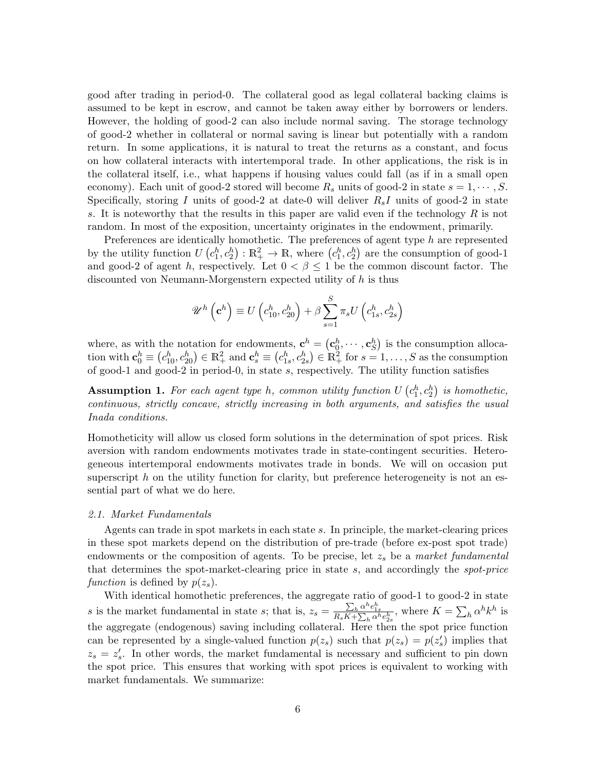good after trading in period-0. The collateral good as legal collateral backing claims is assumed to be kept in escrow, and cannot be taken away either by borrowers or lenders. However, the holding of good-2 can also include normal saving. The storage technology of good-2 whether in collateral or normal saving is linear but potentially with a random return. In some applications, it is natural to treat the returns as a constant, and focus on how collateral interacts with intertemporal trade. In other applications, the risk is in the collateral itself, i.e., what happens if housing values could fall (as if in a small open economy). Each unit of good-2 stored will become $R_s$ units of good-2 in state $s = 1, \cdots, S$. Specifically, storing $I$ units of good-2 at date-0 will deliver $R_s I$ units of good-2 in state $s$. It is noteworthy that the results in this paper are valid even if the technology $R$ is not random. In most of the exposition, uncertainty originates in the endowment, primarily.

Preferences are identically homothetic. The preferences of agent type $h$ are represented by the utility function $U\left(c_1^h, c_2^h\right) : \mathbb{R}_+^2 \to \mathbb{R}$, where $\left(c_1^h, c_2^h\right)$ are the consumption of good-1 and good-2 of agent $h$, respectively. Let $0 < \beta \leq 1$ be the common discount factor. The discounted von Neumann-Morgenstern expected utility of $h$ is thus

$$\mathscr{U}^h\left(\mathbf{c}^h\right) \equiv U\left(c_{10}^h, c_{20}^h\right) + \beta \sum_{s=1}^{S} \pi_s U\left(c_{1s}^h, c_{2s}^h\right)$$

where, as with the notation for endowments, $\mathbf{c}^h = \left(\mathbf{c}_0^h, \cdots, \mathbf{c}_S^h\right)$ is the consumption allocation with $\mathbf{c}_0^h \equiv \left(c_{10}^h, c_{20}^h\right) \in \mathbb{R}_+^2$ and $\mathbf{c}_s^h \equiv \left(c_{1s}^h, c_{2s}^h\right) \in \mathbb{R}_+^2$ for $s = 1, \ldots, S$ as the consumption of good-1 and good-2 in period-0, in state $s$, respectively. The utility function satisfies

**Assumption 1.** *For each agent type $h$, common utility function $U\left(c_1^h, c_2^h\right)$ is homothetic, continuous, strictly concave, strictly increasing in both arguments, and satisfies the usual Inada conditions.*

Homotheticity will allow us closed form solutions in the determination of spot prices. Risk aversion with random endowments motivates trade in state-contingent securities. Heterogeneous intertemporal endowments motivates trade in bonds. We will on occasion put superscript $h$ on the utility function for clarity, but preference heterogeneity is not an essential part of what we do here.

### *2.1. Market Fundamentals*

Agents can trade in spot markets in each state $s$. In principle, the market-clearing prices in these spot markets depend on the distribution of pre-trade (before ex-post spot trade) endowments or the composition of agents. To be precise, let $z_s$ be a *market fundamental* that determines the spot-market-clearing price in state $s$, and accordingly the *spot-price function* is defined by $p(z_s)$.

With identical homothetic preferences, the aggregate ratio of good-1 to good-2 in state $s$ is the market fundamental in state $s$; that is, $z_s = \frac{\sum_h \alpha^h e_{1s}^h}{R_s K + \sum_h \alpha^h e_{2s}^h}$, where $K = \sum_h \alpha^h k^h$ is the aggregate (endogenous) saving including collateral. Here then the spot price function can be represented by a single-valued function $p(z_s)$ such that $p(z_s) = p(z_s')$ implies that $z_s = z_s'$. In other words, the market fundamental is necessary and sufficient to pin down the spot price. This ensures that working with spot prices is equivalent to working with market fundamentals. We summarize: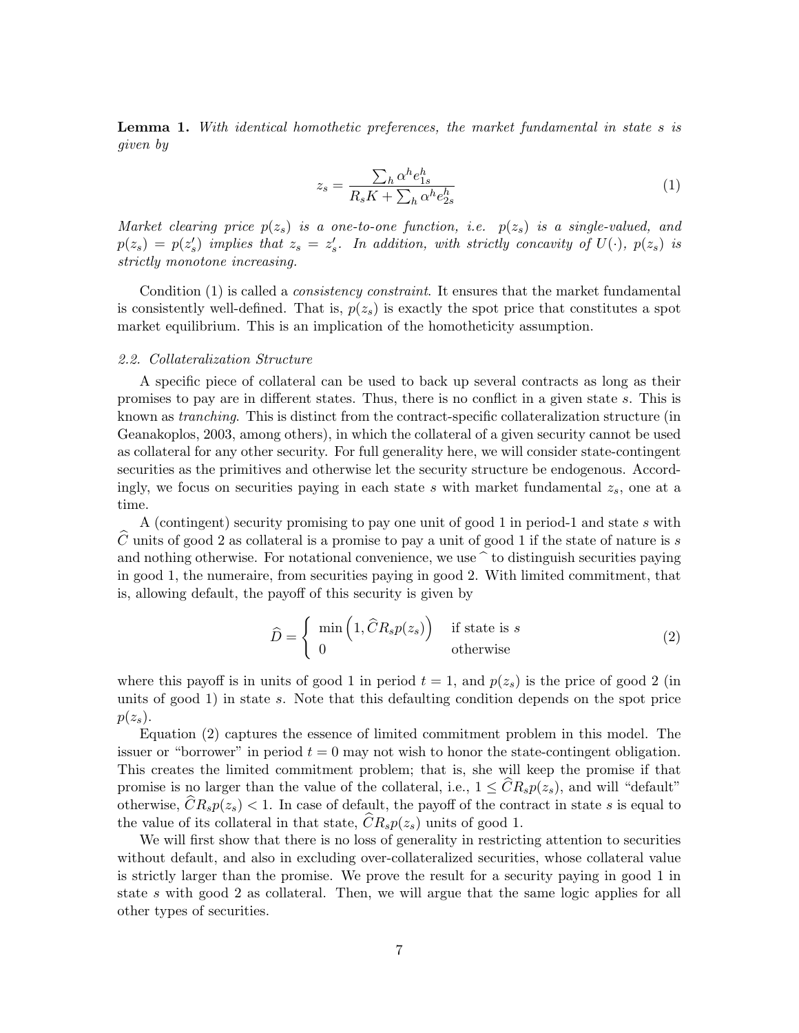**Lemma 1.** *With identical homothetic preferences, the market fundamental in state $s$ is given by*

$$z_s = \frac{\sum_h \alpha^h e^h_{1s}}{R_s K + \sum_h \alpha^h e^h_{2s}} \tag{1}$$

*Market clearing price $p(z_s)$ is a one-to-one function, i.e. $p(z_s)$ is a single-valued, and $p(z_s) = p(z'_s)$ implies that $z_s = z'_s$. In addition, with strictly concavity of $U(\cdot)$, $p(z_s)$ is strictly monotone increasing.*

Condition (1) is called a *consistency constraint*. It ensures that the market fundamental is consistently well-defined. That is, $p(z_s)$ is exactly the spot price that constitutes a spot market equilibrium. This is an implication of the homotheticity assumption.

### 2.2. Collateralization Structure

A specific piece of collateral can be used to back up several contracts as long as their promises to pay are in different states. Thus, there is no conflict in a given state $s$. This is known as *tranching*. This is distinct from the contract-specific collateralization structure (in Geanakoplos, 2003, among others), in which the collateral of a given security cannot be used as collateral for any other security. For full generality here, we will consider state-contingent securities as the primitives and otherwise let the security structure be endogenous. Accordingly, we focus on securities paying in each state $s$ with market fundamental $z_s$, one at a time.

A (contingent) security promising to pay one unit of good 1 in period-1 and state $s$ with $\widehat{C}$ units of good 2 as collateral is a promise to pay a unit of good 1 if the state of nature is $s$ and nothing otherwise. For notational convenience, we use $\widehat{\ }$ to distinguish securities paying in good 1, the numeraire, from securities paying in good 2. With limited commitment, that is, allowing default, the payoff of this security is given by

$$\widehat{D} = \begin{cases} \min\left(1, \widehat{C} R_s p(z_s)\right) & \text{if state is } s \\ 0 & \text{otherwise} \end{cases} \tag{2}$$

where this payoff is in units of good 1 in period $t = 1$, and $p(z_s)$ is the price of good 2 (in units of good 1) in state $s$. Note that this defaulting condition depends on the spot price $p(z_s)$.

Equation (2) captures the essence of limited commitment problem in this model. The issuer or "borrower" in period $t = 0$ may not wish to honor the state-contingent obligation. This creates the limited commitment problem; that is, she will keep the promise if that promise is no larger than the value of the collateral, i.e., $1 \leq \widehat{C} R_s p(z_s)$, and will "default" otherwise, $\widehat{C} R_s p(z_s) < 1$. In case of default, the payoff of the contract in state $s$ is equal to the value of its collateral in that state, $\widehat{C} R_s p(z_s)$ units of good 1.

We will first show that there is no loss of generality in restricting attention to securities without default, and also in excluding over-collateralized securities, whose collateral value is strictly larger than the promise. We prove the result for a security paying in good 1 in state $s$ with good 2 as collateral. Then, we will argue that the same logic applies for all other types of securities.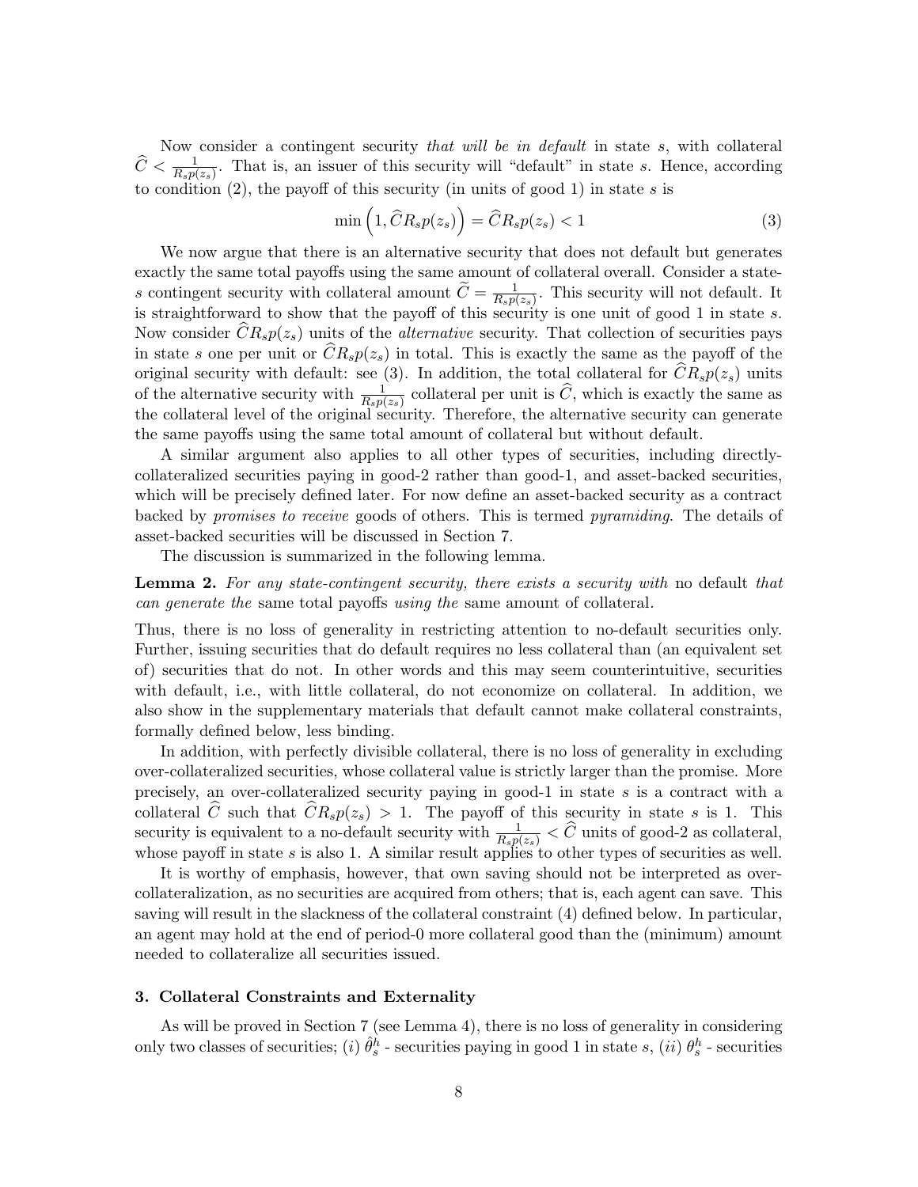Now consider a contingent security *that will be in default* in state $s$, with collateral $\widehat{C} < \frac{1}{R_s p(z_s)}$. That is, an issuer of this security will "default" in state $s$. Hence, according to condition (2), the payoff of this security (in units of good 1) in state $s$ is

$$\min\left(1, \widehat{C}R_s p(z_s)\right) = \widehat{C}R_s p(z_s) < 1 \tag{3}$$

We now argue that there is an alternative security that does not default but generates exactly the same total payoffs using the same amount of collateral overall. Consider a state-$s$ contingent security with collateral amount $\widetilde{C} = \frac{1}{R_s p(z_s)}$. This security will not default. It is straightforward to show that the payoff of this security is one unit of good 1 in state $s$. Now consider $\widehat{C}R_s p(z_s)$ units of the *alternative* security. That collection of securities pays in state $s$ one per unit or $\widehat{C}R_s p(z_s)$ in total. This is exactly the same as the payoff of the original security with default: see (3). In addition, the total collateral for $\widehat{C}R_s p(z_s)$ units of the alternative security with $\frac{1}{R_s p(z_s)}$ collateral per unit is $\widehat{C}$, which is exactly the same as the collateral level of the original security. Therefore, the alternative security can generate the same payoffs using the same total amount of collateral but without default.

A similar argument also applies to all other types of securities, including directly-collateralized securities paying in good-2 rather than good-1, and asset-backed securities, which will be precisely defined later. For now define an asset-backed security as a contract backed by *promises to receive* goods of others. This is termed *pyramiding*. The details of asset-backed securities will be discussed in Section 7.

The discussion is summarized in the following lemma.

**Lemma 2.** *For any state-contingent security, there exists a security with* no default *that can generate the* same total payoffs *using the* same amount of collateral.

Thus, there is no loss of generality in restricting attention to no-default securities only. Further, issuing securities that do default requires no less collateral than (an equivalent set of) securities that do not. In other words and this may seem counterintuitive, securities with default, i.e., with little collateral, do not economize on collateral. In addition, we also show in the supplementary materials that default cannot make collateral constraints, formally defined below, less binding.

In addition, with perfectly divisible collateral, there is no loss of generality in excluding over-collateralized securities, whose collateral value is strictly larger than the promise. More precisely, an over-collateralized security paying in good-1 in state $s$ is a contract with a collateral $\widehat{C}$ such that $\widehat{C}R_s p(z_s) > 1$. The payoff of this security in state $s$ is 1. This security is equivalent to a no-default security with $\frac{1}{R_s p(z_s)} < \widehat{C}$ units of good-2 as collateral, whose payoff in state $s$ is also 1. A similar result applies to other types of securities as well.

It is worthy of emphasis, however, that own saving should not be interpreted as over-collateralization, as no securities are acquired from others; that is, each agent can save. This saving will result in the slackness of the collateral constraint (4) defined below. In particular, an agent may hold at the end of period-0 more collateral good than the (minimum) amount needed to collateralize all securities issued.

### 3. Collateral Constraints and Externality

As will be proved in Section 7 (see Lemma 4), there is no loss of generality in considering only two classes of securities; (*i*) $\hat{\theta}^h_s$ - securities paying in good 1 in state $s$, (*ii*) $\theta^h_s$ - securities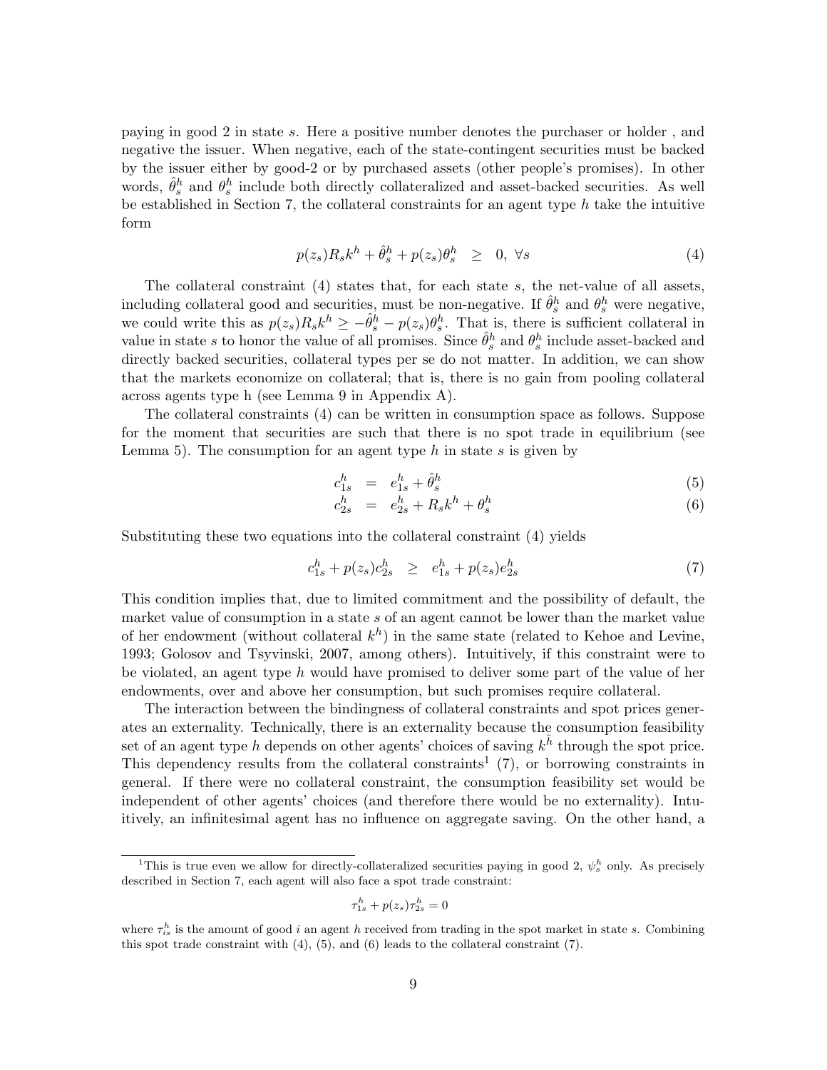paying in good 2 in state $s$. Here a positive number denotes the purchaser or holder , and negative the issuer. When negative, each of the state-contingent securities must be backed by the issuer either by good-2 or by purchased assets (other people's promises). In other words, $\hat{\theta}_s^h$ and $\theta_s^h$ include both directly collateralized and asset-backed securities. As well be established in Section 7, the collateral constraints for an agent type $h$ take the intuitive form

$$p(z_s)R_s k^h + \hat{\theta}_s^h + p(z_s)\theta_s^h \quad \geq \quad 0, \ \forall s \tag{4}$$

The collateral constraint (4) states that, for each state $s$, the net-value of all assets, including collateral good and securities, must be non-negative. If $\hat{\theta}_s^h$ and $\theta_s^h$ were negative, we could write this as $p(z_s)R_s k^h \geq -\hat{\theta}_s^h - p(z_s)\theta_s^h$. That is, there is sufficient collateral in value in state $s$ to honor the value of all promises. Since $\hat{\theta}_s^h$ and $\theta_s^h$ include asset-backed and directly backed securities, collateral types per se do not matter. In addition, we can show that the markets economize on collateral; that is, there is no gain from pooling collateral across agents type h (see Lemma 9 in Appendix A).

The collateral constraints (4) can be written in consumption space as follows. Suppose for the moment that securities are such that there is no spot trade in equilibrium (see Lemma 5). The consumption for an agent type $h$ in state $s$ is given by

$$c_{1s}^h \quad = \quad e_{1s}^h + \hat{\theta}_s^h \tag{5}$$

$$c_{2s}^h \quad = \quad e_{2s}^h + R_s k^h + \theta_s^h \tag{6}$$

Substituting these two equations into the collateral constraint (4) yields

$$c_{1s}^h + p(z_s)c_{2s}^h \quad \geq \quad e_{1s}^h + p(z_s)e_{2s}^h \tag{7}$$

This condition implies that, due to limited commitment and the possibility of default, the market value of consumption in a state $s$ of an agent cannot be lower than the market value of her endowment (without collateral $k^h$) in the same state (related to Kehoe and Levine, 1993; Golosov and Tsyvinski, 2007, among others). Intuitively, if this constraint were to be violated, an agent type $h$ would have promised to deliver some part of the value of her endowments, over and above her consumption, but such promises require collateral.

The interaction between the bindingness of collateral constraints and spot prices generates an externality. Technically, there is an externality because the consumption feasibility set of an agent type $h$ depends on other agents' choices of saving $k^{\tilde{h}}$ through the spot price. This dependency results from the collateral constraints[1] (7), or borrowing constraints in general. If there were no collateral constraint, the consumption feasibility set would be independent of other agents' choices (and therefore there would be no externality). Intuitively, an infinitesimal agent has no influence on aggregate saving. On the other hand, a

[1] This is true even we allow for directly-collateralized securities paying in good 2, $\psi_s^h$ only. As precisely described in Section 7, each agent will also face a spot trade constraint:

$$\tau_{1s}^h + p(z_s)\tau_{2s}^h = 0$$

where $\tau_{is}^h$ is the amount of good $i$ an agent $h$ received from trading in the spot market in state $s$. Combining this spot trade constraint with (4), (5), and (6) leads to the collateral constraint (7).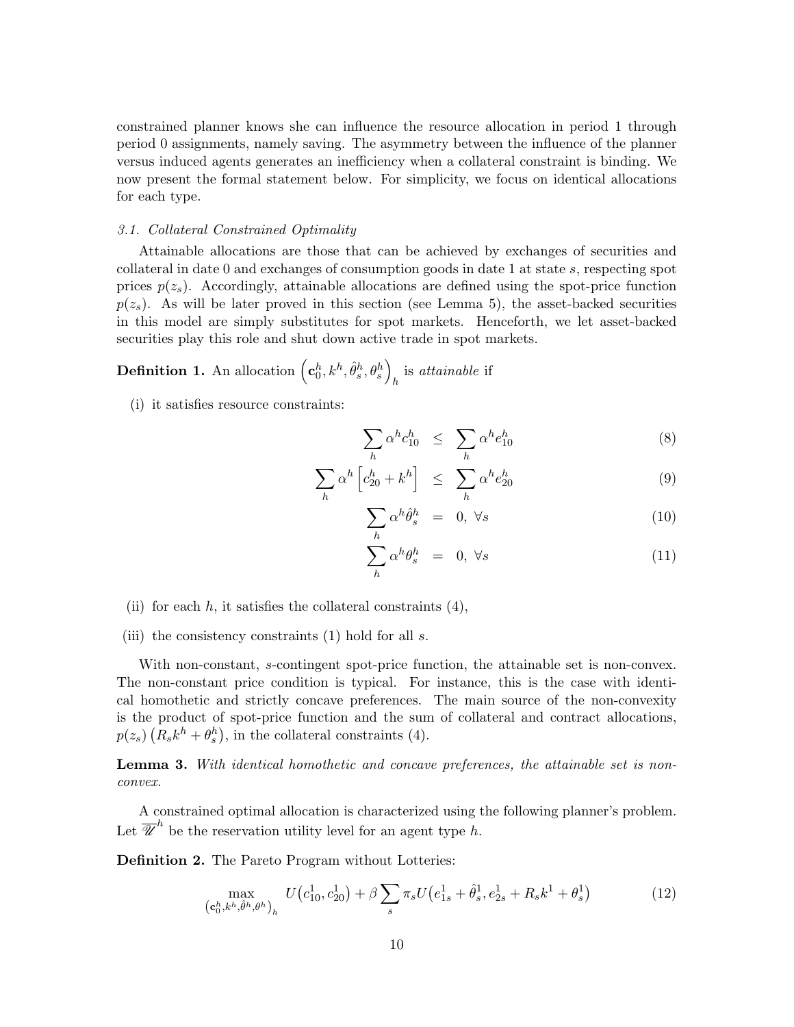constrained planner knows she can influence the resource allocation in period 1 through period 0 assignments, namely saving. The asymmetry between the influence of the planner versus induced agents generates an inefficiency when a collateral constraint is binding. We now present the formal statement below. For simplicity, we focus on identical allocations for each type.

### 3.1. Collateral Constrained Optimality

Attainable allocations are those that can be achieved by exchanges of securities and collateral in date 0 and exchanges of consumption goods in date 1 at state $s$, respecting spot prices $p(z_s)$. Accordingly, attainable allocations are defined using the spot-price function $p(z_s)$. As will be later proved in this section (see Lemma 5), the asset-backed securities in this model are simply substitutes for spot markets. Henceforth, we let asset-backed securities play this role and shut down active trade in spot markets.

**Definition 1.** An allocation $\left(\mathbf{c}_0^h, k^h, \hat{\theta}_s^h, \theta_s^h\right)_h$ is *attainable* if

(i) it satisfies resource constraints:

$$\sum_h \alpha^h c_{10}^h \leq \sum_h \alpha^h e_{10}^h \tag{8}$$

$$\sum_h \alpha^h \left[c_{20}^h + k^h\right] \leq \sum_h \alpha^h e_{20}^h \tag{9}$$

$$\sum_h \alpha^h \hat{\theta}_s^h = 0, \ \forall s \tag{10}$$

$$\sum_h \alpha^h \theta_s^h = 0, \ \forall s \tag{11}$$

(ii) for each $h$, it satisfies the collateral constraints (4),

(iii) the consistency constraints (1) hold for all $s$.

With non-constant, $s$-contingent spot-price function, the attainable set is non-convex. The non-constant price condition is typical. For instance, this is the case with identical homothetic and strictly concave preferences. The main source of the non-convexity is the product of spot-price function and the sum of collateral and contract allocations, $p(z_s)\left(R_s k^h + \theta_s^h\right)$, in the collateral constraints (4).

**Lemma 3.** *With identical homothetic and concave preferences, the attainable set is non-convex.*

A constrained optimal allocation is characterized using the following planner's problem. Let $\overline{\mathscr{U}}^h$ be the reservation utility level for an agent type $h$.

**Definition 2.** The Pareto Program without Lotteries:

$$\max_{\left(\mathbf{c}_0^h, k^h, \hat{\theta}^h, \theta^h\right)_h} U\big(c_{10}^1, c_{20}^1\big) + \beta \sum_s \pi_s U\big(e_{1s}^1 + \hat{\theta}_s^1, e_{2s}^1 + R_s k^1 + \theta_s^1\big) \tag{12}$$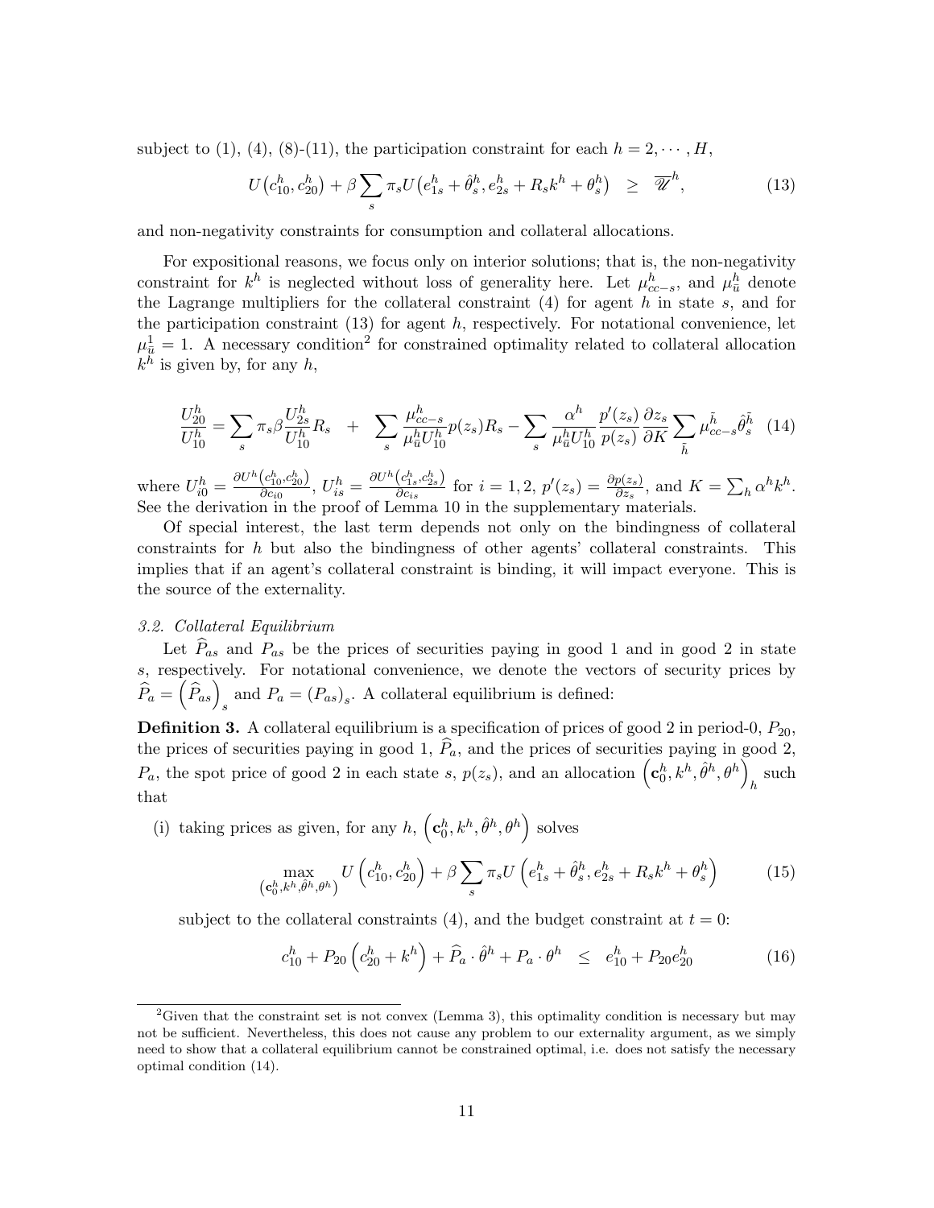subject to (1), (4), (8)-(11), the participation constraint for each $h = 2, \cdots, H$,

$$U\big(c_{10}^h, c_{20}^h\big) + \beta \sum_s \pi_s U\big(e_{1s}^h + \hat{\theta}_s^h, e_{2s}^h + R_s k^h + \theta_s^h\big) \quad \geq \quad \overline{\mathscr{U}}^h, \tag{13}$$

and non-negativity constraints for consumption and collateral allocations.

For expositional reasons, we focus only on interior solutions; that is, the non-negativity constraint for $k^h$ is neglected without loss of generality here. Let $\mu_{cc-s}^h$, and $\mu_{\bar{u}}^h$ denote the Lagrange multipliers for the collateral constraint (4) for agent $h$ in state $s$, and for the participation constraint (13) for agent $h$, respectively. For notational convenience, let $\mu_{\bar{u}}^1 = 1$. A necessary condition[2] for constrained optimality related to collateral allocation $k^h$ is given by, for any $h$,

$$\frac{U_{20}^h}{U_{10}^h} = \sum_s \pi_s \beta \frac{U_{2s}^h}{U_{10}^h} R_s \quad + \quad \sum_s \frac{\mu_{cc-s}^h}{\mu_{\bar{u}}^h U_{10}^h} p(z_s) R_s - \sum_s \frac{\alpha^h}{\mu_{\bar{u}}^h U_{10}^h} \frac{p'(z_s)}{p(z_s)} \frac{\partial z_s}{\partial K} \sum_{\tilde{h}} \mu_{cc-s}^{\tilde{h}} \hat{\theta}_s^{\tilde{h}} \tag{14}$$

where $U_{i0}^h = \frac{\partial U^h\left(c_{10}^h, c_{20}^h\right)}{\partial c_{i0}}$, $U_{is}^h = \frac{\partial U^h\left(c_{1s}^h, c_{2s}^h\right)}{\partial c_{is}}$ for $i = 1, 2$, $p'(z_s) = \frac{\partial p(z_s)}{\partial z_s}$, and $K = \sum_h \alpha^h k^h$. See the derivation in the proof of Lemma 10 in the supplementary materials.

Of special interest, the last term depends not only on the bindingness of collateral constraints for $h$ but also the bindingness of other agents' collateral constraints. This implies that if an agent's collateral constraint is binding, it will impact everyone. This is the source of the externality.

### *3.2. Collateral Equilibrium*

Let $\widehat{P}_{as}$ and $P_{as}$ be the prices of securities paying in good 1 and in good 2 in state $s$, respectively. For notational convenience, we denote the vectors of security prices by $\widehat{P}_a = \left(\widehat{P}_{as}\right)_s$ and $P_a = (P_{as})_s$. A collateral equilibrium is defined:

**Definition 3.** A collateral equilibrium is a specification of prices of good 2 in period-0, $P_{20}$, the prices of securities paying in good 1, $\widehat{P}_a$, and the prices of securities paying in good 2, $P_a$, the spot price of good 2 in each state $s$, $p(z_s)$, and an allocation $\left(\mathbf{c}_0^h, k^h, \hat{\theta}^h, \theta^h\right)_h$ such that

(i) taking prices as given, for any $h$, $\left(\mathbf{c}_0^h, k^h, \hat{\theta}^h, \theta^h\right)$ solves

$$\max_{\left(\mathbf{c}_0^h, k^h, \hat{\theta}^h, \theta^h\right)} U\left(c_{10}^h, c_{20}^h\right) + \beta \sum_s \pi_s U\left(e_{1s}^h + \hat{\theta}_s^h, e_{2s}^h + R_s k^h + \theta_s^h\right) \tag{15}$$

subject to the collateral constraints (4), and the budget constraint at $t = 0$:

$$c_{10}^h + P_{20}\left(c_{20}^h + k^h\right) + \widehat{P}_a \cdot \hat{\theta}^h + P_a \cdot \theta^h \quad \leq \quad e_{10}^h + P_{20} e_{20}^h \tag{16}$$

---

[2] Given that the constraint set is not convex (Lemma 3), this optimality condition is necessary but may not be sufficient. Nevertheless, this does not cause any problem to our externality argument, as we simply need to show that a collateral equilibrium cannot be constrained optimal, i.e. does not satisfy the necessary optimal condition (14).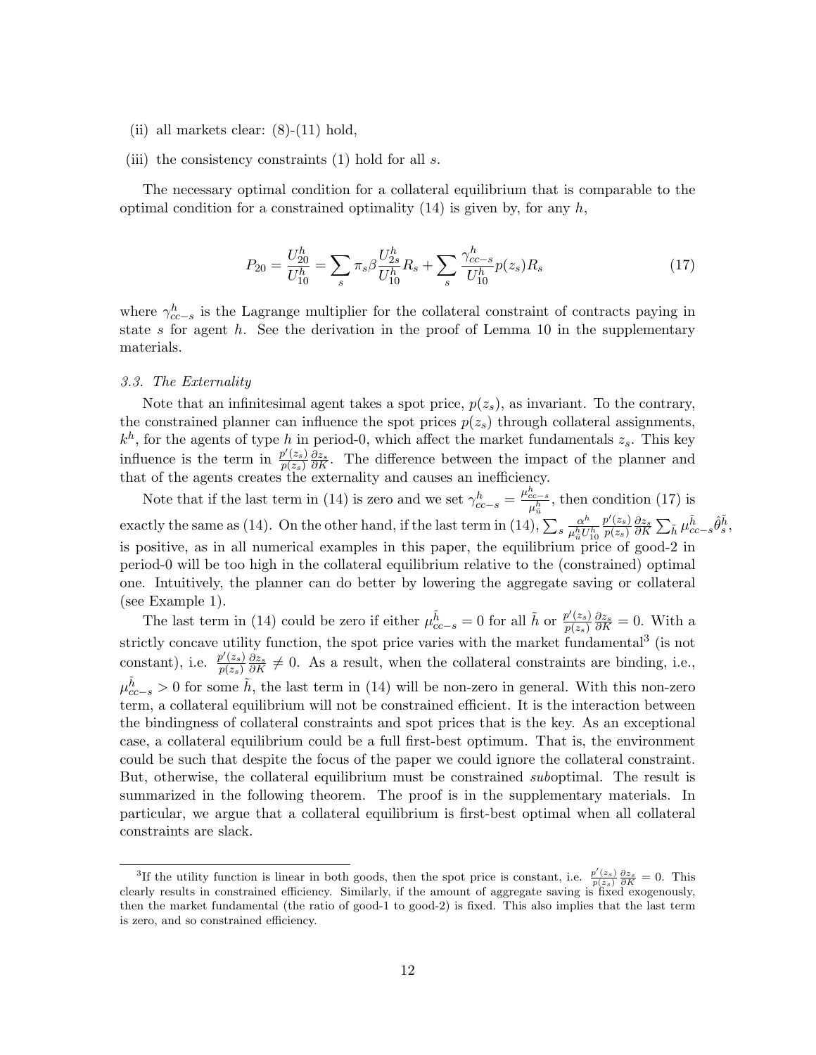(ii) all markets clear: (8)-(11) hold,

(iii) the consistency constraints (1) hold for all $s$.

The necessary optimal condition for a collateral equilibrium that is comparable to the optimal condition for a constrained optimality (14) is given by, for any $h$,

$$P_{20} = \frac{U_{20}^h}{U_{10}^h} = \sum_s \pi_s \beta \frac{U_{2s}^h}{U_{10}^h} R_s + \sum_s \frac{\gamma_{cc-s}^h}{U_{10}^h} p(z_s) R_s \tag{17}$$

where $\gamma_{cc-s}^h$ is the Lagrange multiplier for the collateral constraint of contracts paying in state $s$ for agent $h$. See the derivation in the proof of Lemma 10 in the supplementary materials.

### 3.3. The Externality

Note that an infinitesimal agent takes a spot price, $p(z_s)$, as invariant. To the contrary, the constrained planner can influence the spot prices $p(z_s)$ through collateral assignments, $k^h$, for the agents of type $h$ in period-0, which affect the market fundamentals $z_s$. This key influence is the term in $\frac{p'(z_s)}{p(z_s)} \frac{\partial z_s}{\partial K}$. The difference between the impact of the planner and that of the agents creates the externality and causes an inefficiency.

Note that if the last term in (14) is zero and we set $\gamma_{cc-s}^h = \frac{\mu_{cc-s}^h}{\mu_{\bar{u}}^h}$, then condition (17) is exactly the same as (14). On the other hand, if the last term in (14), $\sum_s \frac{\alpha^h}{\mu_{\bar{u}}^h U_{10}^h} \frac{p'(z_s)}{p(z_s)} \frac{\partial z_s}{\partial K} \sum_{\tilde{h}} \mu_{cc-s}^{\tilde{h}} \hat{\theta}_s^{\tilde{h}}$, is positive, as in all numerical examples in this paper, the equilibrium price of good-2 in period-0 will be too high in the collateral equilibrium relative to the (constrained) optimal one. Intuitively, the planner can do better by lowering the aggregate saving or collateral (see Example 1).

The last term in (14) could be zero if either $\mu_{cc-s}^{\tilde{h}} = 0$ for all $\tilde{h}$ or $\frac{p'(z_s)}{p(z_s)} \frac{\partial z_s}{\partial K} = 0$. With a strictly concave utility function, the spot price varies with the market fundamental[3] (is not constant), i.e. $\frac{p'(z_s)}{p(z_s)} \frac{\partial z_s}{\partial K} \neq 0$. As a result, when the collateral constraints are binding, i.e., $\mu_{cc-s}^{\tilde{h}} > 0$ for some $\tilde{h}$, the last term in (14) will be non-zero in general. With this non-zero term, a collateral equilibrium will not be constrained efficient. It is the interaction between the bindingness of collateral constraints and spot prices that is the key. As an exceptional case, a collateral equilibrium could be a full first-best optimum. That is, the environment could be such that despite the focus of the paper we could ignore the collateral constraint. But, otherwise, the collateral equilibrium must be constrained *sub*optimal. The result is summarized in the following theorem. The proof is in the supplementary materials. In particular, we argue that a collateral equilibrium is first-best optimal when all collateral constraints are slack.

[3] If the utility function is linear in both goods, then the spot price is constant, i.e. $\frac{p'(z_s)}{p(z_s)} \frac{\partial z_s}{\partial K} = 0$. This clearly results in constrained efficiency. Similarly, if the amount of aggregate saving is fixed exogenously, then the market fundamental (the ratio of good-1 to good-2) is fixed. This also implies that the last term is zero, and so constrained efficiency.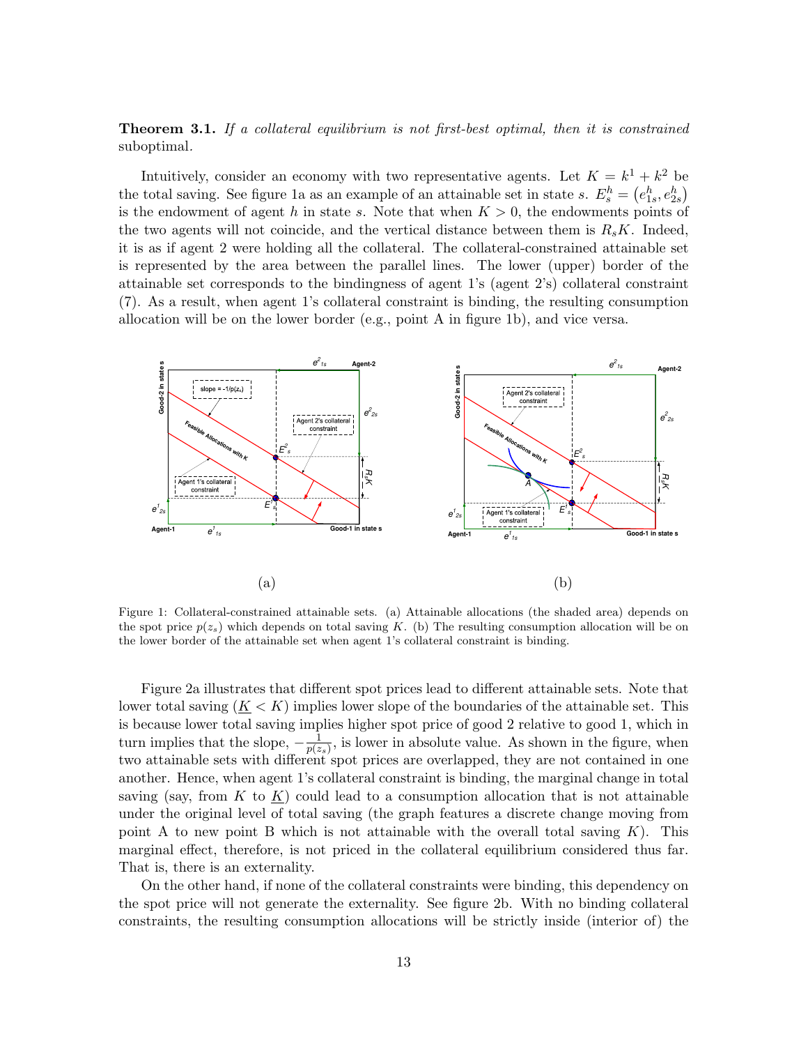**Theorem 3.1.** *If a collateral equilibrium is not first-best optimal, then it is constrained* suboptimal.

Intuitively, consider an economy with two representative agents. Let $K = k^1 + k^2$ be the total saving. See figure 1a as an example of an attainable set in state $s$. $E_s^h = (e_{1s}^h, e_{2s}^h)$ is the endowment of agent $h$ in state $s$. Note that when $K > 0$, the endowments points of the two agents will not coincide, and the vertical distance between them is $R_s K$. Indeed, it is as if agent 2 were holding all the collateral. The collateral-constrained attainable set is represented by the area between the parallel lines. The lower (upper) border of the attainable set corresponds to the bindingness of agent 1's (agent 2's) collateral constraint (7). As a result, when agent 1's collateral constraint is binding, the resulting consumption allocation will be on the lower border (e.g., point A in figure 1b), and vice versa.

(a)

(b)

Figure 1: Collateral-constrained attainable sets. (a) Attainable allocations (the shaded area) depends on the spot price $p(z_s)$ which depends on total saving $K$. (b) The resulting consumption allocation will be on the lower border of the attainable set when agent 1's collateral constraint is binding.

Figure 2a illustrates that different spot prices lead to different attainable sets. Note that lower total saving ($\underline{K} < K$) implies lower slope of the boundaries of the attainable set. This is because lower total saving implies higher spot price of good 2 relative to good 1, which in turn implies that the slope, $-\frac{1}{p(z_s)}$, is lower in absolute value. As shown in the figure, when two attainable sets with different spot prices are overlapped, they are not contained in one another. Hence, when agent 1's collateral constraint is binding, the marginal change in total saving (say, from $K$ to $\underline{K}$) could lead to a consumption allocation that is not attainable under the original level of total saving (the graph features a discrete change moving from point A to new point B which is not attainable with the overall total saving $K$). This marginal effect, therefore, is not priced in the collateral equilibrium considered thus far. That is, there is an externality.

On the other hand, if none of the collateral constraints were binding, this dependency on the spot price will not generate the externality. See figure 2b. With no binding collateral constraints, the resulting consumption allocations will be strictly inside (interior of) the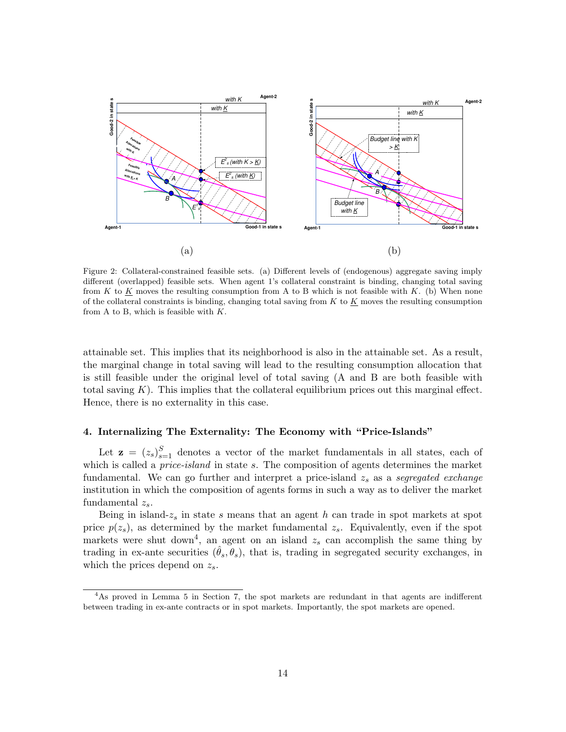Figure 2: Collateral-constrained feasible sets. (a) Different levels of (endogenous) aggregate saving imply different (overlapped) feasible sets. When agent 1's collateral constraint is binding, changing total saving from $K$ to $\underline{K}$ moves the resulting consumption from A to B which is not feasible with $K$. (b) When none of the collateral constraints is binding, changing total saving from $K$ to $\underline{K}$ moves the resulting consumption from A to B, which is feasible with $K$.

attainable set. This implies that its neighborhood is also in the attainable set. As a result, the marginal change in total saving will lead to the resulting consumption allocation that is still feasible under the original level of total saving (A and B are both feasible with total saving $K$). This implies that the collateral equilibrium prices out this marginal effect. Hence, there is no externality in this case.

### 4. Internalizing The Externality: The Economy with "Price-Islands"

Let $\mathbf{z} = (z_s)_{s=1}^{S}$ denotes a vector of the market fundamentals in all states, each of which is called a *price-island* in state $s$. The composition of agents determines the market fundamental. We can go further and interpret a price-island $z_s$ as a *segregated exchange* institution in which the composition of agents forms in such a way as to deliver the market fundamental $z_s$.

Being in island-$z_s$ in state $s$ means that an agent $h$ can trade in spot markets at spot price $p(z_s)$, as determined by the market fundamental $z_s$. Equivalently, even if the spot markets were shut down[4], an agent on an island $z_s$ can accomplish the same thing by trading in ex-ante securities $(\hat{\theta}_s, \theta_s)$, that is, trading in segregated security exchanges, in which the prices depend on $z_s$.

[4]As proved in Lemma 5 in Section 7, the spot markets are redundant in that agents are indifferent between trading in ex-ante contracts or in spot markets. Importantly, the spot markets are opened.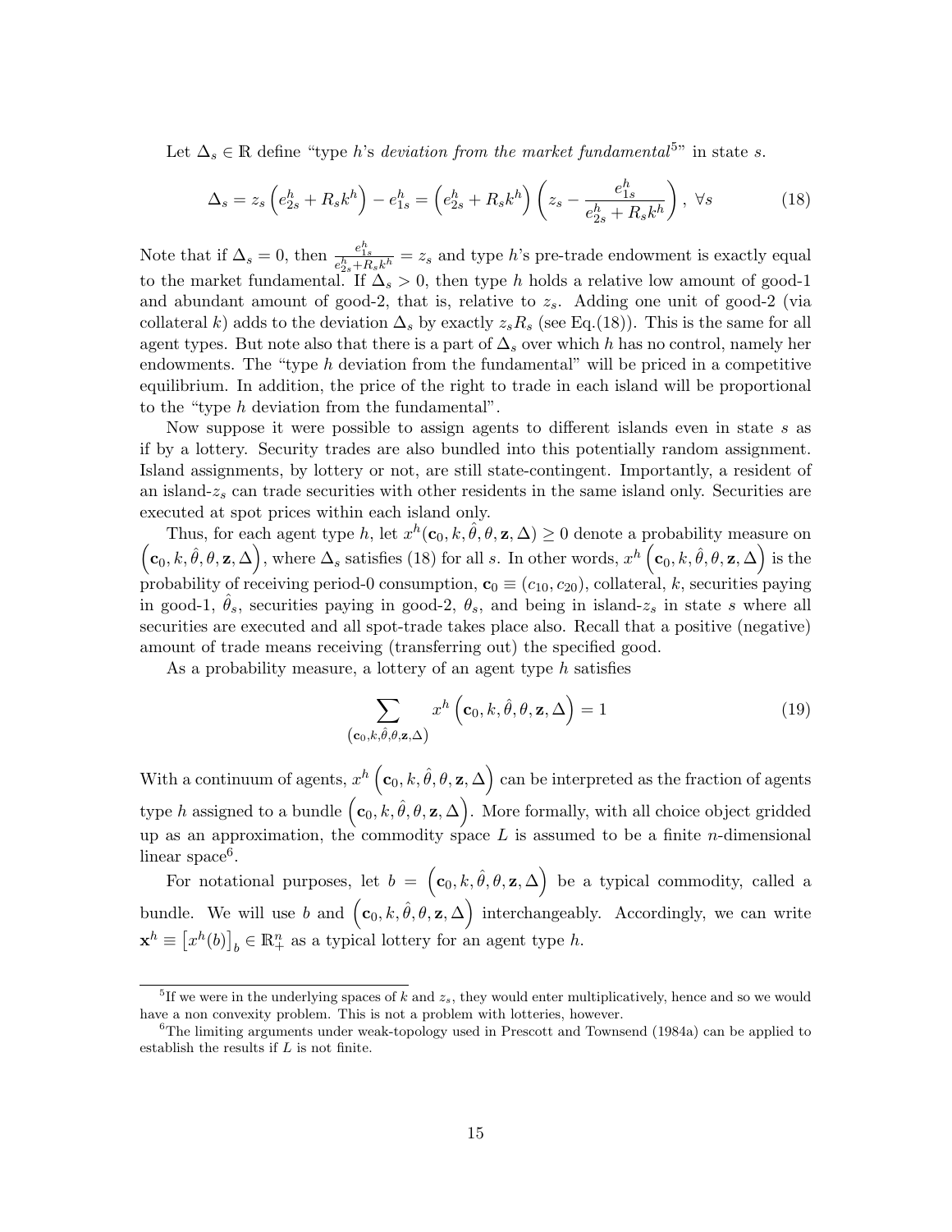Let $\Delta_s \in \mathbb{R}$ define "type $h$'s *deviation from the market fundamental*[5]" in state $s$.

$$\Delta_s = z_s \left(e^h_{2s} + R_s k^h\right) - e^h_{1s} = \left(e^h_{2s} + R_s k^h\right)\left(z_s - \frac{e^h_{1s}}{e^h_{2s} + R_s k^h}\right),\ \forall s \tag{18}$$

Note that if $\Delta_s = 0$, then $\frac{e^h_{1s}}{e^h_{2s}+R_s k^h} = z_s$ and type $h$'s pre-trade endowment is exactly equal to the market fundamental. If $\Delta_s > 0$, then type $h$ holds a relative low amount of good-1 and abundant amount of good-2, that is, relative to $z_s$. Adding one unit of good-2 (via collateral $k$) adds to the deviation $\Delta_s$ by exactly $z_s R_s$ (see Eq.(18)). This is the same for all agent types. But note also that there is a part of $\Delta_s$ over which $h$ has no control, namely her endowments. The "type $h$ deviation from the fundamental" will be priced in a competitive equilibrium. In addition, the price of the right to trade in each island will be proportional to the "type $h$ deviation from the fundamental".

Now suppose it were possible to assign agents to different islands even in state $s$ as if by a lottery. Security trades are also bundled into this potentially random assignment. Island assignments, by lottery or not, are still state-contingent. Importantly, a resident of an island-$z_s$ can trade securities with other residents in the same island only. Securities are executed at spot prices within each island only.

Thus, for each agent type $h$, let $x^h(\mathbf{c}_0, k, \hat{\theta}, \theta, \mathbf{z}, \Delta) \geq 0$ denote a probability measure on $\left(\mathbf{c}_0, k, \hat{\theta}, \theta, \mathbf{z}, \Delta\right)$, where $\Delta_s$ satisfies (18) for all $s$. In other words, $x^h\left(\mathbf{c}_0, k, \hat{\theta}, \theta, \mathbf{z}, \Delta\right)$ is the probability of receiving period-0 consumption, $\mathbf{c}_0 \equiv (c_{10}, c_{20})$, collateral, $k$, securities paying in good-1, $\hat{\theta}_s$, securities paying in good-2, $\theta_s$, and being in island-$z_s$ in state $s$ where all securities are executed and all spot-trade takes place also. Recall that a positive (negative) amount of trade means receiving (transferring out) the specified good.

As a probability measure, a lottery of an agent type $h$ satisfies

$$\sum_{\left(\mathbf{c}_0, k, \hat{\theta}, \theta, \mathbf{z}, \Delta\right)} x^h\left(\mathbf{c}_0, k, \hat{\theta}, \theta, \mathbf{z}, \Delta\right) = 1 \tag{19}$$

With a continuum of agents, $x^h\left(\mathbf{c}_0, k, \hat{\theta}, \theta, \mathbf{z}, \Delta\right)$ can be interpreted as the fraction of agents type $h$ assigned to a bundle $\left(\mathbf{c}_0, k, \hat{\theta}, \theta, \mathbf{z}, \Delta\right)$. More formally, with all choice object gridded up as an approximation, the commodity space $L$ is assumed to be a finite $n$-dimensional linear space[6].

For notational purposes, let $b = \left(\mathbf{c}_0, k, \hat{\theta}, \theta, \mathbf{z}, \Delta\right)$ be a typical commodity, called a bundle. We will use $b$ and $\left(\mathbf{c}_0, k, \hat{\theta}, \theta, \mathbf{z}, \Delta\right)$ interchangeably. Accordingly, we can write $\mathbf{x}^h \equiv \left[x^h(b)\right]_b \in \mathbb{R}^n_+$ as a typical lottery for an agent type $h$.

---

[5] If we were in the underlying spaces of $k$ and $z_s$, they would enter multiplicatively, hence and so we would have a non convexity problem. This is not a problem with lotteries, however.

[6] The limiting arguments under weak-topology used in Prescott and Townsend (1984a) can be applied to establish the results if $L$ is not finite.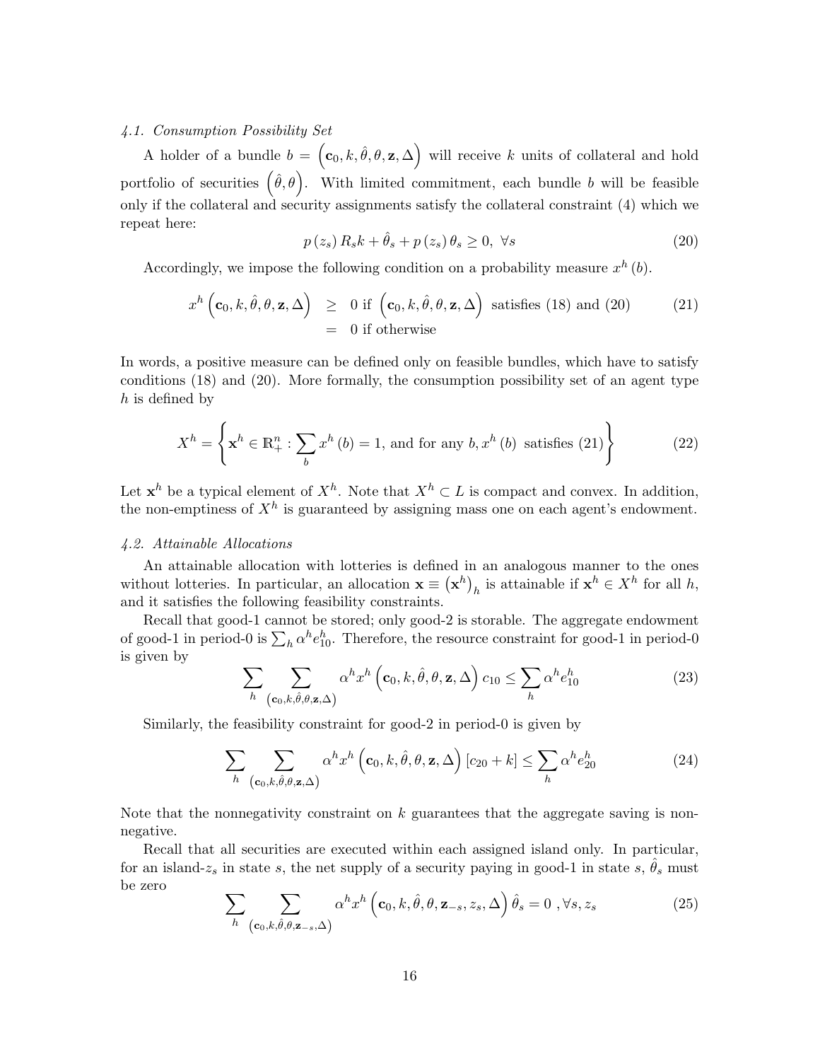*4.1. Consumption Possibility Set*

A holder of a bundle $b = \left(\mathbf{c}_0, k, \hat{\theta}, \theta, \mathbf{z}, \Delta\right)$ will receive $k$ units of collateral and hold portfolio of securities $\left(\hat{\theta}, \theta\right)$. With limited commitment, each bundle $b$ will be feasible only if the collateral and security assignments satisfy the collateral constraint (4) which we repeat here:

$$p\left(z_s\right) R_s k + \hat{\theta}_s + p\left(z_s\right) \theta_s \geq 0, \ \forall s \tag{20}$$

Accordingly, we impose the following condition on a probability measure $x^h(b)$.

$$\begin{aligned} x^h\left(\mathbf{c}_0, k, \hat{\theta}, \theta, \mathbf{z}, \Delta\right) &\geq 0 \text{ if } \left(\mathbf{c}_0, k, \hat{\theta}, \theta, \mathbf{z}, \Delta\right) \text{ satisfies (18) and (20)} \\ &= 0 \text{ if otherwise} \end{aligned} \tag{21}$$

In words, a positive measure can be defined only on feasible bundles, which have to satisfy conditions (18) and (20). More formally, the consumption possibility set of an agent type $h$ is defined by

$$X^h = \left\{ \mathbf{x}^h \in \mathbb{R}^n_+ : \sum_b x^h(b) = 1, \text{ and for any } b, x^h(b) \text{ satisfies (21)} \right\} \tag{22}$$

Let $\mathbf{x}^h$ be a typical element of $X^h$. Note that $X^h \subset L$ is compact and convex. In addition, the non-emptiness of $X^h$ is guaranteed by assigning mass one on each agent's endowment.

*4.2. Attainable Allocations*

An attainable allocation with lotteries is defined in an analogous manner to the ones without lotteries. In particular, an allocation $\mathbf{x} \equiv \left(\mathbf{x}^h\right)_h$ is attainable if $\mathbf{x}^h \in X^h$ for all $h$, and it satisfies the following feasibility constraints.

Recall that good-1 cannot be stored; only good-2 is storable. The aggregate endowment of good-1 in period-0 is $\sum_h \alpha^h e^h_{10}$. Therefore, the resource constraint for good-1 in period-0 is given by

$$\sum_h \sum_{\left(\mathbf{c}_0, k, \hat{\theta}, \theta, \mathbf{z}, \Delta\right)} \alpha^h x^h\left(\mathbf{c}_0, k, \hat{\theta}, \theta, \mathbf{z}, \Delta\right) c_{10} \leq \sum_h \alpha^h e^h_{10} \tag{23}$$

Similarly, the feasibility constraint for good-2 in period-0 is given by

$$\sum_h \sum_{\left(\mathbf{c}_0, k, \hat{\theta}, \theta, \mathbf{z}, \Delta\right)} \alpha^h x^h\left(\mathbf{c}_0, k, \hat{\theta}, \theta, \mathbf{z}, \Delta\right) \left[c_{20} + k\right] \leq \sum_h \alpha^h e^h_{20} \tag{24}$$

Note that the nonnegativity constraint on $k$ guarantees that the aggregate saving is non-negative.

Recall that all securities are executed within each assigned island only. In particular, for an island-$z_s$ in state $s$, the net supply of a security paying in good-1 in state $s$, $\hat{\theta}_s$ must be zero

$$\sum_h \sum_{\left(\mathbf{c}_0, k, \hat{\theta}, \theta, \mathbf{z}_{-s}, \Delta\right)} \alpha^h x^h\left(\mathbf{c}_0, k, \hat{\theta}, \theta, \mathbf{z}_{-s}, z_s, \Delta\right) \hat{\theta}_s = 0 \ , \forall s, z_s \tag{25}$$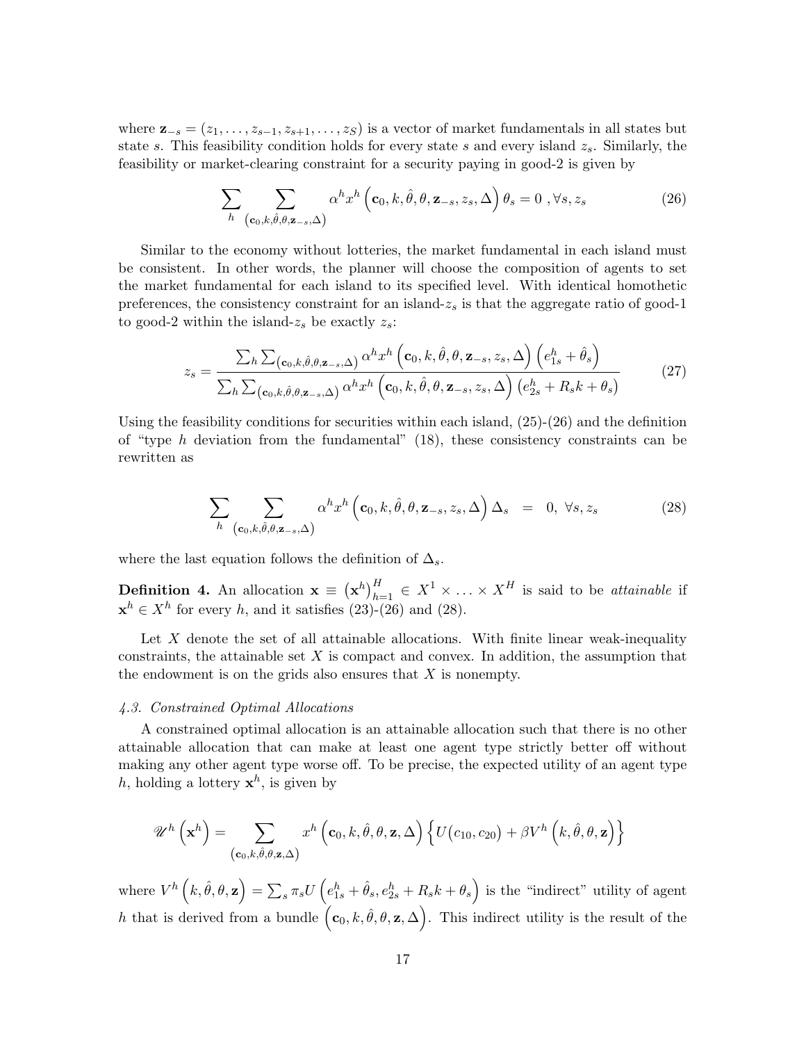where $\mathbf{z}_{-s} = (z_1, \ldots, z_{s-1}, z_{s+1}, \ldots, z_S)$ is a vector of market fundamentals in all states but state $s$. This feasibility condition holds for every state $s$ and every island $z_s$. Similarly, the feasibility or market-clearing constraint for a security paying in good-2 is given by

$$\sum_h \sum_{\left(\mathbf{c}_0, k, \hat{\theta}, \theta, \mathbf{z}_{-s}, \Delta\right)} \alpha^h x^h \left(\mathbf{c}_0, k, \hat{\theta}, \theta, \mathbf{z}_{-s}, z_s, \Delta\right) \theta_s = 0 \;, \forall s, z_s \tag{26}$$

Similar to the economy without lotteries, the market fundamental in each island must be consistent. In other words, the planner will choose the composition of agents to set the market fundamental for each island to its specified level. With identical homothetic preferences, the consistency constraint for an island-$z_s$ is that the aggregate ratio of good-1 to good-2 within the island-$z_s$ be exactly $z_s$:

$$z_s = \frac{\sum_h \sum_{\left(\mathbf{c}_0, k, \hat{\theta}, \theta, \mathbf{z}_{-s}, \Delta\right)} \alpha^h x^h \left(\mathbf{c}_0, k, \hat{\theta}, \theta, \mathbf{z}_{-s}, z_s, \Delta\right) \left(e^h_{1s} + \hat{\theta}_s\right)}{\sum_h \sum_{\left(\mathbf{c}_0, k, \hat{\theta}, \theta, \mathbf{z}_{-s}, \Delta\right)} \alpha^h x^h \left(\mathbf{c}_0, k, \hat{\theta}, \theta, \mathbf{z}_{-s}, z_s, \Delta\right) \left(e^h_{2s} + R_s k + \theta_s\right)} \tag{27}$$

Using the feasibility conditions for securities within each island, (25)-(26) and the definition of "type $h$ deviation from the fundamental" (18), these consistency constraints can be rewritten as

$$\sum_h \sum_{\left(\mathbf{c}_0, k, \hat{\theta}, \theta, \mathbf{z}_{-s}, \Delta\right)} \alpha^h x^h \left(\mathbf{c}_0, k, \hat{\theta}, \theta, \mathbf{z}_{-s}, z_s, \Delta\right) \Delta_s \;\;=\;\; 0, \;\forall s, z_s \tag{28}$$

where the last equation follows the definition of $\Delta_s$.

**Definition 4.** An allocation $\mathbf{x} \equiv \left(\mathbf{x}^h\right)_{h=1}^H \in X^1 \times \ldots \times X^H$ is said to be *attainable* if $\mathbf{x}^h \in X^h$ for every $h$, and it satisfies (23)-(26) and (28).

Let $X$ denote the set of all attainable allocations. With finite linear weak-inequality constraints, the attainable set $X$ is compact and convex. In addition, the assumption that the endowment is on the grids also ensures that $X$ is nonempty.

*4.3. Constrained Optimal Allocations*

A constrained optimal allocation is an attainable allocation such that there is no other attainable allocation that can make at least one agent type strictly better off without making any other agent type worse off. To be precise, the expected utility of an agent type $h$, holding a lottery $\mathbf{x}^h$, is given by

$$\mathscr{U}^h\left(\mathbf{x}^h\right) = \sum_{\left(\mathbf{c}_0, k, \hat{\theta}, \theta, \mathbf{z}, \Delta\right)} x^h \left(\mathbf{c}_0, k, \hat{\theta}, \theta, \mathbf{z}, \Delta\right) \left\{ U\left(c_{10}, c_{20}\right) + \beta V^h \left(k, \hat{\theta}, \theta, \mathbf{z}\right) \right\}$$

where $V^h\left(k, \hat{\theta}, \theta, \mathbf{z}\right) = \sum_s \pi_s U\left(e^h_{1s} + \hat{\theta}_s, e^h_{2s} + R_s k + \theta_s\right)$ is the "indirect" utility of agent $h$ that is derived from a bundle $\left(\mathbf{c}_0, k, \hat{\theta}, \theta, \mathbf{z}, \Delta\right)$. This indirect utility is the result of the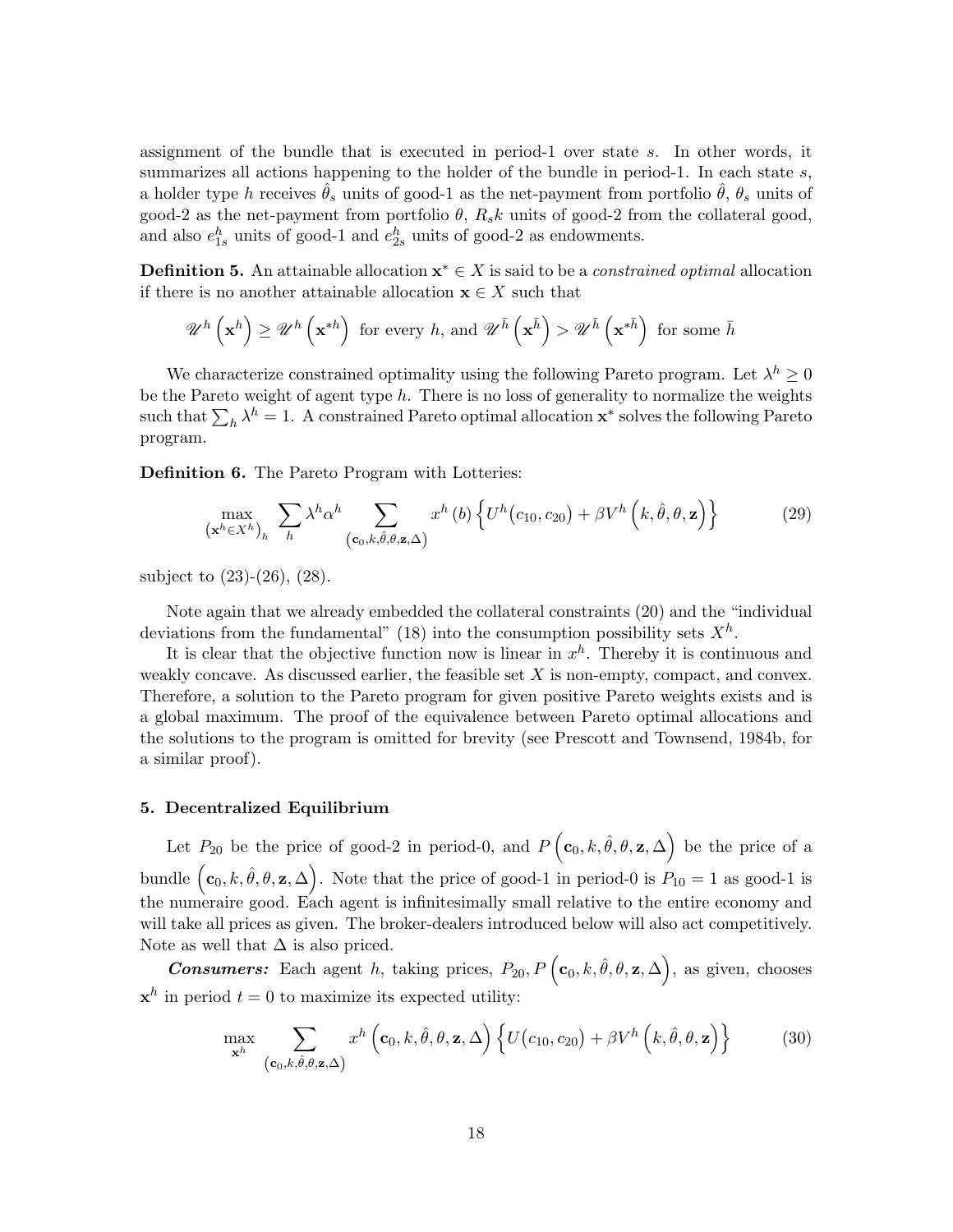assignment of the bundle that is executed in period-1 over state $s$. In other words, it summarizes all actions happening to the holder of the bundle in period-1. In each state $s$, a holder type $h$ receives $\hat{\theta}_s$ units of good-1 as the net-payment from portfolio $\hat{\theta}$, $\theta_s$ units of good-2 as the net-payment from portfolio $\theta$, $R_s k$ units of good-2 from the collateral good, and also $e^h_{1s}$ units of good-1 and $e^h_{2s}$ units of good-2 as endowments.

**Definition 5.** An attainable allocation $\mathbf{x}^* \in X$ is said to be a *constrained optimal* allocation if there is no another attainable allocation $\mathbf{x} \in X$ such that

$$\mathscr{U}^h\left(\mathbf{x}^h\right) \geq \mathscr{U}^h\left(\mathbf{x}^{*h}\right) \text{ for every } h, \text{ and } \mathscr{U}^{\bar{h}}\left(\mathbf{x}^{\bar{h}}\right) > \mathscr{U}^{\bar{h}}\left(\mathbf{x}^{*\bar{h}}\right) \text{ for some } \bar{h}$$

We characterize constrained optimality using the following Pareto program. Let $\lambda^h \geq 0$ be the Pareto weight of agent type $h$. There is no loss of generality to normalize the weights such that $\sum_h \lambda^h = 1$. A constrained Pareto optimal allocation $\mathbf{x}^*$ solves the following Pareto program.

**Definition 6.** The Pareto Program with Lotteries:

$$\max_{\left(\mathbf{x}^h \in X^h\right)_h} \sum_h \lambda^h \alpha^h \sum_{\left(\mathbf{c}_0, k, \hat{\theta}, \theta, \mathbf{z}, \Delta\right)} x^h(b) \left\{U^h\big(c_{10}, c_{20}\big) + \beta V^h\left(k, \hat{\theta}, \theta, \mathbf{z}\right)\right\} \tag{29}$$

subject to (23)-(26), (28).

Note again that we already embedded the collateral constraints (20) and the "individual deviations from the fundamental" (18) into the consumption possibility sets $X^h$.

It is clear that the objective function now is linear in $x^h$. Thereby it is continuous and weakly concave. As discussed earlier, the feasible set $X$ is non-empty, compact, and convex. Therefore, a solution to the Pareto program for given positive Pareto weights exists and is a global maximum. The proof of the equivalence between Pareto optimal allocations and the solutions to the program is omitted for brevity (see Prescott and Townsend, 1984b, for a similar proof).

## 5. Decentralized Equilibrium

Let $P_{20}$ be the price of good-2 in period-0, and $P\left(\mathbf{c}_0, k, \hat{\theta}, \theta, \mathbf{z}, \Delta\right)$ be the price of a bundle $\left(\mathbf{c}_0, k, \hat{\theta}, \theta, \mathbf{z}, \Delta\right)$. Note that the price of good-1 in period-0 is $P_{10} = 1$ as good-1 is the numeraire good. Each agent is infinitesimally small relative to the entire economy and will take all prices as given. The broker-dealers introduced below will also act competitively. Note as well that $\Delta$ is also priced.

***Consumers:*** Each agent $h$, taking prices, $P_{20}, P\left(\mathbf{c}_0, k, \hat{\theta}, \theta, \mathbf{z}, \Delta\right)$, as given, chooses $\mathbf{x}^h$ in period $t = 0$ to maximize its expected utility:

$$\max_{\mathbf{x}^h} \sum_{\left(\mathbf{c}_0, k, \hat{\theta}, \theta, \mathbf{z}, \Delta\right)} x^h\left(\mathbf{c}_0, k, \hat{\theta}, \theta, \mathbf{z}, \Delta\right) \left\{U\big(c_{10}, c_{20}\big) + \beta V^h\left(k, \hat{\theta}, \theta, \mathbf{z}\right)\right\} \tag{30}$$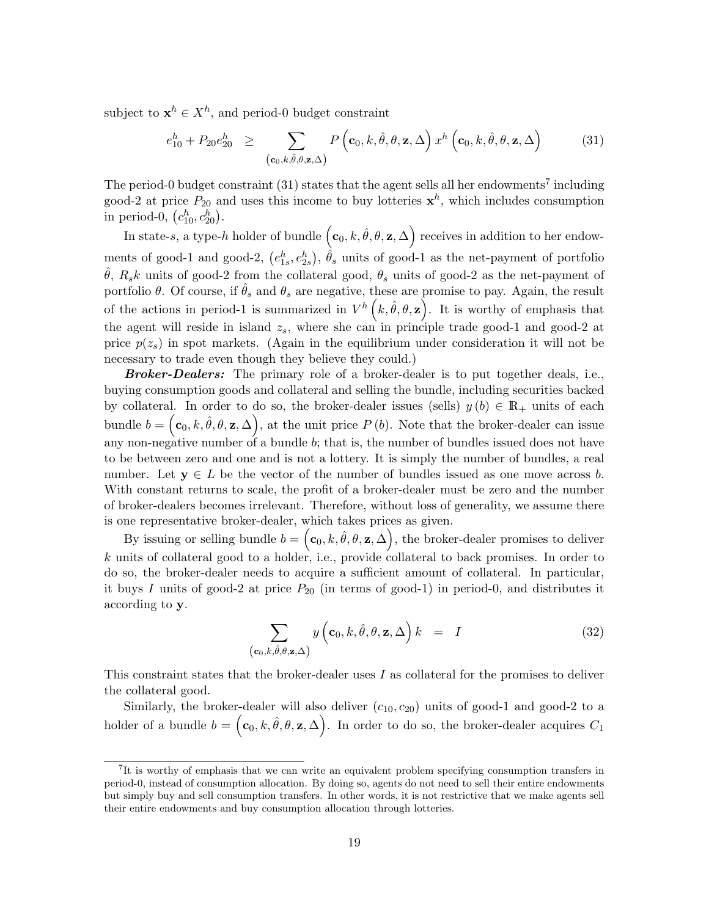subject to $\mathbf{x}^h \in X^h$, and period-0 budget constraint

$$e_{10}^h + P_{20} e_{20}^h \quad \geq \sum_{\left(\mathbf{c}_0, k, \hat{\theta}, \theta, \mathbf{z}, \Delta\right)} P\left(\mathbf{c}_0, k, \hat{\theta}, \theta, \mathbf{z}, \Delta\right) x^h \left(\mathbf{c}_0, k, \hat{\theta}, \theta, \mathbf{z}, \Delta\right) \tag{31}$$

The period-0 budget constraint (31) states that the agent sells all her endowments[7] including good-2 at price $P_{20}$ and uses this income to buy lotteries $\mathbf{x}^h$, which includes consumption in period-0, $\left(c_{10}^h, c_{20}^h\right)$.

In state-$s$, a type-$h$ holder of bundle $\left(\mathbf{c}_0, k, \hat{\theta}, \theta, \mathbf{z}, \Delta\right)$ receives in addition to her endowments of good-1 and good-2, $\left(e_{1s}^h, e_{2s}^h\right)$, $\hat{\theta}_s$ units of good-1 as the net-payment of portfolio $\hat{\theta}$, $R_s k$ units of good-2 from the collateral good, $\theta_s$ units of good-2 as the net-payment of portfolio $\theta$. Of course, if $\hat{\theta}_s$ and $\theta_s$ are negative, these are promise to pay. Again, the result of the actions in period-1 is summarized in $V^h\left(k, \hat{\theta}, \theta, \mathbf{z}\right)$. It is worthy of emphasis that the agent will reside in island $z_s$, where she can in principle trade good-1 and good-2 at price $p(z_s)$ in spot markets. (Again in the equilibrium under consideration it will not be necessary to trade even though they believe they could.)

***Broker-Dealers:*** The primary role of a broker-dealer is to put together deals, i.e., buying consumption goods and collateral and selling the bundle, including securities backed by collateral. In order to do so, the broker-dealer issues (sells) $y(b) \in \mathbb{R}_+$ units of each bundle $b = \left(\mathbf{c}_0, k, \hat{\theta}, \theta, \mathbf{z}, \Delta\right)$, at the unit price $P(b)$. Note that the broker-dealer can issue any non-negative number of a bundle $b$; that is, the number of bundles issued does not have to be between zero and one and is not a lottery. It is simply the number of bundles, a real number. Let $\mathbf{y} \in L$ be the vector of the number of bundles issued as one move across $b$. With constant returns to scale, the profit of a broker-dealer must be zero and the number of broker-dealers becomes irrelevant. Therefore, without loss of generality, we assume there is one representative broker-dealer, which takes prices as given.

By issuing or selling bundle $b = \left(\mathbf{c}_0, k, \hat{\theta}, \theta, \mathbf{z}, \Delta\right)$, the broker-dealer promises to deliver $k$ units of collateral good to a holder, i.e., provide collateral to back promises. In order to do so, the broker-dealer needs to acquire a sufficient amount of collateral. In particular, it buys $I$ units of good-2 at price $P_{20}$ (in terms of good-1) in period-0, and distributes it according to $\mathbf{y}$.

$$\sum_{\left(\mathbf{c}_0, k, \hat{\theta}, \theta, \mathbf{z}, \Delta\right)} y\left(\mathbf{c}_0, k, \hat{\theta}, \theta, \mathbf{z}, \Delta\right) k \quad = \quad I \tag{32}$$

This constraint states that the broker-dealer uses $I$ as collateral for the promises to deliver the collateral good.

Similarly, the broker-dealer will also deliver $(c_{10}, c_{20})$ units of good-1 and good-2 to a holder of a bundle $b = \left(\mathbf{c}_0, k, \hat{\theta}, \theta, \mathbf{z}, \Delta\right)$. In order to do so, the broker-dealer acquires $C_1$

[7] It is worthy of emphasis that we can write an equivalent problem specifying consumption transfers in period-0, instead of consumption allocation. By doing so, agents do not need to sell their entire endowments but simply buy and sell consumption transfers. In other words, it is not restrictive that we make agents sell their entire endowments and buy consumption allocation through lotteries.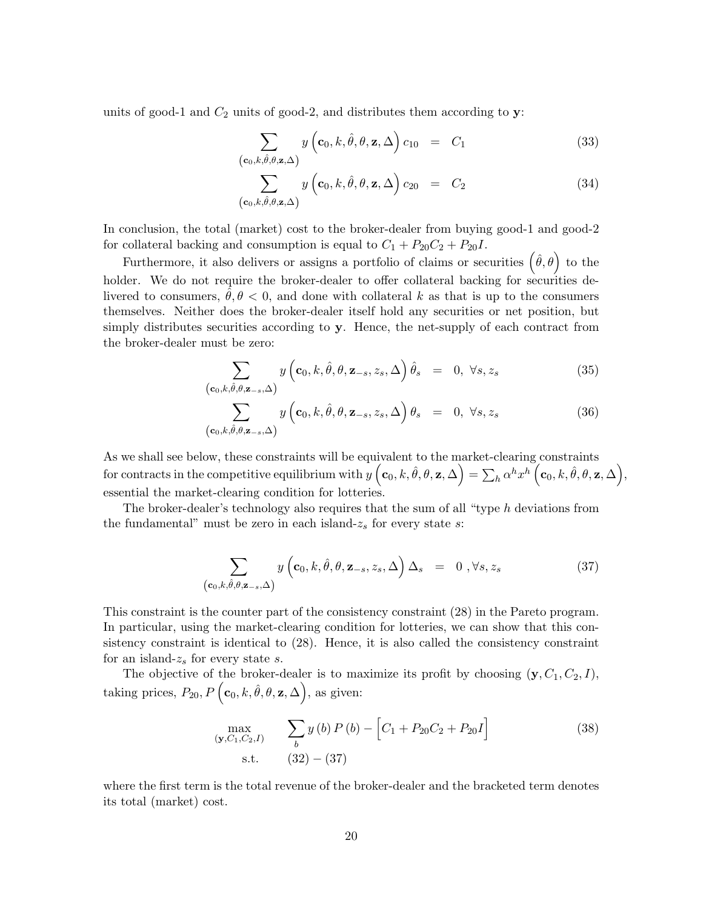units of good-1 and $C_2$ units of good-2, and distributes them according to $\mathbf{y}$:

$$
\begin{aligned}
\sum_{\left(\mathbf{c}_0, k, \hat{\theta}, \theta, \mathbf{z}, \Delta\right)} y\left(\mathbf{c}_0, k, \hat{\theta}, \theta, \mathbf{z}, \Delta\right) c_{10} &= C_1 && (33) \\
\sum_{\left(\mathbf{c}_0, k, \hat{\theta}, \theta, \mathbf{z}, \Delta\right)} y\left(\mathbf{c}_0, k, \hat{\theta}, \theta, \mathbf{z}, \Delta\right) c_{20} &= C_2 && (34)
\end{aligned}
$$

In conclusion, the total (market) cost to the broker-dealer from buying good-1 and good-2 for collateral backing and consumption is equal to $C_1 + P_{20}C_2 + P_{20}I$.

Furthermore, it also delivers or assigns a portfolio of claims or securities $\left(\hat{\theta}, \theta\right)$ to the holder. We do not require the broker-dealer to offer collateral backing for securities delivered to consumers, $\hat{\theta}, \theta < 0$, and done with collateral $k$ as that is up to the consumers themselves. Neither does the broker-dealer itself hold any securities or net position, but simply distributes securities according to $\mathbf{y}$. Hence, the net-supply of each contract from the broker-dealer must be zero:

$$
\begin{aligned}
\sum_{\left(\mathbf{c}_0, k, \hat{\theta}, \theta, \mathbf{z}_{-s}, \Delta\right)} y\left(\mathbf{c}_0, k, \hat{\theta}, \theta, \mathbf{z}_{-s}, z_s, \Delta\right) \hat{\theta}_s &= 0, \ \forall s, z_s && (35) \\
\sum_{\left(\mathbf{c}_0, k, \hat{\theta}, \theta, \mathbf{z}_{-s}, \Delta\right)} y\left(\mathbf{c}_0, k, \hat{\theta}, \theta, \mathbf{z}_{-s}, z_s, \Delta\right) \theta_s &= 0, \ \forall s, z_s && (36)
\end{aligned}
$$

As we shall see below, these constraints will be equivalent to the market-clearing constraints for contracts in the competitive equilibrium with $y\left(\mathbf{c}_0, k, \hat{\theta}, \theta, \mathbf{z}, \Delta\right) = \sum_h \alpha^h x^h\left(\mathbf{c}_0, k, \hat{\theta}, \theta, \mathbf{z}, \Delta\right)$, essential the market-clearing condition for lotteries.

The broker-dealer's technology also requires that the sum of all "type $h$ deviations from the fundamental" must be zero in each island-$z_s$ for every state $s$:

$$
\sum_{\left(\mathbf{c}_0, k, \hat{\theta}, \theta, \mathbf{z}_{-s}, \Delta\right)} y\left(\mathbf{c}_0, k, \hat{\theta}, \theta, \mathbf{z}_{-s}, z_s, \Delta\right) \Delta_s = 0 \ , \forall s, z_s \qquad (37)
$$

This constraint is the counter part of the consistency constraint (28) in the Pareto program. In particular, using the market-clearing condition for lotteries, we can show that this consistency constraint is identical to (28). Hence, it is also called the consistency constraint for an island-$z_s$ for every state $s$.

The objective of the broker-dealer is to maximize its profit by choosing $(\mathbf{y}, C_1, C_2, I)$, taking prices, $P_{20}, P\left(\mathbf{c}_0, k, \hat{\theta}, \theta, \mathbf{z}, \Delta\right)$, as given:

$$
\begin{aligned}
\max_{(\mathbf{y}, C_1, C_2, I)} \quad & \sum_b y(b) P(b) - \left[C_1 + P_{20}C_2 + P_{20}I\right] && (38) \\
\text{s.t.} \quad & (32) - (37)
\end{aligned}
$$

where the first term is the total revenue of the broker-dealer and the bracketed term denotes its total (market) cost.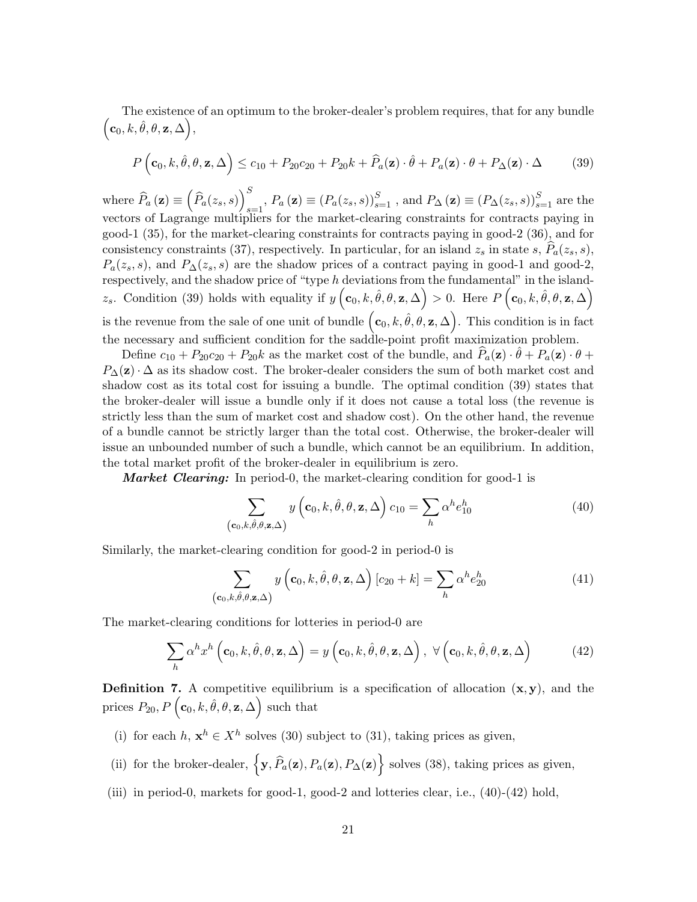The existence of an optimum to the broker-dealer's problem requires, that for any bundle $\left(\mathbf{c}_0, k, \hat{\theta}, \theta, \mathbf{z}, \Delta\right)$,

$$P\left(\mathbf{c}_0, k, \hat{\theta}, \theta, \mathbf{z}, \Delta\right) \leq c_{10} + P_{20}c_{20} + P_{20}k + \widehat{P}_a(\mathbf{z}) \cdot \hat{\theta} + P_a(\mathbf{z}) \cdot \theta + P_{\Delta}(\mathbf{z}) \cdot \Delta \tag{39}$$

where $\widehat{P}_a(\mathbf{z}) \equiv \left(\widehat{P}_a(z_s, s)\right)_{s=1}^{S}$, $P_a(\mathbf{z}) \equiv (P_a(z_s, s))_{s=1}^{S}$ , and $P_{\Delta}(\mathbf{z}) \equiv (P_{\Delta}(z_s, s))_{s=1}^{S}$ are the vectors of Lagrange multipliers for the market-clearing constraints for contracts paying in good-1 (35), for the market-clearing constraints for contracts paying in good-2 (36), and for consistency constraints (37), respectively. In particular, for an island $z_s$ in state $s$, $\widehat{P}_a(z_s, s)$, $P_a(z_s, s)$, and $P_{\Delta}(z_s, s)$ are the shadow prices of a contract paying in good-1 and good-2, respectively, and the shadow price of "type $h$ deviations from the fundamental" in the island-$z_s$. Condition (39) holds with equality if $y\left(\mathbf{c}_0, k, \hat{\theta}, \theta, \mathbf{z}, \Delta\right) > 0$. Here $P\left(\mathbf{c}_0, k, \hat{\theta}, \theta, \mathbf{z}, \Delta\right)$ is the revenue from the sale of one unit of bundle $\left(\mathbf{c}_0, k, \hat{\theta}, \theta, \mathbf{z}, \Delta\right)$. This condition is in fact the necessary and sufficient condition for the saddle-point profit maximization problem.

Define $c_{10} + P_{20}c_{20} + P_{20}k$ as the market cost of the bundle, and $\widehat{P}_a(\mathbf{z}) \cdot \hat{\theta} + P_a(\mathbf{z}) \cdot \theta + P_{\Delta}(\mathbf{z}) \cdot \Delta$ as its shadow cost. The broker-dealer considers the sum of both market cost and shadow cost as its total cost for issuing a bundle. The optimal condition (39) states that the broker-dealer will issue a bundle only if it does not cause a total loss (the revenue is strictly less than the sum of market cost and shadow cost). On the other hand, the revenue of a bundle cannot be strictly larger than the total cost. Otherwise, the broker-dealer will issue an unbounded number of such a bundle, which cannot be an equilibrium. In addition, the total market profit of the broker-dealer in equilibrium is zero.

***Market Clearing:*** In period-0, the market-clearing condition for good-1 is

$$\sum_{\left(\mathbf{c}_0, k, \hat{\theta}, \theta, \mathbf{z}, \Delta\right)} y\left(\mathbf{c}_0, k, \hat{\theta}, \theta, \mathbf{z}, \Delta\right) c_{10} = \sum_h \alpha^h e_{10}^h \tag{40}$$

Similarly, the market-clearing condition for good-2 in period-0 is

$$\sum_{\left(\mathbf{c}_0, k, \hat{\theta}, \theta, \mathbf{z}, \Delta\right)} y\left(\mathbf{c}_0, k, \hat{\theta}, \theta, \mathbf{z}, \Delta\right) [c_{20} + k] = \sum_h \alpha^h e_{20}^h \tag{41}$$

The market-clearing conditions for lotteries in period-0 are

$$\sum_h \alpha^h x^h \left(\mathbf{c}_0, k, \hat{\theta}, \theta, \mathbf{z}, \Delta\right) = y\left(\mathbf{c}_0, k, \hat{\theta}, \theta, \mathbf{z}, \Delta\right), \ \forall \left(\mathbf{c}_0, k, \hat{\theta}, \theta, \mathbf{z}, \Delta\right) \tag{42}$$

**Definition 7.** A competitive equilibrium is a specification of allocation $(\mathbf{x}, \mathbf{y})$, and the prices $P_{20}, P\left(\mathbf{c}_0, k, \hat{\theta}, \theta, \mathbf{z}, \Delta\right)$ such that

(i) for each $h$, $\mathbf{x}^h \in X^h$ solves (30) subject to (31), taking prices as given,

(ii) for the broker-dealer, $\left\{\mathbf{y}, \widehat{P}_a(\mathbf{z}), P_a(\mathbf{z}), P_{\Delta}(\mathbf{z})\right\}$ solves (38), taking prices as given,

(iii) in period-0, markets for good-1, good-2 and lotteries clear, i.e., (40)-(42) hold,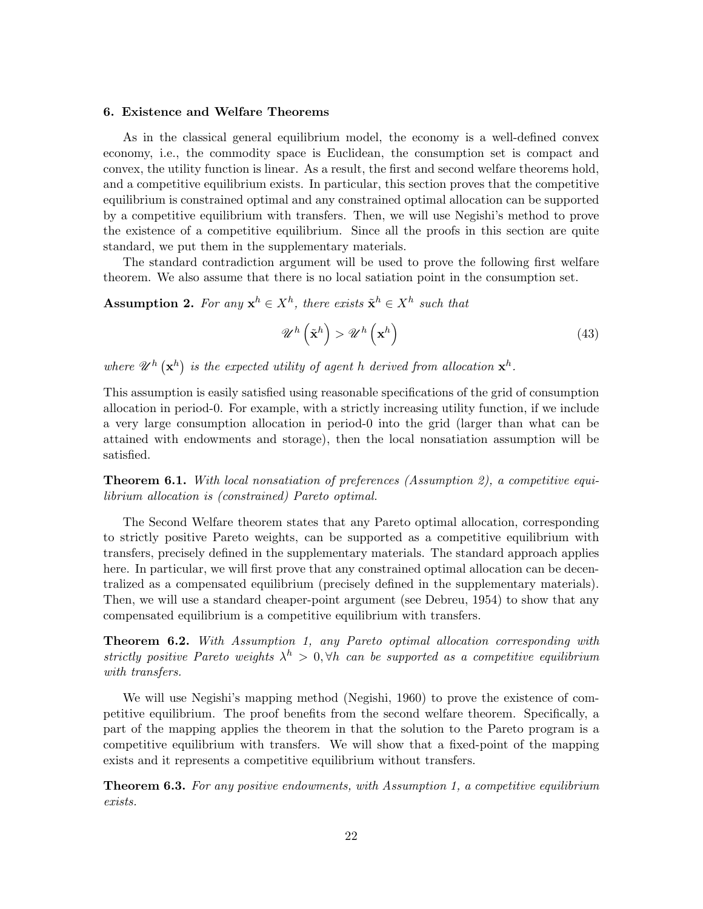### 6. Existence and Welfare Theorems

As in the classical general equilibrium model, the economy is a well-defined convex economy, i.e., the commodity space is Euclidean, the consumption set is compact and convex, the utility function is linear. As a result, the first and second welfare theorems hold, and a competitive equilibrium exists. In particular, this section proves that the competitive equilibrium is constrained optimal and any constrained optimal allocation can be supported by a competitive equilibrium with transfers. Then, we will use Negishi's method to prove the existence of a competitive equilibrium. Since all the proofs in this section are quite standard, we put them in the supplementary materials.

The standard contradiction argument will be used to prove the following first welfare theorem. We also assume that there is no local satiation point in the consumption set.

**Assumption 2.** *For any $\mathbf{x}^h \in X^h$, there exists $\tilde{\mathbf{x}}^h \in X^h$ such that*

$$\mathscr{U}^h\left(\tilde{\mathbf{x}}^h\right) > \mathscr{U}^h\left(\mathbf{x}^h\right) \tag{43}$$

*where $\mathscr{U}^h\left(\mathbf{x}^h\right)$ is the expected utility of agent $h$ derived from allocation $\mathbf{x}^h$.*

This assumption is easily satisfied using reasonable specifications of the grid of consumption allocation in period-0. For example, with a strictly increasing utility function, if we include a very large consumption allocation in period-0 into the grid (larger than what can be attained with endowments and storage), then the local nonsatiation assumption will be satisfied.

**Theorem 6.1.** *With local nonsatiation of preferences (Assumption 2), a competitive equilibrium allocation is (constrained) Pareto optimal.*

The Second Welfare theorem states that any Pareto optimal allocation, corresponding to strictly positive Pareto weights, can be supported as a competitive equilibrium with transfers, precisely defined in the supplementary materials. The standard approach applies here. In particular, we will first prove that any constrained optimal allocation can be decentralized as a compensated equilibrium (precisely defined in the supplementary materials). Then, we will use a standard cheaper-point argument (see Debreu, 1954) to show that any compensated equilibrium is a competitive equilibrium with transfers.

**Theorem 6.2.** *With Assumption 1, any Pareto optimal allocation corresponding with strictly positive Pareto weights $\lambda^h > 0, \forall h$ can be supported as a competitive equilibrium with transfers.*

We will use Negishi's mapping method (Negishi, 1960) to prove the existence of competitive equilibrium. The proof benefits from the second welfare theorem. Specifically, a part of the mapping applies the theorem in that the solution to the Pareto program is a competitive equilibrium with transfers. We will show that a fixed-point of the mapping exists and it represents a competitive equilibrium without transfers.

**Theorem 6.3.** *For any positive endowments, with Assumption 1, a competitive equilibrium exists.*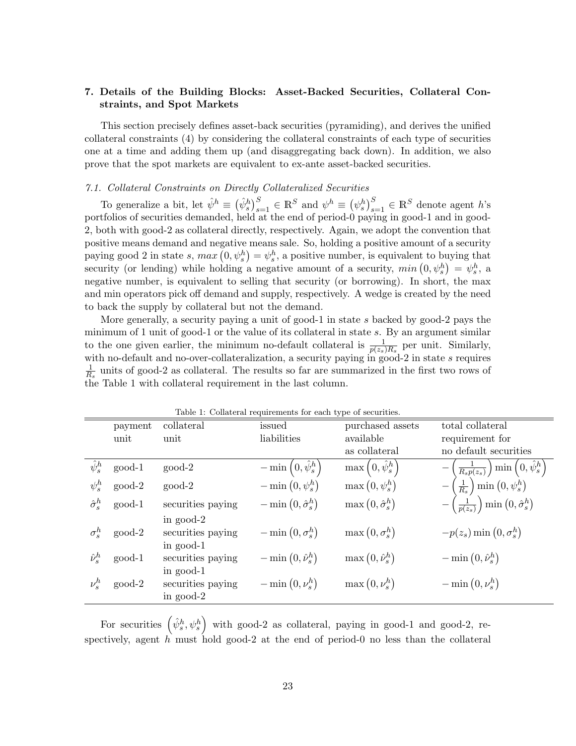### 7. Details of the Building Blocks: Asset-Backed Securities, Collateral Constraints, and Spot Markets

This section precisely defines asset-back securities (pyramiding), and derives the unified collateral constraints (4) by considering the collateral constraints of each type of securities one at a time and adding them up (and disaggregating back down). In addition, we also prove that the spot markets are equivalent to ex-ante asset-backed securities.

#### *7.1. Collateral Constraints on Directly Collateralized Securities*

To generalize a bit, let $\hat{\psi}^h \equiv \left(\hat{\psi}_s^h\right)_{s=1}^S \in \mathbb{R}^S$ and $\psi^h \equiv \left(\psi_s^h\right)_{s=1}^S \in \mathbb{R}^S$ denote agent $h$'s portfolios of securities demanded, held at the end of period-0 paying in good-1 and in good-2, both with good-2 as collateral directly, respectively. Again, we adopt the convention that positive means demand and negative means sale. So, holding a positive amount of a security paying good 2 in state $s$, $max\left(0, \psi_s^h\right) = \psi_s^h$, a positive number, is equivalent to buying that security (or lending) while holding a negative amount of a security, $min\left(0, \psi_s^h\right) = \psi_s^h$, a negative number, is equivalent to selling that security (or borrowing). In short, the max and min operators pick off demand and supply, respectively. A wedge is created by the need to back the supply by collateral but not the demand.

More generally, a security paying a unit of good-1 in state $s$ backed by good-2 pays the minimum of 1 unit of good-1 or the value of its collateral in state $s$. By an argument similar to the one given earlier, the minimum no-default collateral is $\frac{1}{p(z_s)R_s}$ per unit. Similarly, with no-default and no-over-collateralization, a security paying in good-2 in state $s$ requires $\frac{1}{R_s}$ units of good-2 as collateral. The results so far are summarized in the first two rows of the Table 1 with collateral requirement in the last column.

Table 1: Collateral requirements for each type of securities.

| | payment unit | collateral unit | issued liabilities | purchased assets available as collateral | total collateral requirement for no default securities |
|---|---|---|---|---|---|
| $\hat{\psi}_s^h$ | good-1 | good-2 | $-\min\left(0, \hat{\psi}_s^h\right)$ | $\max\left(0, \hat{\psi}_s^h\right)$ | $-\left(\frac{1}{R_s p(z_s)}\right)\min\left(0, \hat{\psi}_s^h\right)$ |
| $\psi_s^h$ | good-2 | good-2 | $-\min\left(0, \psi_s^h\right)$ | $\max\left(0, \psi_s^h\right)$ | $-\left(\frac{1}{R_s}\right)\min\left(0, \psi_s^h\right)$ |
| $\hat{\sigma}_s^h$ | good-1 | securities paying in good-2 | $-\min\left(0, \hat{\sigma}_s^h\right)$ | $\max\left(0, \hat{\sigma}_s^h\right)$ | $-\left(\frac{1}{p(z_s)}\right)\min\left(0, \hat{\sigma}_s^h\right)$ |
| $\sigma_s^h$ | good-2 | securities paying in good-1 | $-\min\left(0, \sigma_s^h\right)$ | $\max\left(0, \sigma_s^h\right)$ | $-p(z_s)\min\left(0, \sigma_s^h\right)$ |
| $\hat{\nu}_s^h$ | good-1 | securities paying in good-1 | $-\min\left(0, \hat{\nu}_s^h\right)$ | $\max\left(0, \hat{\nu}_s^h\right)$ | $-\min\left(0, \hat{\nu}_s^h\right)$ |
| $\nu_s^h$ | good-2 | securities paying in good-2 | $-\min\left(0, \nu_s^h\right)$ | $\max\left(0, \nu_s^h\right)$ | $-\min\left(0, \nu_s^h\right)$ |

For securities $\left(\hat{\psi}_s^h, \psi_s^h\right)$ with good-2 as collateral, paying in good-1 and good-2, respectively, agent $h$ must hold good-2 at the end of period-0 no less than the collateral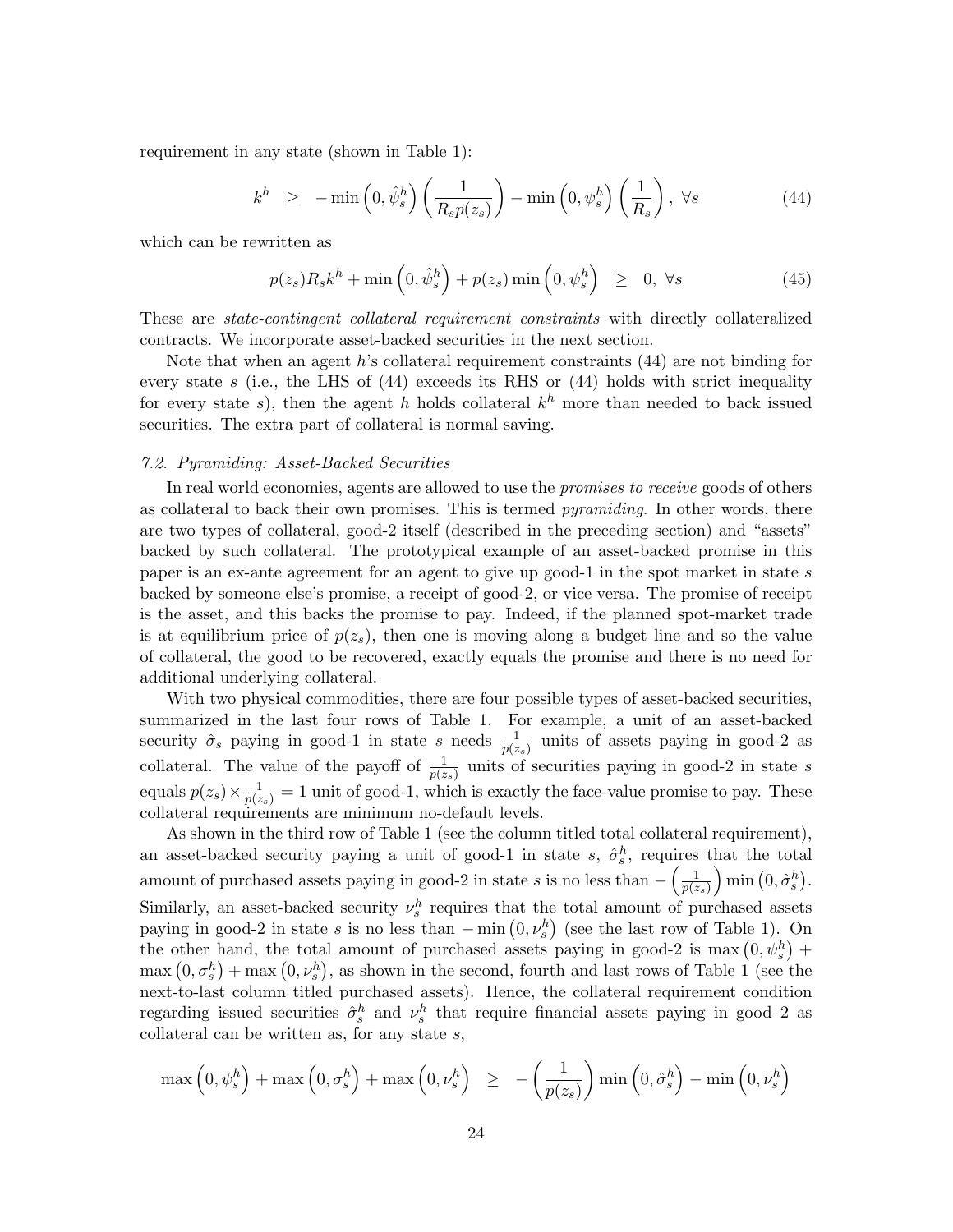requirement in any state (shown in Table 1):

$$k^h \geq -\min\left(0, \hat{\psi}_s^h\right)\left(\frac{1}{R_s p(z_s)}\right) - \min\left(0, \psi_s^h\right)\left(\frac{1}{R_s}\right), \ \forall s \tag{44}$$

which can be rewritten as

$$p(z_s)R_s k^h + \min\left(0, \hat{\psi}_s^h\right) + p(z_s)\min\left(0, \psi_s^h\right) \geq 0, \ \forall s \tag{45}$$

These are *state-contingent collateral requirement constraints* with directly collateralized contracts. We incorporate asset-backed securities in the next section.

Note that when an agent $h$'s collateral requirement constraints (44) are not binding for every state $s$ (i.e., the LHS of (44) exceeds its RHS or (44) holds with strict inequality for every state $s$), then the agent $h$ holds collateral $k^h$ more than needed to back issued securities. The extra part of collateral is normal saving.

### *7.2. Pyramiding: Asset-Backed Securities*

In real world economies, agents are allowed to use the *promises to receive* goods of others as collateral to back their own promises. This is termed *pyramiding*. In other words, there are two types of collateral, good-2 itself (described in the preceding section) and "assets" backed by such collateral. The prototypical example of an asset-backed promise in this paper is an ex-ante agreement for an agent to give up good-1 in the spot market in state $s$ backed by someone else's promise, a receipt of good-2, or vice versa. The promise of receipt is the asset, and this backs the promise to pay. Indeed, if the planned spot-market trade is at equilibrium price of $p(z_s)$, then one is moving along a budget line and so the value of collateral, the good to be recovered, exactly equals the promise and there is no need for additional underlying collateral.

With two physical commodities, there are four possible types of asset-backed securities, summarized in the last four rows of Table 1. For example, a unit of an asset-backed security $\hat{\sigma}_s$ paying in good-1 in state $s$ needs $\frac{1}{p(z_s)}$ units of assets paying in good-2 as collateral. The value of the payoff of $\frac{1}{p(z_s)}$ units of securities paying in good-2 in state $s$ equals $p(z_s) \times \frac{1}{p(z_s)} = 1$ unit of good-1, which is exactly the face-value promise to pay. These collateral requirements are minimum no-default levels.

As shown in the third row of Table 1 (see the column titled total collateral requirement), an asset-backed security paying a unit of good-1 in state $s$, $\hat{\sigma}_s^h$, requires that the total amount of purchased assets paying in good-2 in state $s$ is no less than $-\left(\frac{1}{p(z_s)}\right)\min\left(0, \hat{\sigma}_s^h\right)$. Similarly, an asset-backed security $\nu_s^h$ requires that the total amount of purchased assets paying in good-2 in state $s$ is no less than $-\min\left(0, \nu_s^h\right)$ (see the last row of Table 1). On the other hand, the total amount of purchased assets paying in good-2 is $\max\left(0, \psi_s^h\right) + \max\left(0, \sigma_s^h\right) + \max\left(0, \nu_s^h\right)$, as shown in the second, fourth and last rows of Table 1 (see the next-to-last column titled purchased assets). Hence, the collateral requirement condition regarding issued securities $\hat{\sigma}_s^h$ and $\nu_s^h$ that require financial assets paying in good 2 as collateral can be written as, for any state $s$,

$$\max\left(0, \psi_s^h\right) + \max\left(0, \sigma_s^h\right) + \max\left(0, \nu_s^h\right) \geq -\left(\frac{1}{p(z_s)}\right)\min\left(0, \hat{\sigma}_s^h\right) - \min\left(0, \nu_s^h\right)$$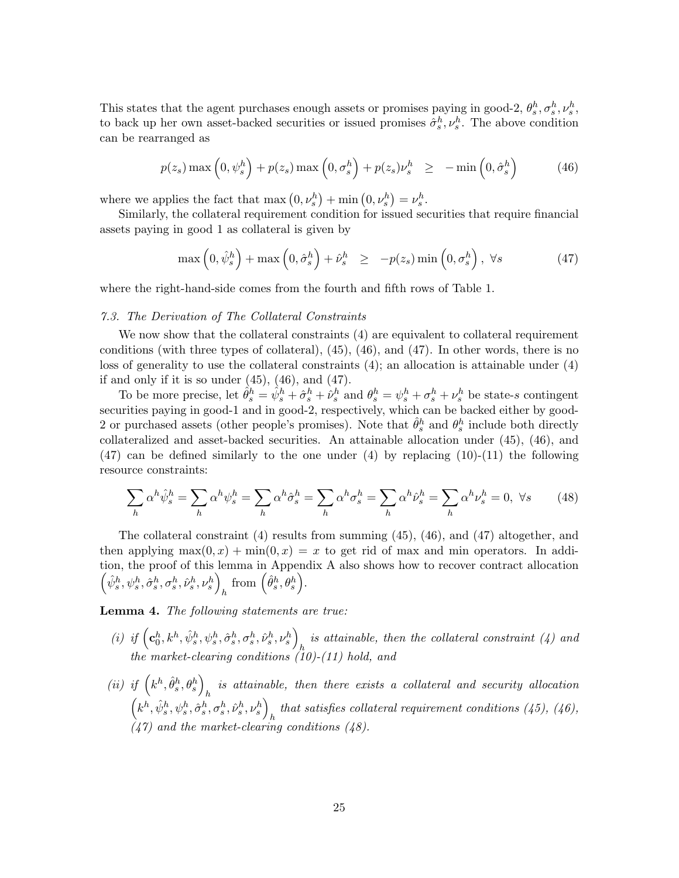This states that the agent purchases enough assets or promises paying in good-2, $\theta_s^h, \sigma_s^h, \nu_s^h$, to back up her own asset-backed securities or issued promises $\hat{\sigma}_s^h, \nu_s^h$. The above condition can be rearranged as

$$p(z_s)\max\left(0,\psi_s^h\right) + p(z_s)\max\left(0,\sigma_s^h\right) + p(z_s)\nu_s^h \quad \geq \quad -\min\left(0,\hat{\sigma}_s^h\right) \tag{46}$$

where we applies the fact that $\max\left(0,\nu_s^h\right) + \min\left(0,\nu_s^h\right) = \nu_s^h$.

Similarly, the collateral requirement condition for issued securities that require financial assets paying in good 1 as collateral is given by

$$\max\left(0,\hat{\psi}_s^h\right) + \max\left(0,\hat{\sigma}_s^h\right) + \hat{\nu}_s^h \quad \geq \quad -p(z_s)\min\left(0,\sigma_s^h\right),\ \forall s \tag{47}$$

where the right-hand-side comes from the fourth and fifth rows of Table 1.

### *7.3. The Derivation of The Collateral Constraints*

We now show that the collateral constraints (4) are equivalent to collateral requirement conditions (with three types of collateral), (45), (46), and (47). In other words, there is no loss of generality to use the collateral constraints (4); an allocation is attainable under (4) if and only if it is so under (45), (46), and (47).

To be more precise, let $\hat{\theta}_s^h = \hat{\psi}_s^h + \hat{\sigma}_s^h + \hat{\nu}_s^h$ and $\theta_s^h = \psi_s^h + \sigma_s^h + \nu_s^h$ be state-$s$ contingent securities paying in good-1 and in good-2, respectively, which can be backed either by good-2 or purchased assets (other people's promises). Note that $\hat{\theta}_s^h$ and $\theta_s^h$ include both directly collateralized and asset-backed securities. An attainable allocation under (45), (46), and (47) can be defined similarly to the one under (4) by replacing (10)-(11) the following resource constraints:

$$\sum_h \alpha^h \hat{\psi}_s^h = \sum_h \alpha^h \psi_s^h = \sum_h \alpha^h \hat{\sigma}_s^h = \sum_h \alpha^h \sigma_s^h = \sum_h \alpha^h \hat{\nu}_s^h = \sum_h \alpha^h \nu_s^h = 0,\ \forall s \tag{48}$$

The collateral constraint (4) results from summing (45), (46), and (47) altogether, and then applying $\max(0,x) + \min(0,x) = x$ to get rid of max and min operators. In addition, the proof of this lemma in Appendix A also shows how to recover contract allocation $\left(\hat{\psi}_s^h, \psi_s^h, \hat{\sigma}_s^h, \sigma_s^h, \hat{\nu}_s^h, \nu_s^h\right)_h$ from $\left(\hat{\theta}_s^h, \theta_s^h\right)$.

**Lemma 4.** *The following statements are true:*

*(i) if $\left(\mathbf{c}_0^h, k^h, \hat{\psi}_s^h, \psi_s^h, \hat{\sigma}_s^h, \sigma_s^h, \hat{\nu}_s^h, \nu_s^h\right)_h$ is attainable, then the collateral constraint (4) and the market-clearing conditions (10)-(11) hold, and*

*(ii) if $\left(k^h, \hat{\theta}_s^h, \theta_s^h\right)_h$ is attainable, then there exists a collateral and security allocation $\left(k^h, \hat{\psi}_s^h, \psi_s^h, \hat{\sigma}_s^h, \sigma_s^h, \hat{\nu}_s^h, \nu_s^h\right)_h$ that satisfies collateral requirement conditions (45), (46), (47) and the market-clearing conditions (48).*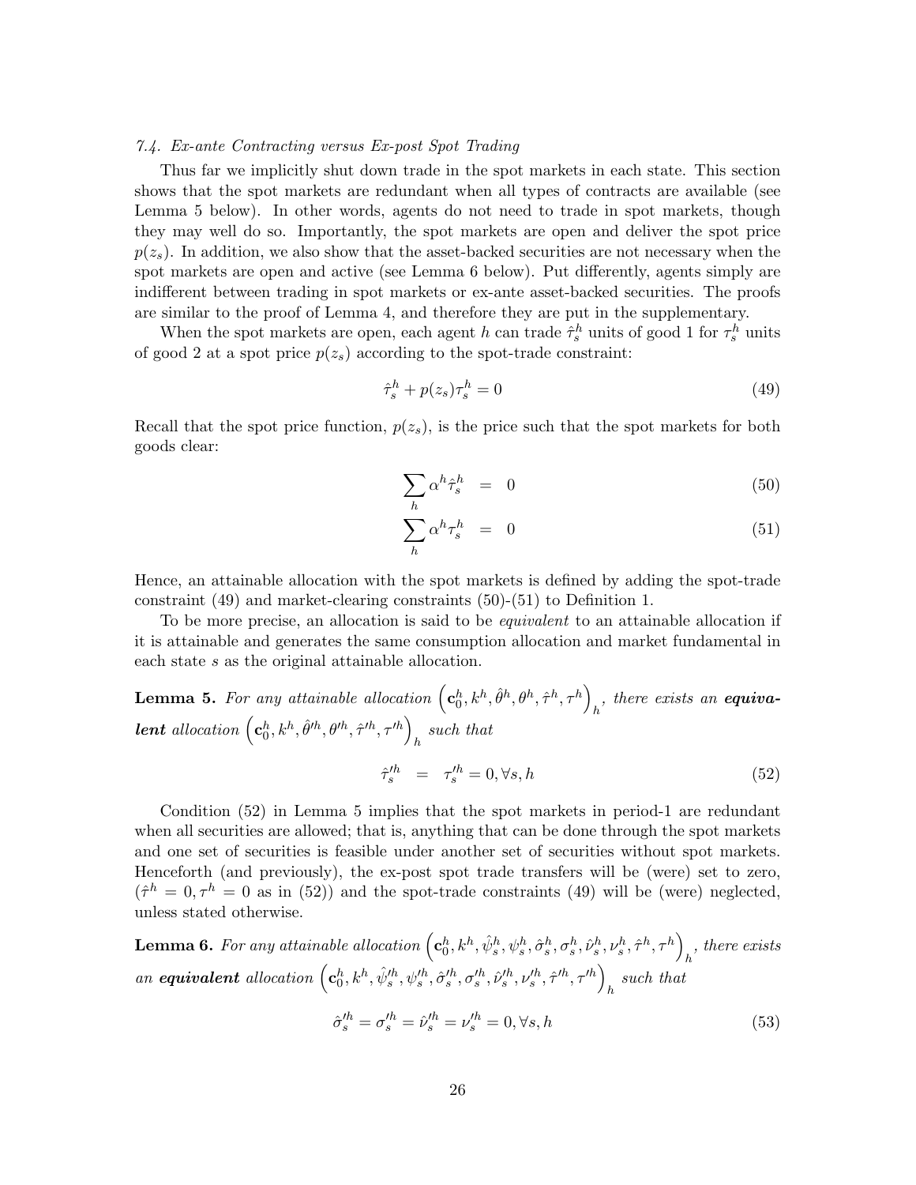### 7.4. Ex-ante Contracting versus Ex-post Spot Trading

Thus far we implicitly shut down trade in the spot markets in each state. This section shows that the spot markets are redundant when all types of contracts are available (see Lemma 5 below). In other words, agents do not need to trade in spot markets, though they may well do so. Importantly, the spot markets are open and deliver the spot price $p(z_s)$. In addition, we also show that the asset-backed securities are not necessary when the spot markets are open and active (see Lemma 6 below). Put differently, agents simply are indifferent between trading in spot markets or ex-ante asset-backed securities. The proofs are similar to the proof of Lemma 4, and therefore they are put in the supplementary.

When the spot markets are open, each agent $h$ can trade $\hat{\tau}_s^h$ units of good 1 for $\tau_s^h$ units of good 2 at a spot price $p(z_s)$ according to the spot-trade constraint:

$$\hat{\tau}_s^h + p(z_s)\tau_s^h = 0 \tag{49}$$

Recall that the spot price function, $p(z_s)$, is the price such that the spot markets for both goods clear:

$$\sum_h \alpha^h \hat{\tau}_s^h = 0 \tag{50}$$

$$\sum_h \alpha^h \tau_s^h = 0 \tag{51}$$

Hence, an attainable allocation with the spot markets is defined by adding the spot-trade constraint (49) and market-clearing constraints (50)-(51) to Definition 1.

To be more precise, an allocation is said to be *equivalent* to an attainable allocation if it is attainable and generates the same consumption allocation and market fundamental in each state $s$ as the original attainable allocation.

**Lemma 5.** *For any attainable allocation* $\left(\mathbf{c}_0^h, k^h, \hat{\theta}^h, \theta^h, \hat{\tau}^h, \tau^h\right)_h$*, there exists an* ***equivalent*** *allocation* $\left(\mathbf{c}_0^h, k^h, \hat{\theta}'^h, \theta'^h, \hat{\tau}'^h, \tau'^h\right)_h$ *such that*

$$\hat{\tau}_s'^h = \tau_s'^h = 0, \forall s, h \tag{52}$$

Condition (52) in Lemma 5 implies that the spot markets in period-1 are redundant when all securities are allowed; that is, anything that can be done through the spot markets and one set of securities is feasible under another set of securities without spot markets. Henceforth (and previously), the ex-post spot trade transfers will be (were) set to zero, ($\hat{\tau}^h = 0, \tau^h = 0$ as in (52)) and the spot-trade constraints (49) will be (were) neglected, unless stated otherwise.

**Lemma 6.** *For any attainable allocation* $\left(\mathbf{c}_0^h, k^h, \hat{\psi}_s^h, \psi_s^h, \hat{\sigma}_s^h, \sigma_s^h, \hat{\nu}_s^h, \nu_s^h, \hat{\tau}^h, \tau^h\right)_h$*, there exists an* ***equivalent*** *allocation* $\left(\mathbf{c}_0^h, k^h, \hat{\psi}_s'^h, \psi_s'^h, \hat{\sigma}_s'^h, \sigma_s'^h, \hat{\nu}_s'^h, \nu_s'^h, \hat{\tau}'^h, \tau'^h\right)_h$ *such that*

$$\hat{\sigma}_s'^h = \sigma_s'^h = \hat{\nu}_s'^h = \nu_s'^h = 0, \forall s, h \tag{53}$$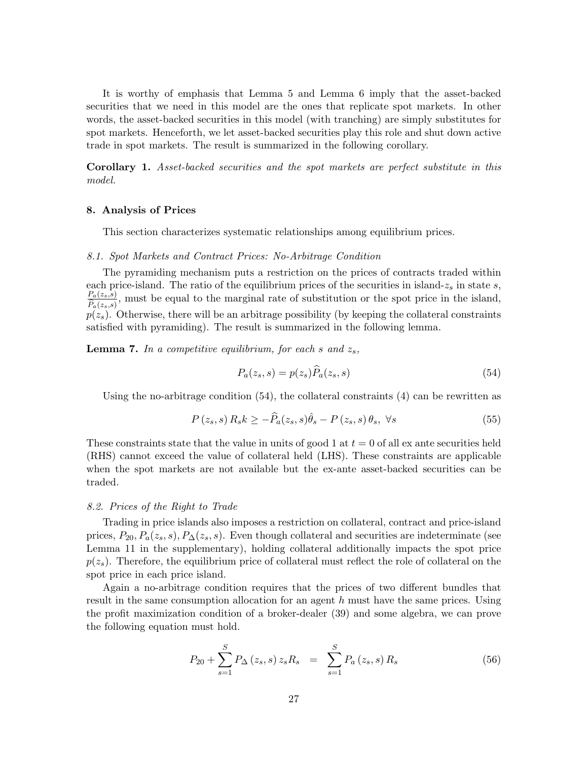It is worthy of emphasis that Lemma 5 and Lemma 6 imply that the asset-backed securities that we need in this model are the ones that replicate spot markets. In other words, the asset-backed securities in this model (with tranching) are simply substitutes for spot markets. Henceforth, we let asset-backed securities play this role and shut down active trade in spot markets. The result is summarized in the following corollary.

**Corollary 1.** *Asset-backed securities and the spot markets are perfect substitute in this model.*

### 8. Analysis of Prices

This section characterizes systematic relationships among equilibrium prices.

#### *8.1. Spot Markets and Contract Prices: No-Arbitrage Condition*

The pyramiding mechanism puts a restriction on the prices of contracts traded within each price-island. The ratio of the equilibrium prices of the securities in island-$z_s$ in state $s$, $\frac{P_a(z_s,s)}{\widehat{P}_a(z_s,s)}$, must be equal to the marginal rate of substitution or the spot price in the island, $p(z_s)$. Otherwise, there will be an arbitrage possibility (by keeping the collateral constraints satisfied with pyramiding). The result is summarized in the following lemma.

**Lemma 7.** *In a competitive equilibrium, for each $s$ and $z_s$,*

$$P_a(z_s, s) = p(z_s)\widehat{P}_a(z_s, s) \tag{54}$$

Using the no-arbitrage condition (54), the collateral constraints (4) can be rewritten as

$$P(z_s, s) R_s k \geq -\widehat{P}_a(z_s, s)\hat{\theta}_s - P(z_s, s)\theta_s, \ \forall s \tag{55}$$

These constraints state that the value in units of good 1 at $t = 0$ of all ex ante securities held (RHS) cannot exceed the value of collateral held (LHS). These constraints are applicable when the spot markets are not available but the ex-ante asset-backed securities can be traded.

#### *8.2. Prices of the Right to Trade*

Trading in price islands also imposes a restriction on collateral, contract and price-island prices, $P_{20}, P_a(z_s, s), P_\Delta(z_s, s)$. Even though collateral and securities are indeterminate (see Lemma 11 in the supplementary), holding collateral additionally impacts the spot price $p(z_s)$. Therefore, the equilibrium price of collateral must reflect the role of collateral on the spot price in each price island.

Again a no-arbitrage condition requires that the prices of two different bundles that result in the same consumption allocation for an agent $h$ must have the same prices. Using the profit maximization condition of a broker-dealer (39) and some algebra, we can prove the following equation must hold.

$$P_{20} + \sum_{s=1}^{S} P_\Delta(z_s, s) z_s R_s \ \ = \ \ \sum_{s=1}^{S} P_a(z_s, s) R_s \tag{56}$$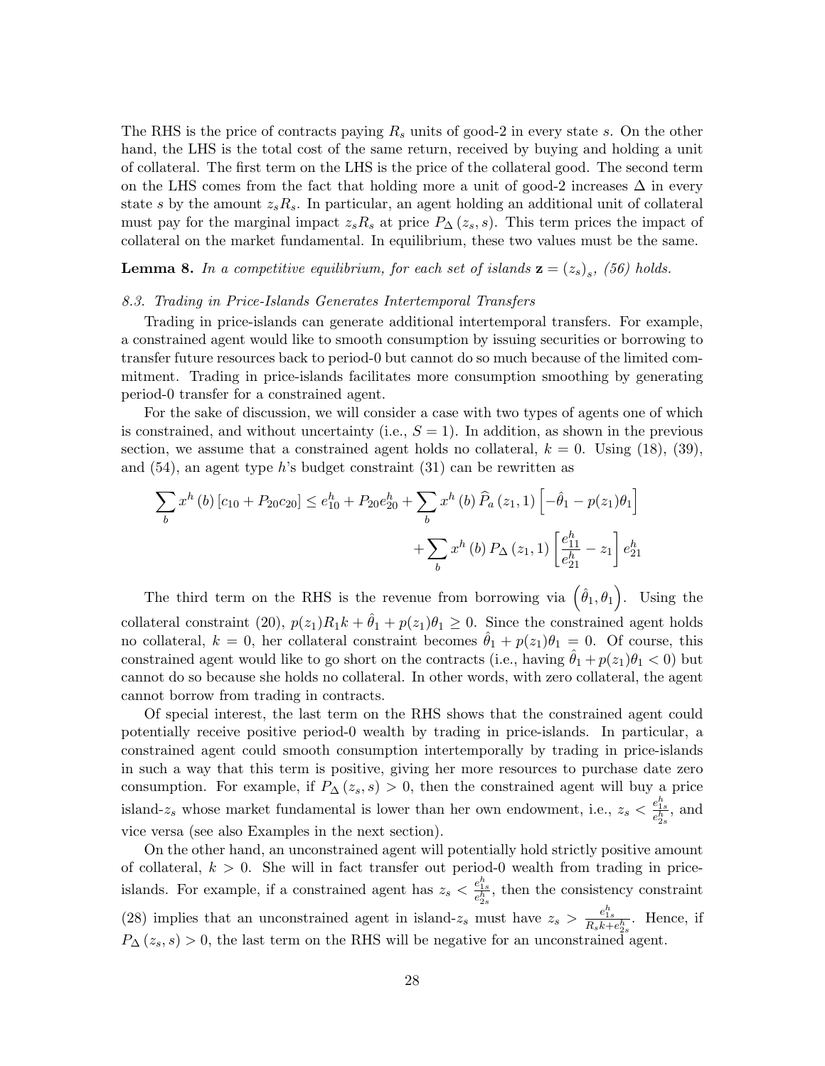The RHS is the price of contracts paying $R_s$ units of good-2 in every state $s$. On the other hand, the LHS is the total cost of the same return, received by buying and holding a unit of collateral. The first term on the LHS is the price of the collateral good. The second term on the LHS comes from the fact that holding more a unit of good-2 increases $\Delta$ in every state $s$ by the amount $z_s R_s$. In particular, an agent holding an additional unit of collateral must pay for the marginal impact $z_s R_s$ at price $P_\Delta(z_s, s)$. This term prices the impact of collateral on the market fundamental. In equilibrium, these two values must be the same.

**Lemma 8.** *In a competitive equilibrium, for each set of islands $\mathbf{z} = (z_s)_s$, (56) holds.*

### *8.3. Trading in Price-Islands Generates Intertemporal Transfers*

Trading in price-islands can generate additional intertemporal transfers. For example, a constrained agent would like to smooth consumption by issuing securities or borrowing to transfer future resources back to period-0 but cannot do so much because of the limited commitment. Trading in price-islands facilitates more consumption smoothing by generating period-0 transfer for a constrained agent.

For the sake of discussion, we will consider a case with two types of agents one of which is constrained, and without uncertainty (i.e., $S = 1$). In addition, as shown in the previous section, we assume that a constrained agent holds no collateral, $k = 0$. Using (18), (39), and (54), an agent type $h$'s budget constraint (31) can be rewritten as

$$\sum_b x^h(b)\left[c_{10} + P_{20}c_{20}\right] \leq e^h_{10} + P_{20}e^h_{20} + \sum_b x^h(b)\,\widehat{P}_a(z_1, 1)\left[-\hat{\theta}_1 - p(z_1)\theta_1\right] + \sum_b x^h(b)\,P_\Delta(z_1, 1)\left[\frac{e^h_{11}}{e^h_{21}} - z_1\right]e^h_{21}$$

The third term on the RHS is the revenue from borrowing via $\left(\hat{\theta}_1, \theta_1\right)$. Using the collateral constraint (20), $p(z_1)R_1 k + \hat{\theta}_1 + p(z_1)\theta_1 \geq 0$. Since the constrained agent holds no collateral, $k = 0$, her collateral constraint becomes $\hat{\theta}_1 + p(z_1)\theta_1 = 0$. Of course, this constrained agent would like to go short on the contracts (i.e., having $\hat{\theta}_1 + p(z_1)\theta_1 < 0$) but cannot do so because she holds no collateral. In other words, with zero collateral, the agent cannot borrow from trading in contracts.

Of special interest, the last term on the RHS shows that the constrained agent could potentially receive positive period-0 wealth by trading in price-islands. In particular, a constrained agent could smooth consumption intertemporally by trading in price-islands in such a way that this term is positive, giving her more resources to purchase date zero consumption. For example, if $P_\Delta(z_s, s) > 0$, then the constrained agent will buy a price island-$z_s$ whose market fundamental is lower than her own endowment, i.e., $z_s < \frac{e^h_{1s}}{e^h_{2s}}$, and vice versa (see also Examples in the next section).

On the other hand, an unconstrained agent will potentially hold strictly positive amount of collateral, $k > 0$. She will in fact transfer out period-0 wealth from trading in price-islands. For example, if a constrained agent has $z_s < \frac{e^h_{1s}}{e^h_{2s}}$, then the consistency constraint (28) implies that an unconstrained agent in island-$z_s$ must have $z_s > \frac{e^h_{1s}}{R_s k + e^h_{2s}}$. Hence, if $P_\Delta(z_s, s) > 0$, the last term on the RHS will be negative for an unconstrained agent.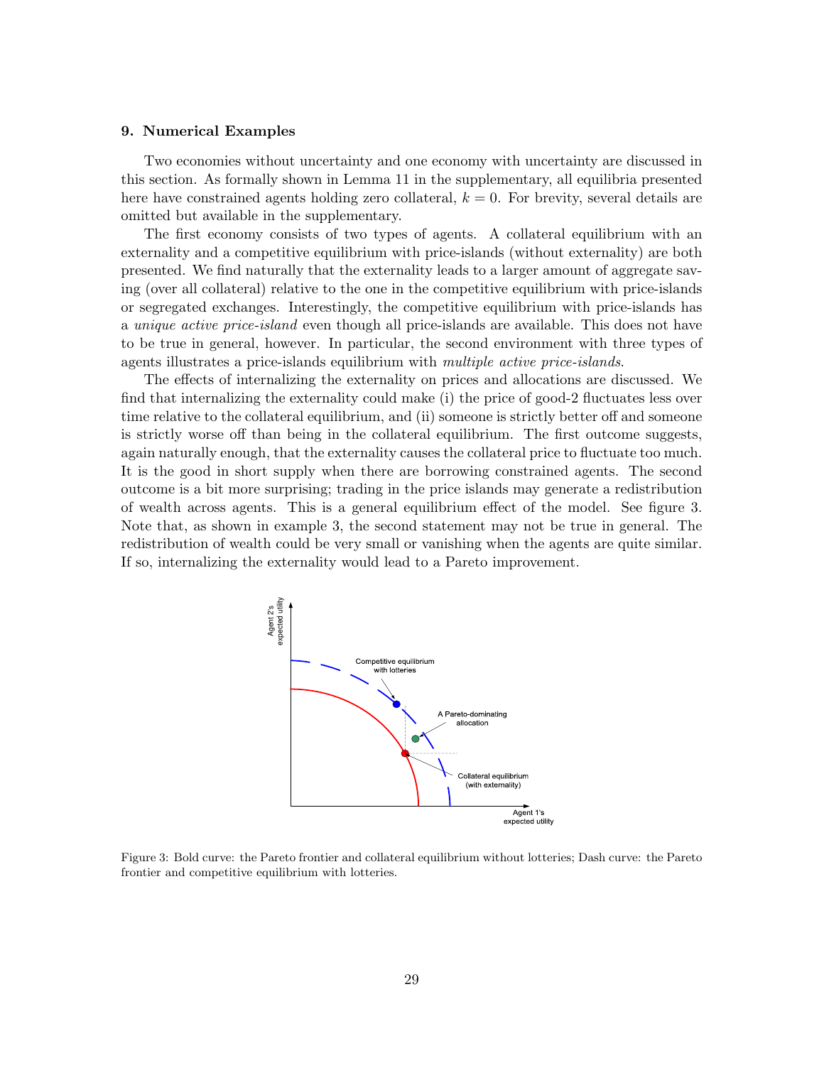### 9. Numerical Examples

Two economies without uncertainty and one economy with uncertainty are discussed in this section. As formally shown in Lemma 11 in the supplementary, all equilibria presented here have constrained agents holding zero collateral, $k = 0$. For brevity, several details are omitted but available in the supplementary.

The first economy consists of two types of agents. A collateral equilibrium with an externality and a competitive equilibrium with price-islands (without externality) are both presented. We find naturally that the externality leads to a larger amount of aggregate saving (over all collateral) relative to the one in the competitive equilibrium with price-islands or segregated exchanges. Interestingly, the competitive equilibrium with price-islands has a *unique active price-island* even though all price-islands are available. This does not have to be true in general, however. In particular, the second environment with three types of agents illustrates a price-islands equilibrium with *multiple active price-islands*.

The effects of internalizing the externality on prices and allocations are discussed. We find that internalizing the externality could make (i) the price of good-2 fluctuates less over time relative to the collateral equilibrium, and (ii) someone is strictly better off and someone is strictly worse off than being in the collateral equilibrium. The first outcome suggests, again naturally enough, that the externality causes the collateral price to fluctuate too much. It is the good in short supply when there are borrowing constrained agents. The second outcome is a bit more surprising; trading in the price islands may generate a redistribution of wealth across agents. This is a general equilibrium effect of the model. See figure 3. Note that, as shown in example 3, the second statement may not be true in general. The redistribution of wealth could be very small or vanishing when the agents are quite similar. If so, internalizing the externality would lead to a Pareto improvement.

Figure 3: Bold curve: the Pareto frontier and collateral equilibrium without lotteries; Dash curve: the Pareto frontier and competitive equilibrium with lotteries.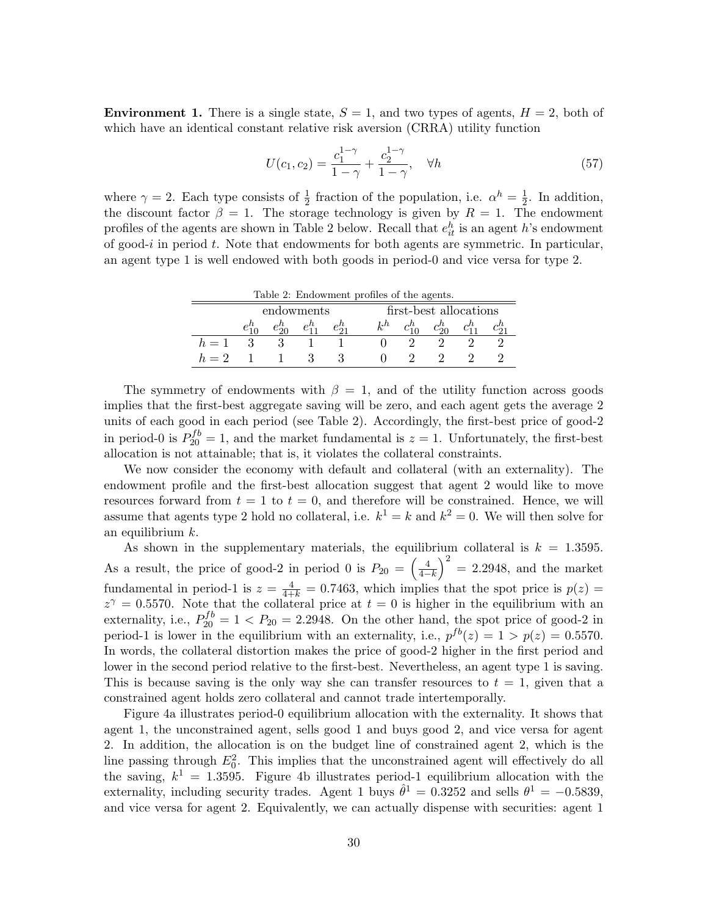**Environment 1.** There is a single state, $S = 1$, and two types of agents, $H = 2$, both of which have an identical constant relative risk aversion (CRRA) utility function

$$U(c_1, c_2) = \frac{c_1^{1-\gamma}}{1-\gamma} + \frac{c_2^{1-\gamma}}{1-\gamma}, \quad \forall h \tag{57}$$

where $\gamma = 2$. Each type consists of $\frac{1}{2}$ fraction of the population, i.e. $\alpha^h = \frac{1}{2}$. In addition, the discount factor $\beta = 1$. The storage technology is given by $R = 1$. The endowment profiles of the agents are shown in Table 2 below. Recall that $e_{it}^h$ is an agent $h$'s endowment of good-$i$ in period $t$. Note that endowments for both agents are symmetric. In particular, an agent type 1 is well endowed with both goods in period-0 and vice versa for type 2.

Table 2: Endowment profiles of the agents.

| | endowments | | | | first-best allocations | | | | |
|---|---|---|---|---|---|---|---|---|---|
| | $e_{10}^h$ | $e_{20}^h$ | $e_{11}^h$ | $e_{21}^h$ | $k^h$ | $c_{10}^h$ | $c_{20}^h$ | $c_{11}^h$ | $c_{21}^h$ |
| $h = 1$ | 3 | 3 | 1 | 1 | 0 | 2 | 2 | 2 | 2 |
| $h = 2$ | 1 | 1 | 3 | 3 | 0 | 2 | 2 | 2 | 2 |

The symmetry of endowments with $\beta = 1$, and of the utility function across goods implies that the first-best aggregate saving will be zero, and each agent gets the average 2 units of each good in each period (see Table 2). Accordingly, the first-best price of good-2 in period-0 is $P_{20}^{fb} = 1$, and the market fundamental is $z = 1$. Unfortunately, the first-best allocation is not attainable; that is, it violates the collateral constraints.

We now consider the economy with default and collateral (with an externality). The endowment profile and the first-best allocation suggest that agent 2 would like to move resources forward from $t = 1$ to $t = 0$, and therefore will be constrained. Hence, we will assume that agents type 2 hold no collateral, i.e. $k^1 = k$ and $k^2 = 0$. We will then solve for an equilibrium $k$.

As shown in the supplementary materials, the equilibrium collateral is $k = 1.3595$. As a result, the price of good-2 in period 0 is $P_{20} = \left(\frac{4}{4-k}\right)^2 = 2.2948$, and the market fundamental in period-1 is $z = \frac{4}{4+k} = 0.7463$, which implies that the spot price is $p(z) = z^\gamma = 0.5570$. Note that the collateral price at $t = 0$ is higher in the equilibrium with an externality, i.e., $P_{20}^{fb} = 1 < P_{20} = 2.2948$. On the other hand, the spot price of good-2 in period-1 is lower in the equilibrium with an externality, i.e., $p^{fb}(z) = 1 > p(z) = 0.5570$. In words, the collateral distortion makes the price of good-2 higher in the first period and lower in the second period relative to the first-best. Nevertheless, an agent type 1 is saving. This is because saving is the only way she can transfer resources to $t = 1$, given that a constrained agent holds zero collateral and cannot trade intertemporally.

Figure 4a illustrates period-0 equilibrium allocation with the externality. It shows that agent 1, the unconstrained agent, sells good 1 and buys good 2, and vice versa for agent 2. In addition, the allocation is on the budget line of constrained agent 2, which is the line passing through $E_0^2$. This implies that the unconstrained agent will effectively do all the saving, $k^1 = 1.3595$. Figure 4b illustrates period-1 equilibrium allocation with the externality, including security trades. Agent 1 buys $\hat{\theta}^1 = 0.3252$ and sells $\theta^1 = -0.5839$, and vice versa for agent 2. Equivalently, we can actually dispense with securities: agent 1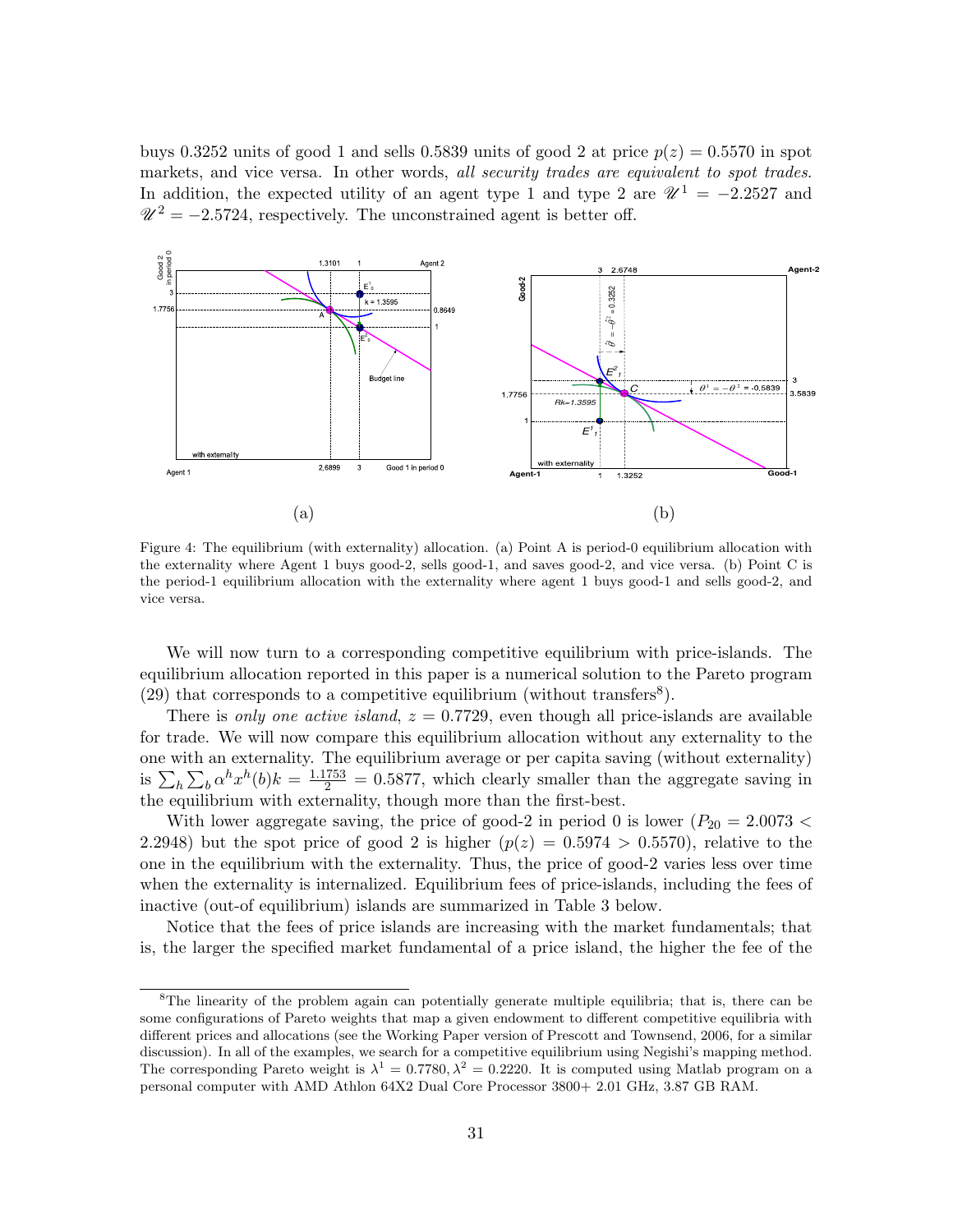buys 0.3252 units of good 1 and sells 0.5839 units of good 2 at price $p(z) = 0.5570$ in spot markets, and vice versa. In other words, *all security trades are equivalent to spot trades*. In addition, the expected utility of an agent type 1 and type 2 are $\mathscr{U}^1 = -2.2527$ and $\mathscr{U}^2 = -2.5724$, respectively. The unconstrained agent is better off.

(a)

(b)

Figure 4: The equilibrium (with externality) allocation. (a) Point A is period-0 equilibrium allocation with the externality where Agent 1 buys good-2, sells good-1, and saves good-2, and vice versa. (b) Point C is the period-1 equilibrium allocation with the externality where agent 1 buys good-1 and sells good-2, and vice versa.

We will now turn to a corresponding competitive equilibrium with price-islands. The equilibrium allocation reported in this paper is a numerical solution to the Pareto program (29) that corresponds to a competitive equilibrium (without transfers[8]).

There is *only one active island*, $z = 0.7729$, even though all price-islands are available for trade. We will now compare this equilibrium allocation without any externality to the one with an externality. The equilibrium average or per capita saving (without externality) is $\sum_h \sum_b \alpha^h x^h(b)k = \frac{1.1753}{2} = 0.5877$, which clearly smaller than the aggregate saving in the equilibrium with externality, though more than the first-best.

With lower aggregate saving, the price of good-2 in period 0 is lower ($P_{20} = 2.0073 < 2.2948$) but the spot price of good 2 is higher ($p(z) = 0.5974 > 0.5570$), relative to the one in the equilibrium with the externality. Thus, the price of good-2 varies less over time when the externality is internalized. Equilibrium fees of price-islands, including the fees of inactive (out-of equilibrium) islands are summarized in Table 3 below.

Notice that the fees of price islands are increasing with the market fundamentals; that is, the larger the specified market fundamental of a price island, the higher the fee of the

[8]The linearity of the problem again can potentially generate multiple equilibria; that is, there can be some configurations of Pareto weights that map a given endowment to different competitive equilibria with different prices and allocations (see the Working Paper version of Prescott and Townsend, 2006, for a similar discussion). In all of the examples, we search for a competitive equilibrium using Negishi's mapping method. The corresponding Pareto weight is $\lambda^1 = 0.7780, \lambda^2 = 0.2220$. It is computed using Matlab program on a personal computer with AMD Athlon 64X2 Dual Core Processor 3800+ 2.01 GHz, 3.87 GB RAM.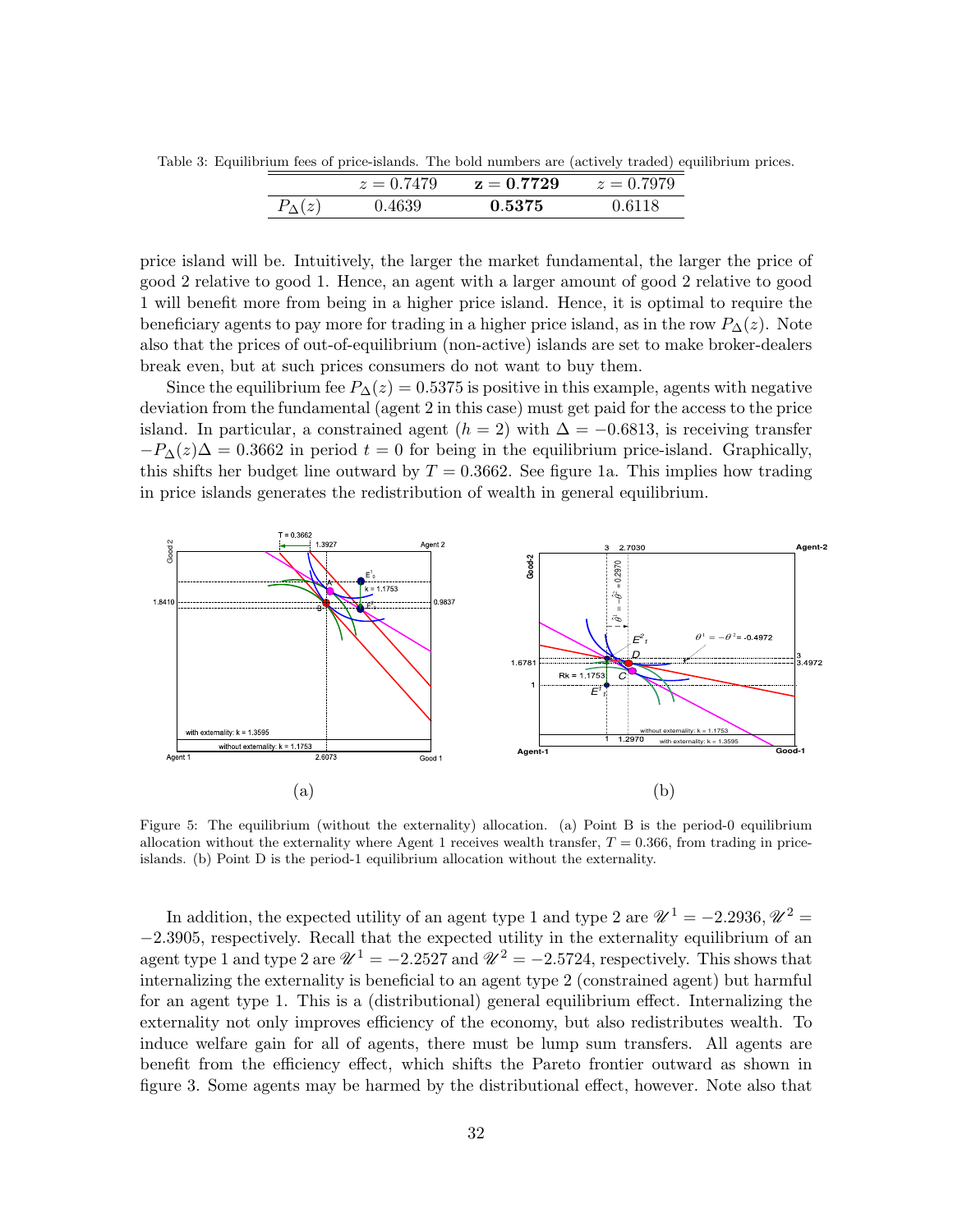Table 3: Equilibrium fees of price-islands. The bold numbers are (actively traded) equilibrium prices.

| | $z = 0.7479$ | $\mathbf{z = 0.7729}$ | $z = 0.7979$ |
|---|---|---|---|
| $P_{\Delta}(z)$ | 0.4639 | **0.5375** | 0.6118 |

price island will be. Intuitively, the larger the market fundamental, the larger the price of good 2 relative to good 1. Hence, an agent with a larger amount of good 2 relative to good 1 will benefit more from being in a higher price island. Hence, it is optimal to require the beneficiary agents to pay more for trading in a higher price island, as in the row $P_{\Delta}(z)$. Note also that the prices of out-of-equilibrium (non-active) islands are set to make broker-dealers break even, but at such prices consumers do not want to buy them.

Since the equilibrium fee $P_{\Delta}(z) = 0.5375$ is positive in this example, agents with negative deviation from the fundamental (agent 2 in this case) must get paid for the access to the price island. In particular, a constrained agent ($h = 2$) with $\Delta = -0.6813$, is receiving transfer $-P_{\Delta}(z)\Delta = 0.3662$ in period $t = 0$ for being in the equilibrium price-island. Graphically, this shifts her budget line outward by $T = 0.3662$. See figure 1a. This implies how trading in price islands generates the redistribution of wealth in general equilibrium.

(a)

(b)

Figure 5: The equilibrium (without the externality) allocation. (a) Point B is the period-0 equilibrium allocation without the externality where Agent 1 receives wealth transfer, $T = 0.366$, from trading in price-islands. (b) Point D is the period-1 equilibrium allocation without the externality.

In addition, the expected utility of an agent type 1 and type 2 are $\mathscr{U}^1 = -2.2936, \mathscr{U}^2 = -2.3905$, respectively. Recall that the expected utility in the externality equilibrium of an agent type 1 and type 2 are $\mathscr{U}^1 = -2.2527$ and $\mathscr{U}^2 = -2.5724$, respectively. This shows that internalizing the externality is beneficial to an agent type 2 (constrained agent) but harmful for an agent type 1. This is a (distributional) general equilibrium effect. Internalizing the externality not only improves efficiency of the economy, but also redistributes wealth. To induce welfare gain for all of agents, there must be lump sum transfers. All agents are benefit from the efficiency effect, which shifts the Pareto frontier outward as shown in figure 3. Some agents may be harmed by the distributional effect, however. Note also that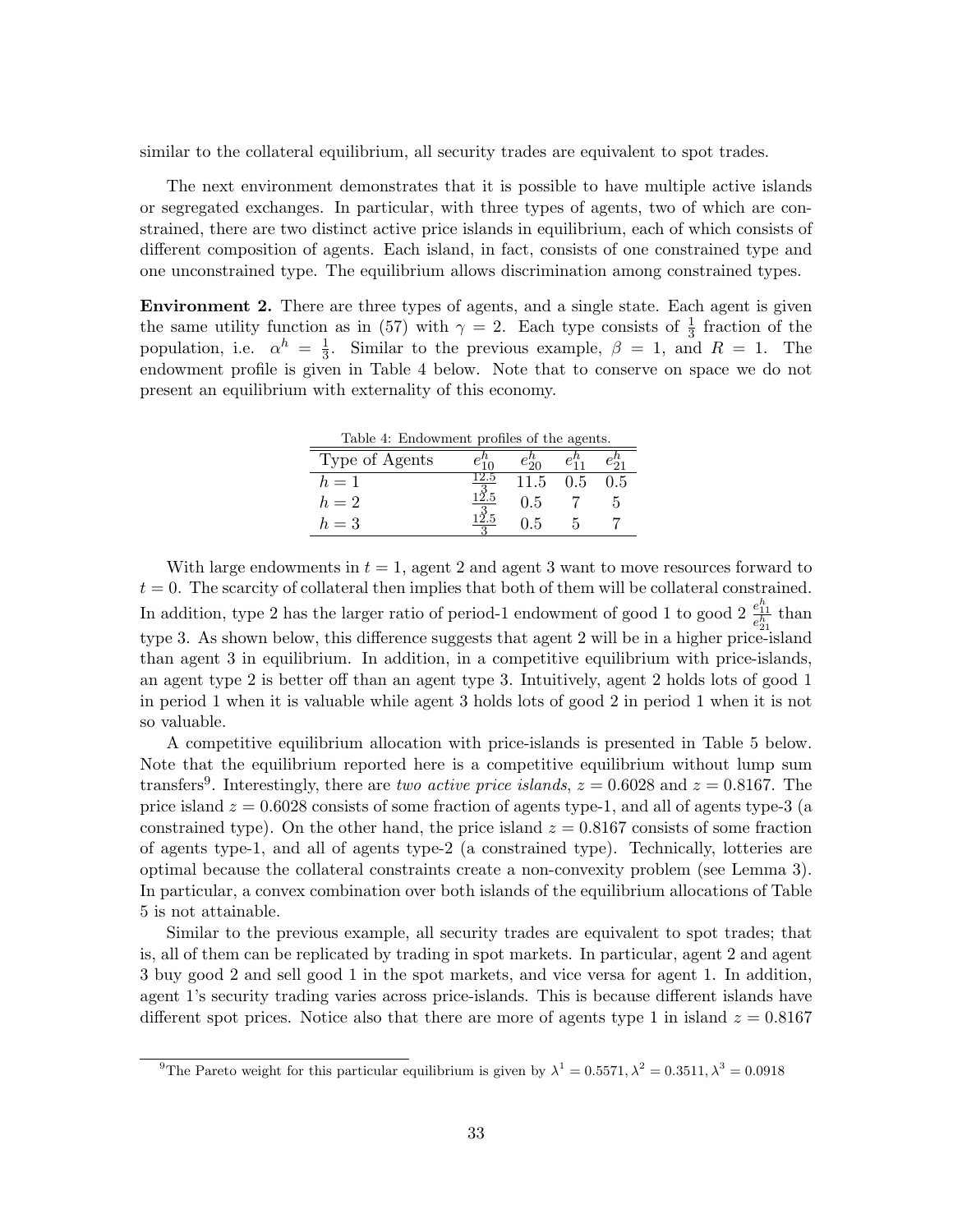similar to the collateral equilibrium, all security trades are equivalent to spot trades.

The next environment demonstrates that it is possible to have multiple active islands or segregated exchanges. In particular, with three types of agents, two of which are constrained, there are two distinct active price islands in equilibrium, each of which consists of different composition of agents. Each island, in fact, consists of one constrained type and one unconstrained type. The equilibrium allows discrimination among constrained types.

**Environment 2.** There are three types of agents, and a single state. Each agent is given the same utility function as in (57) with $\gamma = 2$. Each type consists of $\frac{1}{3}$ fraction of the population, i.e. $\alpha^h = \frac{1}{3}$. Similar to the previous example, $\beta = 1$, and $R = 1$. The endowment profile is given in Table 4 below. Note that to conserve on space we do not present an equilibrium with externality of this economy.

Table 4: Endowment profiles of the agents.

| Type of Agents | $e^h_{10}$ | $e^h_{20}$ | $e^h_{11}$ | $e^h_{21}$ |
|---|---|---|---|---|
| $h = 1$ | $\frac{12.5}{3}$ | 11.5 | 0.5 | 0.5 |
| $h = 2$ | $\frac{12.5}{3}$ | 0.5 | 7 | 5 |
| $h = 3$ | $\frac{12.5}{3}$ | 0.5 | 5 | 7 |

With large endowments in $t = 1$, agent 2 and agent 3 want to move resources forward to $t = 0$. The scarcity of collateral then implies that both of them will be collateral constrained. In addition, type 2 has the larger ratio of period-1 endowment of good 1 to good 2 $\frac{e^h_{11}}{e^h_{21}}$ than type 3. As shown below, this difference suggests that agent 2 will be in a higher price-island than agent 3 in equilibrium. In addition, in a competitive equilibrium with price-islands, an agent type 2 is better off than an agent type 3. Intuitively, agent 2 holds lots of good 1 in period 1 when it is valuable while agent 3 holds lots of good 2 in period 1 when it is not so valuable.

A competitive equilibrium allocation with price-islands is presented in Table 5 below. Note that the equilibrium reported here is a competitive equilibrium without lump sum transfers[9]. Interestingly, there are *two active price islands*, $z = 0.6028$ and $z = 0.8167$. The price island $z = 0.6028$ consists of some fraction of agents type-1, and all of agents type-3 (a constrained type). On the other hand, the price island $z = 0.8167$ consists of some fraction of agents type-1, and all of agents type-2 (a constrained type). Technically, lotteries are optimal because the collateral constraints create a non-convexity problem (see Lemma 3). In particular, a convex combination over both islands of the equilibrium allocations of Table 5 is not attainable.

Similar to the previous example, all security trades are equivalent to spot trades; that is, all of them can be replicated by trading in spot markets. In particular, agent 2 and agent 3 buy good 2 and sell good 1 in the spot markets, and vice versa for agent 1. In addition, agent 1's security trading varies across price-islands. This is because different islands have different spot prices. Notice also that there are more of agents type 1 in island $z = 0.8167$

[9] The Pareto weight for this particular equilibrium is given by $\lambda^1 = 0.5571, \lambda^2 = 0.3511, \lambda^3 = 0.0918$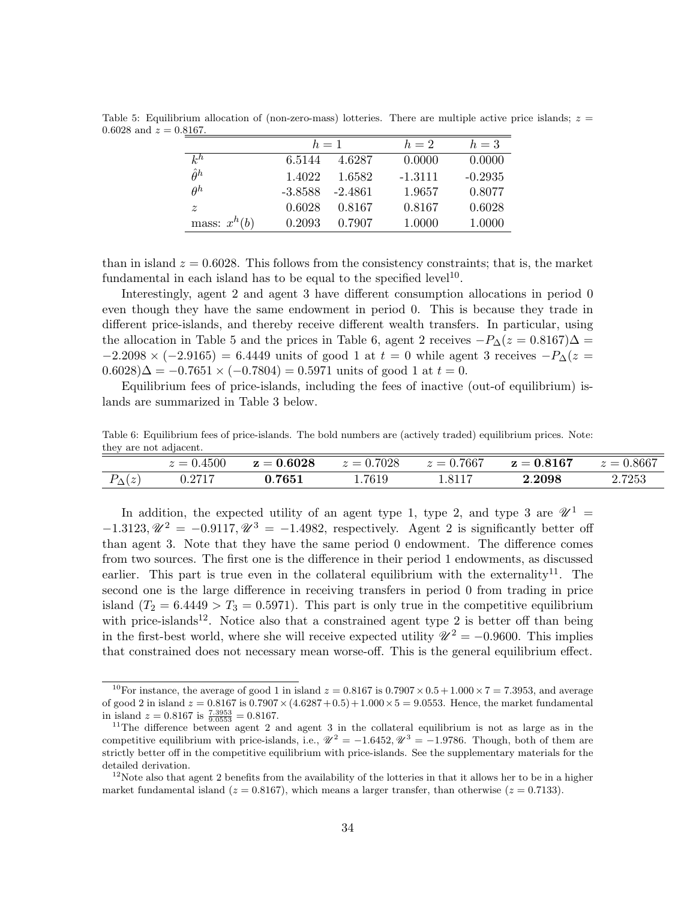Table 5: Equilibrium allocation of (non-zero-mass) lotteries. There are multiple active price islands; $z = 0.6028$ and $z = 0.8167$.

| | $h = 1$ | | $h = 2$ | $h = 3$ |
|---|---|---|---|---|
| $k^h$ | 6.5144 | 4.6287 | 0.0000 | 0.0000 |
| $\hat{\theta}^h$ | 1.4022 | 1.6582 | -1.3111 | -0.2935 |
| $\theta^h$ | -3.8588 | -2.4861 | 1.9657 | 0.8077 |
| $z$ | 0.6028 | 0.8167 | 0.8167 | 0.6028 |
| mass: $x^h(b)$ | 0.2093 | 0.7907 | 1.0000 | 1.0000 |

than in island $z = 0.6028$. This follows from the consistency constraints; that is, the market fundamental in each island has to be equal to the specified level[10].

Interestingly, agent 2 and agent 3 have different consumption allocations in period 0 even though they have the same endowment in period 0. This is because they trade in different price-islands, and thereby receive different wealth transfers. In particular, using the allocation in Table 5 and the prices in Table 6, agent 2 receives $-P_\Delta(z = 0.8167)\Delta = -2.2098 \times (-2.9165) = 6.4449$ units of good 1 at $t = 0$ while agent 3 receives $-P_\Delta(z = 0.6028)\Delta = -0.7651 \times (-0.7804) = 0.5971$ units of good 1 at $t = 0$.

Equilibrium fees of price-islands, including the fees of inactive (out-of equilibrium) islands are summarized in Table 3 below.

Table 6: Equilibrium fees of price-islands. The bold numbers are (actively traded) equilibrium prices. Note: they are not adjacent.

| | $z = 0.4500$ | $\mathbf{z = 0.6028}$ | $z = 0.7028$ | $z = 0.7667$ | $\mathbf{z = 0.8167}$ | $z = 0.8667$ |
|---|---|---|---|---|---|---|
| $P_\Delta(z)$ | 0.2717 | **0.7651** | 1.7619 | 1.8117 | **2.2098** | 2.7253 |

In addition, the expected utility of an agent type 1, type 2, and type 3 are $\mathscr{U}^1 = -1.3123, \mathscr{U}^2 = -0.9117, \mathscr{U}^3 = -1.4982$, respectively. Agent 2 is significantly better off than agent 3. Note that they have the same period 0 endowment. The difference comes from two sources. The first one is the difference in their period 1 endowments, as discussed earlier. This part is true even in the collateral equilibrium with the externality[11]. The second one is the large difference in receiving transfers in period 0 from trading in price island ($T_2 = 6.4449 > T_3 = 0.5971$). This part is only true in the competitive equilibrium with price-islands[12]. Notice also that a constrained agent type 2 is better off than being in the first-best world, where she will receive expected utility $\mathscr{U}^2 = -0.9600$. This implies that constrained does not necessary mean worse-off. This is the general equilibrium effect.

[10]For instance, the average of good 1 in island $z = 0.8167$ is $0.7907 \times 0.5 + 1.000 \times 7 = 7.3953$, and average of good 2 in island $z = 0.8167$ is $0.7907 \times (4.6287 + 0.5) + 1.000 \times 5 = 9.0553$. Hence, the market fundamental in island $z = 0.8167$ is $\frac{7.3953}{9.0553} = 0.8167$.

[11]The difference between agent 2 and agent 3 in the collateral equilibrium is not as large as in the competitive equilibrium with price-islands, i.e., $\mathscr{U}^2 = -1.6452, \mathscr{U}^3 = -1.9786$. Though, both of them are strictly better off in the competitive equilibrium with price-islands. See the supplementary materials for the detailed derivation.

[12]Note also that agent 2 benefits from the availability of the lotteries in that it allows her to be in a higher market fundamental island ($z = 0.8167$), which means a larger transfer, than otherwise ($z = 0.7133$).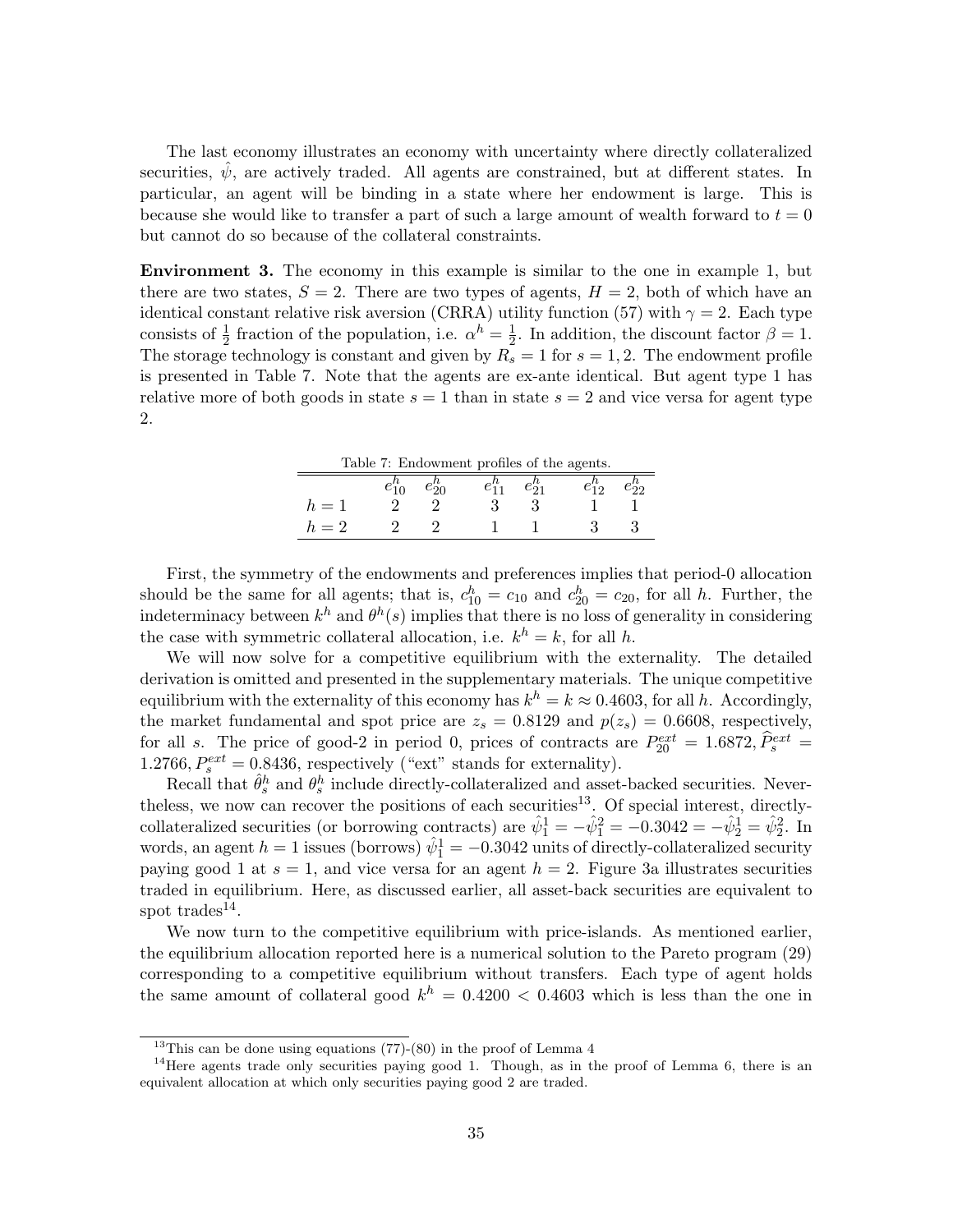The last economy illustrates an economy with uncertainty where directly collateralized securities, $\hat{\psi}$, are actively traded. All agents are constrained, but at different states. In particular, an agent will be binding in a state where her endowment is large. This is because she would like to transfer a part of such a large amount of wealth forward to $t = 0$ but cannot do so because of the collateral constraints.

**Environment 3.** The economy in this example is similar to the one in example 1, but there are two states, $S = 2$. There are two types of agents, $H = 2$, both of which have an identical constant relative risk aversion (CRRA) utility function (57) with $\gamma = 2$. Each type consists of $\frac{1}{2}$ fraction of the population, i.e. $\alpha^h = \frac{1}{2}$. In addition, the discount factor $\beta = 1$. The storage technology is constant and given by $R_s = 1$ for $s = 1, 2$. The endowment profile is presented in Table 7. Note that the agents are ex-ante identical. But agent type 1 has relative more of both goods in state $s = 1$ than in state $s = 2$ and vice versa for agent type 2.

Table 7: Endowment profiles of the agents.

| | $e^h_{10}$ | $e^h_{20}$ | $e^h_{11}$ | $e^h_{21}$ | $e^h_{12}$ | $e^h_{22}$ |
|---|---|---|---|---|---|---|
| $h = 1$ | 2 | 2 | 3 | 3 | 1 | 1 |
| $h = 2$ | 2 | 2 | 1 | 1 | 3 | 3 |

First, the symmetry of the endowments and preferences implies that period-0 allocation should be the same for all agents; that is, $c^h_{10} = c_{10}$ and $c^h_{20} = c_{20}$, for all $h$. Further, the indeterminacy between $k^h$ and $\theta^h(s)$ implies that there is no loss of generality in considering the case with symmetric collateral allocation, i.e. $k^h = k$, for all $h$.

We will now solve for a competitive equilibrium with the externality. The detailed derivation is omitted and presented in the supplementary materials. The unique competitive equilibrium with the externality of this economy has $k^h = k \approx 0.4603$, for all $h$. Accordingly, the market fundamental and spot price are $z_s = 0.8129$ and $p(z_s) = 0.6608$, respectively, for all $s$. The price of good-2 in period 0, prices of contracts are $P^{ext}_{20} = 1.6872$, $\widehat{P}^{ext}_s = 1.2766$, $P^{ext}_s = 0.8436$, respectively ("ext" stands for externality).

Recall that $\hat{\theta}^h_s$ and $\theta^h_s$ include directly-collateralized and asset-backed securities. Nevertheless, we now can recover the positions of each securities[13]. Of special interest, directly-collateralized securities (or borrowing contracts) are $\hat{\psi}^1_1 = -\hat{\psi}^2_1 = -0.3042 = -\hat{\psi}^1_2 = \hat{\psi}^2_2$. In words, an agent $h = 1$ issues (borrows) $\hat{\psi}^1_1 = -0.3042$ units of directly-collateralized security paying good 1 at $s = 1$, and vice versa for an agent $h = 2$. Figure 3a illustrates securities traded in equilibrium. Here, as discussed earlier, all asset-back securities are equivalent to spot trades[14].

We now turn to the competitive equilibrium with price-islands. As mentioned earlier, the equilibrium allocation reported here is a numerical solution to the Pareto program (29) corresponding to a competitive equilibrium without transfers. Each type of agent holds the same amount of collateral good $k^h = 0.4200 < 0.4603$ which is less than the one in

[13] This can be done using equations (77)-(80) in the proof of Lemma 4

[14] Here agents trade only securities paying good 1. Though, as in the proof of Lemma 6, there is an equivalent allocation at which only securities paying good 2 are traded.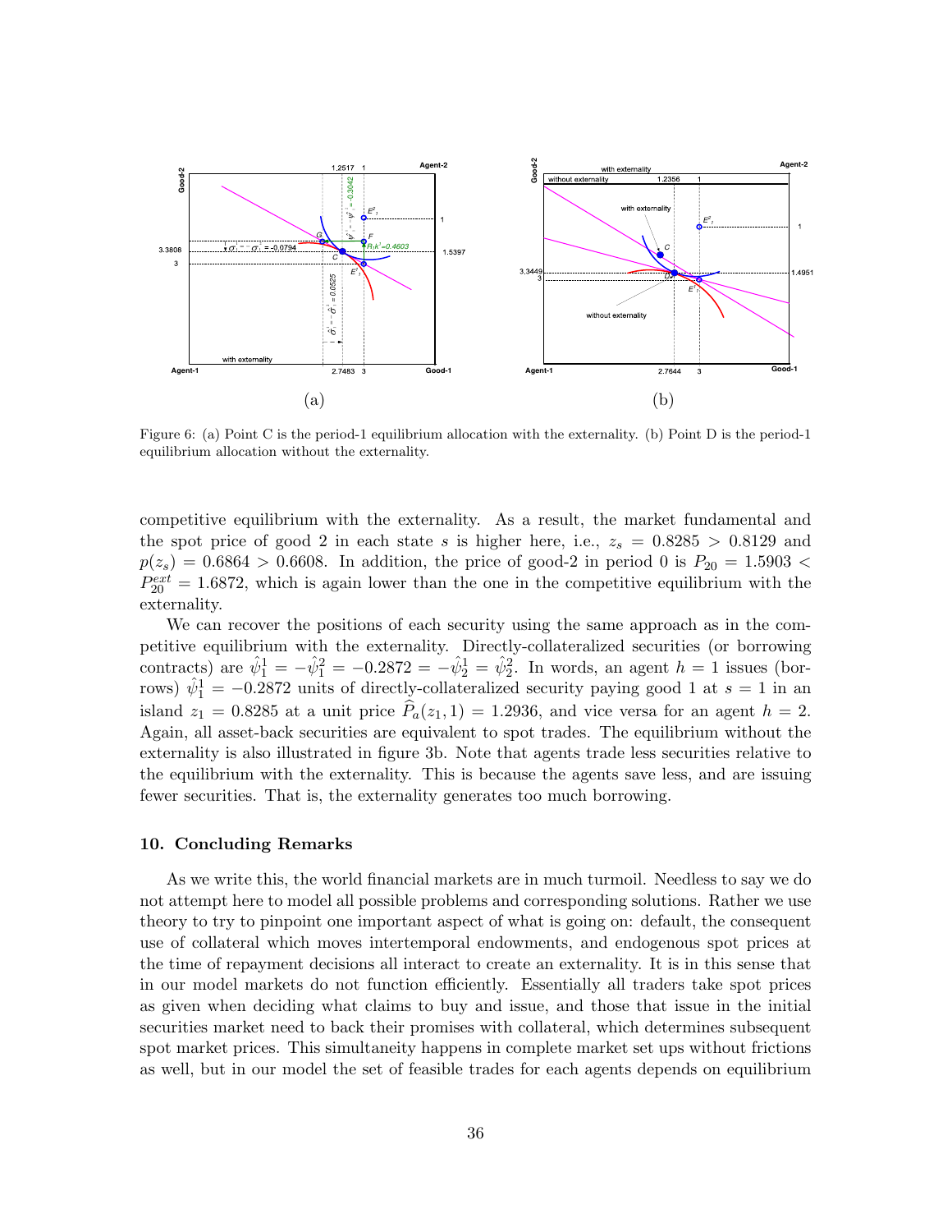Figure 6: (a) Point C is the period-1 equilibrium allocation with the externality. (b) Point D is the period-1 equilibrium allocation without the externality.

competitive equilibrium with the externality. As a result, the market fundamental and the spot price of good 2 in each state $s$ is higher here, i.e., $z_s = 0.8285 > 0.8129$ and $p(z_s) = 0.6864 > 0.6608$. In addition, the price of good-2 in period 0 is $P_{20} = 1.5903 < P_{20}^{ext} = 1.6872$, which is again lower than the one in the competitive equilibrium with the externality.

We can recover the positions of each security using the same approach as in the competitive equilibrium with the externality. Directly-collateralized securities (or borrowing contracts) are $\hat{\psi}_1^1 = -\hat{\psi}_1^2 = -0.2872 = -\hat{\psi}_2^1 = \hat{\psi}_2^2$. In words, an agent $h = 1$ issues (borrows) $\hat{\psi}_1^1 = -0.2872$ units of directly-collateralized security paying good 1 at $s = 1$ in an island $z_1 = 0.8285$ at a unit price $\widehat{P}_a(z_1, 1) = 1.2936$, and vice versa for an agent $h = 2$. Again, all asset-back securities are equivalent to spot trades. The equilibrium without the externality is also illustrated in figure 3b. Note that agents trade less securities relative to the equilibrium with the externality. This is because the agents save less, and are issuing fewer securities. That is, the externality generates too much borrowing.

## 10. Concluding Remarks

As we write this, the world financial markets are in much turmoil. Needless to say we do not attempt here to model all possible problems and corresponding solutions. Rather we use theory to try to pinpoint one important aspect of what is going on: default, the consequent use of collateral which moves intertemporal endowments, and endogenous spot prices at the time of repayment decisions all interact to create an externality. It is in this sense that in our model markets do not function efficiently. Essentially all traders take spot prices as given when deciding what claims to buy and issue, and those that issue in the initial securities market need to back their promises with collateral, which determines subsequent spot market prices. This simultaneity happens in complete market set ups without frictions as well, but in our model the set of feasible trades for each agents depends on equilibrium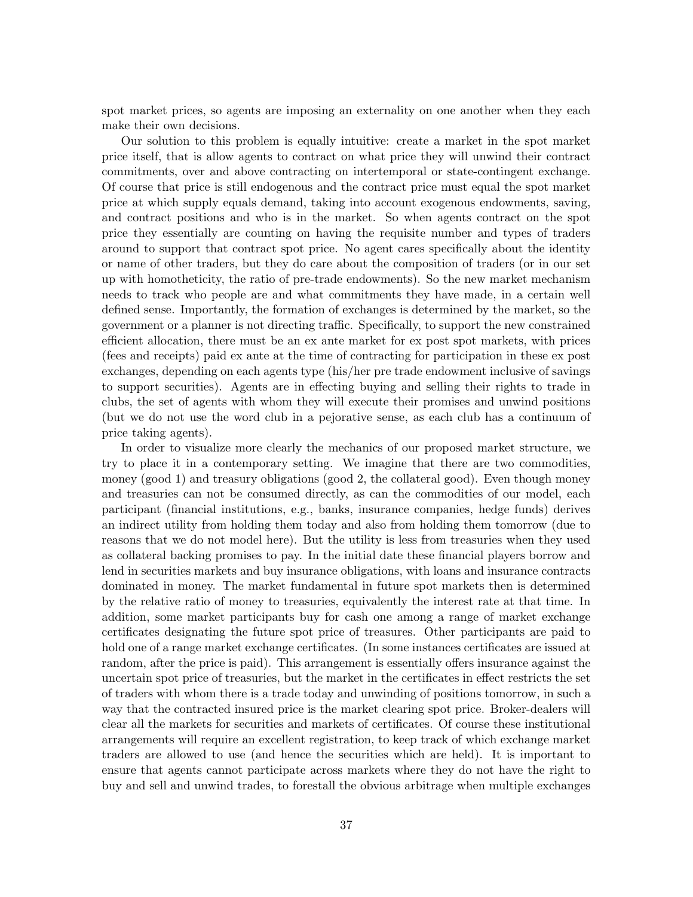spot market prices, so agents are imposing an externality on one another when they each make their own decisions.

Our solution to this problem is equally intuitive: create a market in the spot market price itself, that is allow agents to contract on what price they will unwind their contract commitments, over and above contracting on intertemporal or state-contingent exchange. Of course that price is still endogenous and the contract price must equal the spot market price at which supply equals demand, taking into account exogenous endowments, saving, and contract positions and who is in the market. So when agents contract on the spot price they essentially are counting on having the requisite number and types of traders around to support that contract spot price. No agent cares specifically about the identity or name of other traders, but they do care about the composition of traders (or in our set up with homotheticity, the ratio of pre-trade endowments). So the new market mechanism needs to track who people are and what commitments they have made, in a certain well defined sense. Importantly, the formation of exchanges is determined by the market, so the government or a planner is not directing traffic. Specifically, to support the new constrained efficient allocation, there must be an ex ante market for ex post spot markets, with prices (fees and receipts) paid ex ante at the time of contracting for participation in these ex post exchanges, depending on each agents type (his/her pre trade endowment inclusive of savings to support securities). Agents are in effecting buying and selling their rights to trade in clubs, the set of agents with whom they will execute their promises and unwind positions (but we do not use the word club in a pejorative sense, as each club has a continuum of price taking agents).

In order to visualize more clearly the mechanics of our proposed market structure, we try to place it in a contemporary setting. We imagine that there are two commodities, money (good 1) and treasury obligations (good 2, the collateral good). Even though money and treasuries can not be consumed directly, as can the commodities of our model, each participant (financial institutions, e.g., banks, insurance companies, hedge funds) derives an indirect utility from holding them today and also from holding them tomorrow (due to reasons that we do not model here). But the utility is less from treasuries when they used as collateral backing promises to pay. In the initial date these financial players borrow and lend in securities markets and buy insurance obligations, with loans and insurance contracts dominated in money. The market fundamental in future spot markets then is determined by the relative ratio of money to treasuries, equivalently the interest rate at that time. In addition, some market participants buy for cash one among a range of market exchange certificates designating the future spot price of treasures. Other participants are paid to hold one of a range market exchange certificates. (In some instances certificates are issued at random, after the price is paid). This arrangement is essentially offers insurance against the uncertain spot price of treasuries, but the market in the certificates in effect restricts the set of traders with whom there is a trade today and unwinding of positions tomorrow, in such a way that the contracted insured price is the market clearing spot price. Broker-dealers will clear all the markets for securities and markets of certificates. Of course these institutional arrangements will require an excellent registration, to keep track of which exchange market traders are allowed to use (and hence the securities which are held). It is important to ensure that agents cannot participate across markets where they do not have the right to buy and sell and unwind trades, to forestall the obvious arbitrage when multiple exchanges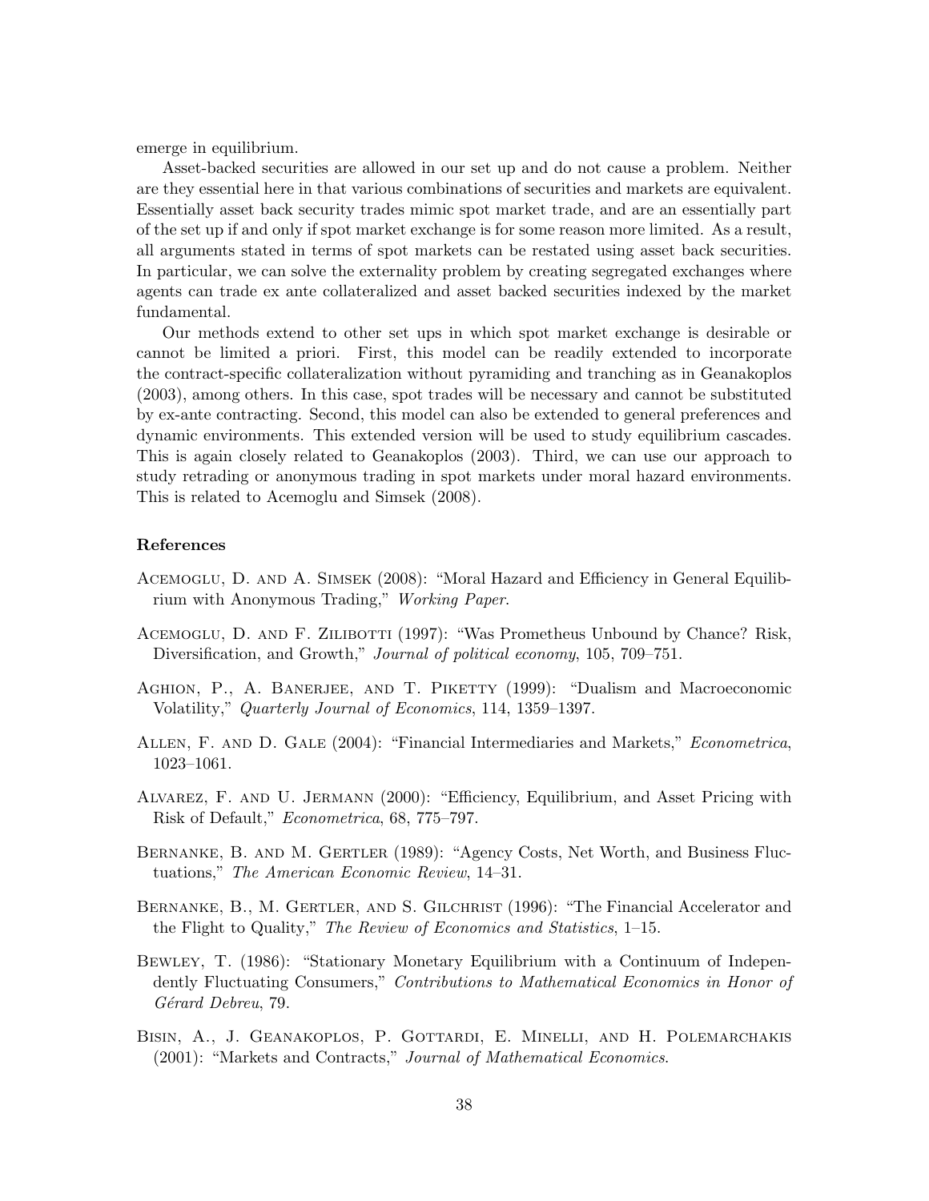emerge in equilibrium.

Asset-backed securities are allowed in our set up and do not cause a problem. Neither are they essential here in that various combinations of securities and markets are equivalent. Essentially asset back security trades mimic spot market trade, and are an essentially part of the set up if and only if spot market exchange is for some reason more limited. As a result, all arguments stated in terms of spot markets can be restated using asset back securities. In particular, we can solve the externality problem by creating segregated exchanges where agents can trade ex ante collateralized and asset backed securities indexed by the market fundamental.

Our methods extend to other set ups in which spot market exchange is desirable or cannot be limited a priori. First, this model can be readily extended to incorporate the contract-specific collateralization without pyramiding and tranching as in Geanakoplos (2003), among others. In this case, spot trades will be necessary and cannot be substituted by ex-ante contracting. Second, this model can also be extended to general preferences and dynamic environments. This extended version will be used to study equilibrium cascades. This is again closely related to Geanakoplos (2003). Third, we can use our approach to study retrading or anonymous trading in spot markets under moral hazard environments. This is related to Acemoglu and Simsek (2008).

## References

Acemoglu, D. and A. Simsek (2008): "Moral Hazard and Efficiency in General Equilibrium with Anonymous Trading," *Working Paper*.

Acemoglu, D. and F. Zilibotti (1997): "Was Prometheus Unbound by Chance? Risk, Diversification, and Growth," *Journal of political economy*, 105, 709–751.

Aghion, P., A. Banerjee, and T. Piketty (1999): "Dualism and Macroeconomic Volatility," *Quarterly Journal of Economics*, 114, 1359–1397.

Allen, F. and D. Gale (2004): "Financial Intermediaries and Markets," *Econometrica*, 1023–1061.

Alvarez, F. and U. Jermann (2000): "Efficiency, Equilibrium, and Asset Pricing with Risk of Default," *Econometrica*, 68, 775–797.

Bernanke, B. and M. Gertler (1989): "Agency Costs, Net Worth, and Business Fluctuations," *The American Economic Review*, 14–31.

Bernanke, B., M. Gertler, and S. Gilchrist (1996): "The Financial Accelerator and the Flight to Quality," *The Review of Economics and Statistics*, 1–15.

Bewley, T. (1986): "Stationary Monetary Equilibrium with a Continuum of Independently Fluctuating Consumers," *Contributions to Mathematical Economics in Honor of Gérard Debreu*, 79.

Bisin, A., J. Geanakoplos, P. Gottardi, E. Minelli, and H. Polemarchakis (2001): "Markets and Contracts," *Journal of Mathematical Economics*.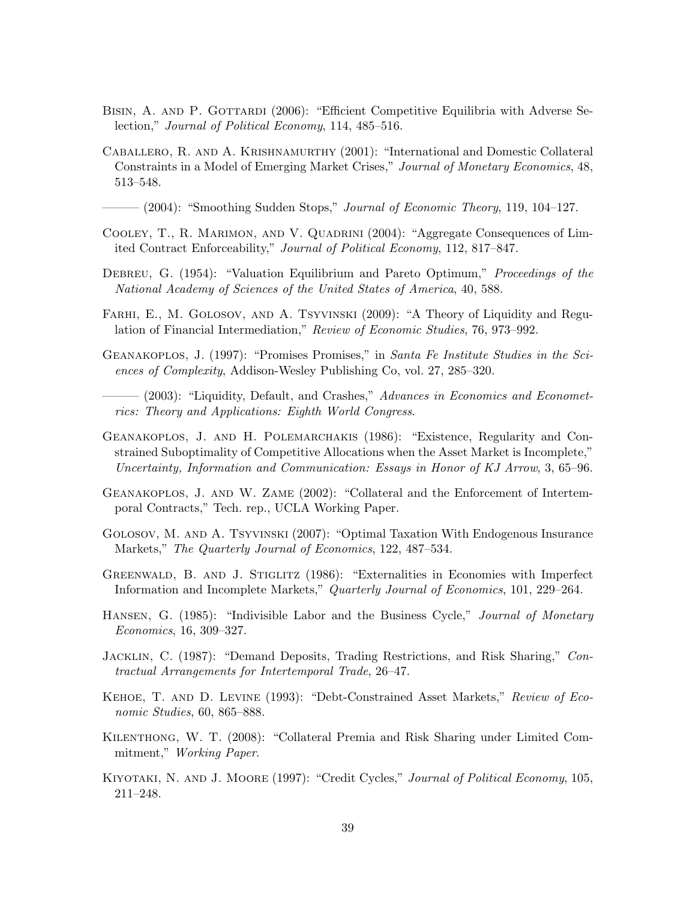Bisin, A. and P. Gottardi (2006): "Efficient Competitive Equilibria with Adverse Selection," *Journal of Political Economy*, 114, 485–516.

Caballero, R. and A. Krishnamurthy (2001): "International and Domestic Collateral Constraints in a Model of Emerging Market Crises," *Journal of Monetary Economics*, 48, 513–548.

——— (2004): "Smoothing Sudden Stops," *Journal of Economic Theory*, 119, 104–127.

Cooley, T., R. Marimon, and V. Quadrini (2004): "Aggregate Consequences of Limited Contract Enforceability," *Journal of Political Economy*, 112, 817–847.

Debreu, G. (1954): "Valuation Equilibrium and Pareto Optimum," *Proceedings of the National Academy of Sciences of the United States of America*, 40, 588.

Farhi, E., M. Golosov, and A. Tsyvinski (2009): "A Theory of Liquidity and Regulation of Financial Intermediation," *Review of Economic Studies*, 76, 973–992.

Geanakoplos, J. (1997): "Promises Promises," in *Santa Fe Institute Studies in the Sciences of Complexity*, Addison-Wesley Publishing Co, vol. 27, 285–320.

——— (2003): "Liquidity, Default, and Crashes," *Advances in Economics and Econometrics: Theory and Applications: Eighth World Congress*.

Geanakoplos, J. and H. Polemarchakis (1986): "Existence, Regularity and Constrained Suboptimality of Competitive Allocations when the Asset Market is Incomplete," *Uncertainty, Information and Communication: Essays in Honor of KJ Arrow*, 3, 65–96.

Geanakoplos, J. and W. Zame (2002): "Collateral and the Enforcement of Intertemporal Contracts," Tech. rep., UCLA Working Paper.

Golosov, M. and A. Tsyvinski (2007): "Optimal Taxation With Endogenous Insurance Markets," *The Quarterly Journal of Economics*, 122, 487–534.

Greenwald, B. and J. Stiglitz (1986): "Externalities in Economies with Imperfect Information and Incomplete Markets," *Quarterly Journal of Economics*, 101, 229–264.

Hansen, G. (1985): "Indivisible Labor and the Business Cycle," *Journal of Monetary Economics*, 16, 309–327.

Jacklin, C. (1987): "Demand Deposits, Trading Restrictions, and Risk Sharing," *Contractual Arrangements for Intertemporal Trade*, 26–47.

Kehoe, T. and D. Levine (1993): "Debt-Constrained Asset Markets," *Review of Economic Studies*, 60, 865–888.

Kilenthong, W. T. (2008): "Collateral Premia and Risk Sharing under Limited Commitment," *Working Paper*.

Kiyotaki, N. and J. Moore (1997): "Credit Cycles," *Journal of Political Economy*, 105, 211–248.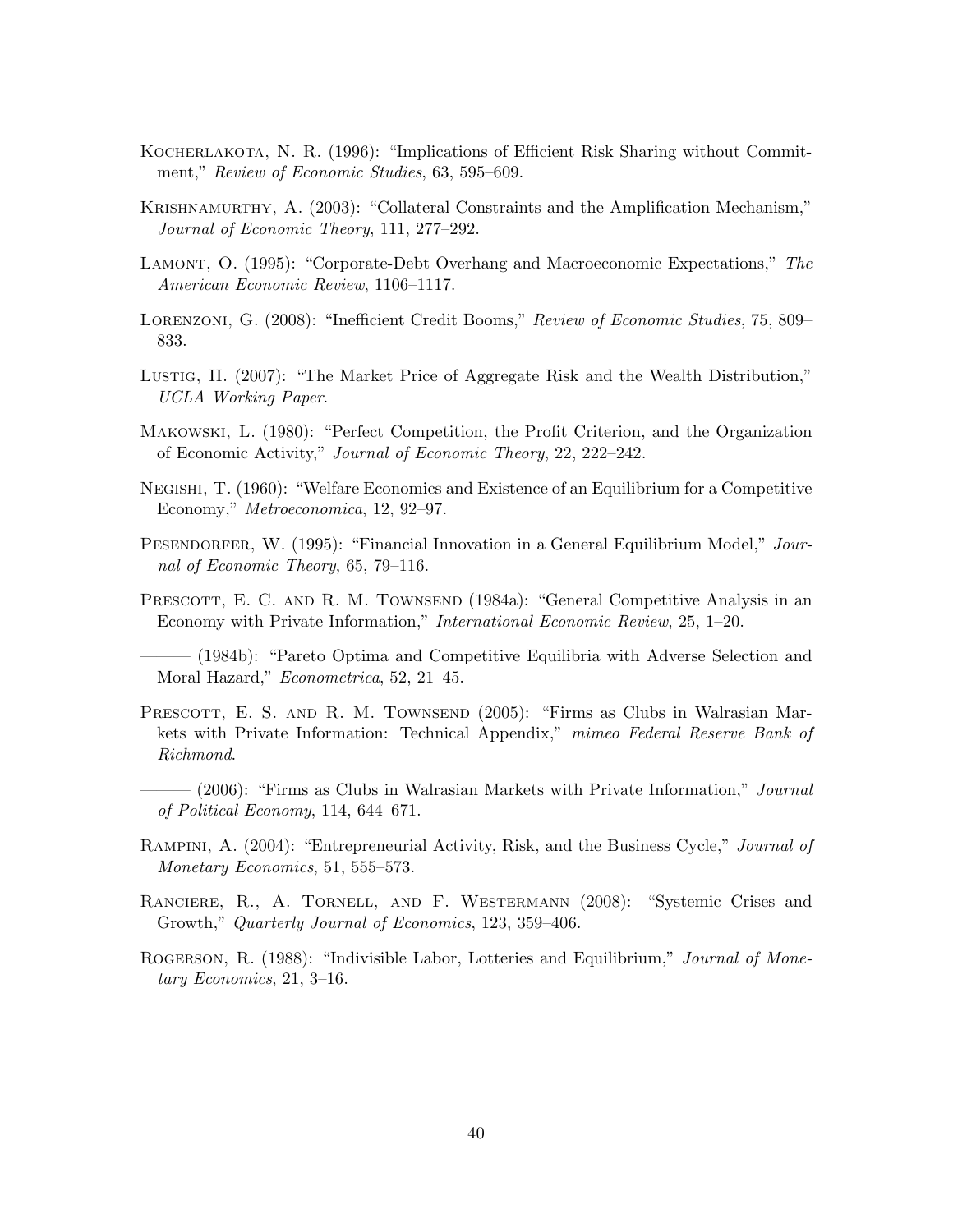Kocherlakota, N. R. (1996): "Implications of Efficient Risk Sharing without Commitment," *Review of Economic Studies*, 63, 595–609.

Krishnamurthy, A. (2003): "Collateral Constraints and the Amplification Mechanism," *Journal of Economic Theory*, 111, 277–292.

Lamont, O. (1995): "Corporate-Debt Overhang and Macroeconomic Expectations," *The American Economic Review*, 1106–1117.

Lorenzoni, G. (2008): "Inefficient Credit Booms," *Review of Economic Studies*, 75, 809–833.

Lustig, H. (2007): "The Market Price of Aggregate Risk and the Wealth Distribution," *UCLA Working Paper*.

Makowski, L. (1980): "Perfect Competition, the Profit Criterion, and the Organization of Economic Activity," *Journal of Economic Theory*, 22, 222–242.

Negishi, T. (1960): "Welfare Economics and Existence of an Equilibrium for a Competitive Economy," *Metroeconomica*, 12, 92–97.

Pesendorfer, W. (1995): "Financial Innovation in a General Equilibrium Model," *Journal of Economic Theory*, 65, 79–116.

Prescott, E. C. and R. M. Townsend (1984a): "General Competitive Analysis in an Economy with Private Information," *International Economic Review*, 25, 1–20.

——— (1984b): "Pareto Optima and Competitive Equilibria with Adverse Selection and Moral Hazard," *Econometrica*, 52, 21–45.

Prescott, E. S. and R. M. Townsend (2005): "Firms as Clubs in Walrasian Markets with Private Information: Technical Appendix," *mimeo Federal Reserve Bank of Richmond*.

——— (2006): "Firms as Clubs in Walrasian Markets with Private Information," *Journal of Political Economy*, 114, 644–671.

Rampini, A. (2004): "Entrepreneurial Activity, Risk, and the Business Cycle," *Journal of Monetary Economics*, 51, 555–573.

Ranciere, R., A. Tornell, and F. Westermann (2008): "Systemic Crises and Growth," *Quarterly Journal of Economics*, 123, 359–406.

Rogerson, R. (1988): "Indivisible Labor, Lotteries and Equilibrium," *Journal of Monetary Economics*, 21, 3–16.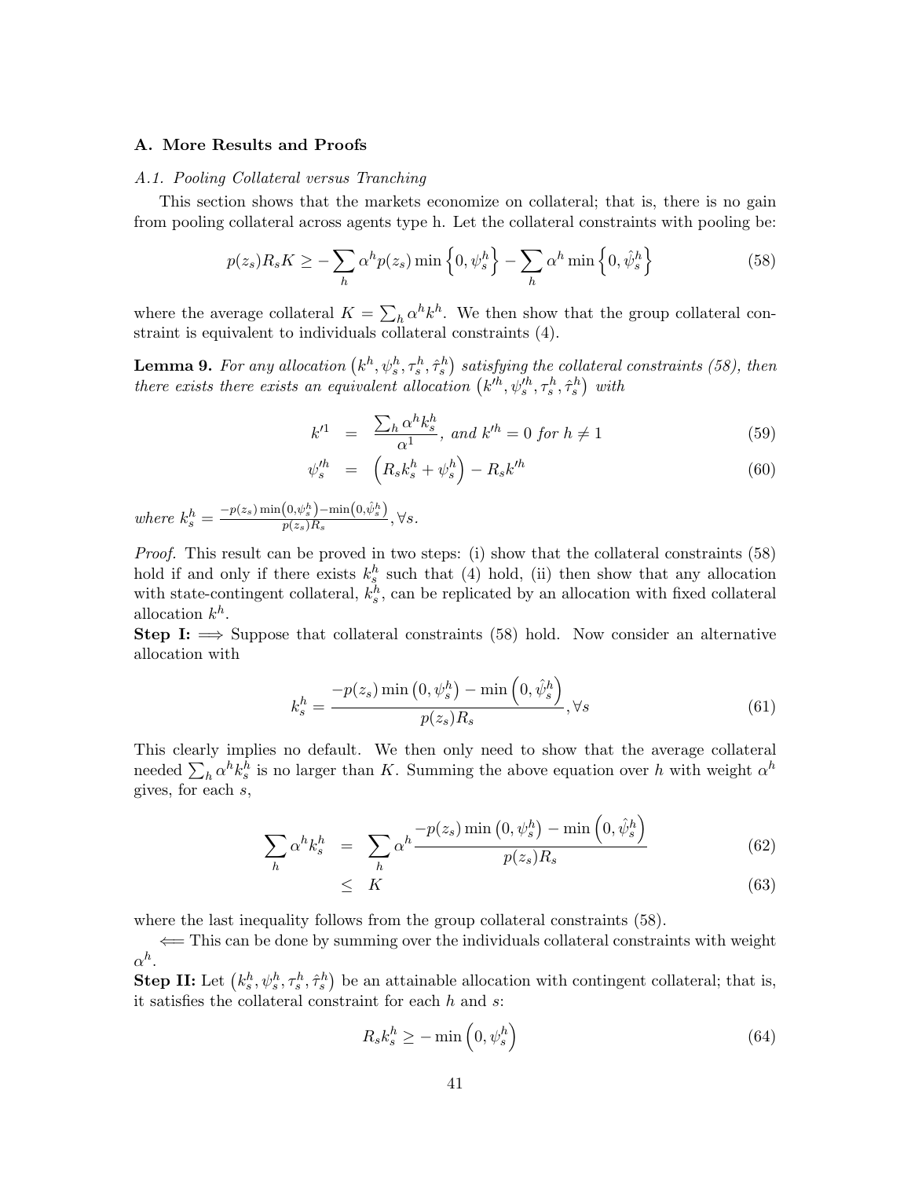### A. More Results and Proofs

#### *A.1. Pooling Collateral versus Tranching*

This section shows that the markets economize on collateral; that is, there is no gain from pooling collateral across agents type h. Let the collateral constraints with pooling be:

$$p(z_s)R_sK \geq -\sum_h \alpha^h p(z_s)\min\left\{0,\psi_s^h\right\} - \sum_h \alpha^h \min\left\{0,\hat{\psi}_s^h\right\} \tag{58}$$

where the average collateral $K = \sum_h \alpha^h k^h$. We then show that the group collateral constraint is equivalent to individuals collateral constraints (4).

**Lemma 9.** *For any allocation $\left(k^h, \psi_s^h, \tau_s^h, \hat{\tau}_s^h\right)$ satisfying the collateral constraints (58), then there exists there exists an equivalent allocation $\left(k'^h, \psi_s'^h, \tau_s^h, \hat{\tau}_s^h\right)$ with*

$$k'^1 = \frac{\sum_h \alpha^h k_s^h}{\alpha^1}, \text{ and } k'^h = 0 \text{ for } h \neq 1 \tag{59}$$

$$\psi_s'^h = \left(R_s k_s^h + \psi_s^h\right) - R_s k'^h \tag{60}$$

*where* $k_s^h = \frac{-p(z_s)\min\left(0,\psi_s^h\right) - \min\left(0,\hat{\psi}_s^h\right)}{p(z_s)R_s}, \forall s.$

*Proof.* This result can be proved in two steps: (i) show that the collateral constraints (58) hold if and only if there exists $k_s^h$ such that (4) hold, (ii) then show that any allocation with state-contingent collateral, $k_s^h$, can be replicated by an allocation with fixed collateral allocation $k^h$.

**Step I:** $\Longrightarrow$ Suppose that collateral constraints (58) hold. Now consider an alternative allocation with

$$k_s^h = \frac{-p(z_s)\min\left(0,\psi_s^h\right) - \min\left(0,\hat{\psi}_s^h\right)}{p(z_s)R_s}, \forall s \tag{61}$$

This clearly implies no default. We then only need to show that the average collateral needed $\sum_h \alpha^h k_s^h$ is no larger than $K$. Summing the above equation over $h$ with weight $\alpha^h$ gives, for each $s$,

$$\sum_h \alpha^h k_s^h = \sum_h \alpha^h \frac{-p(z_s)\min\left(0,\psi_s^h\right) - \min\left(0,\hat{\psi}_s^h\right)}{p(z_s)R_s} \tag{62}$$

$$\leq K \tag{63}$$

where the last inequality follows from the group collateral constraints (58).

$\Longleftarrow$ This can be done by summing over the individuals collateral constraints with weight $\alpha^h$.

**Step II:** Let $\left(k_s^h, \psi_s^h, \tau_s^h, \hat{\tau}_s^h\right)$ be an attainable allocation with contingent collateral; that is, it satisfies the collateral constraint for each $h$ and $s$:

$$R_s k_s^h \geq -\min\left(0,\psi_s^h\right) \tag{64}$$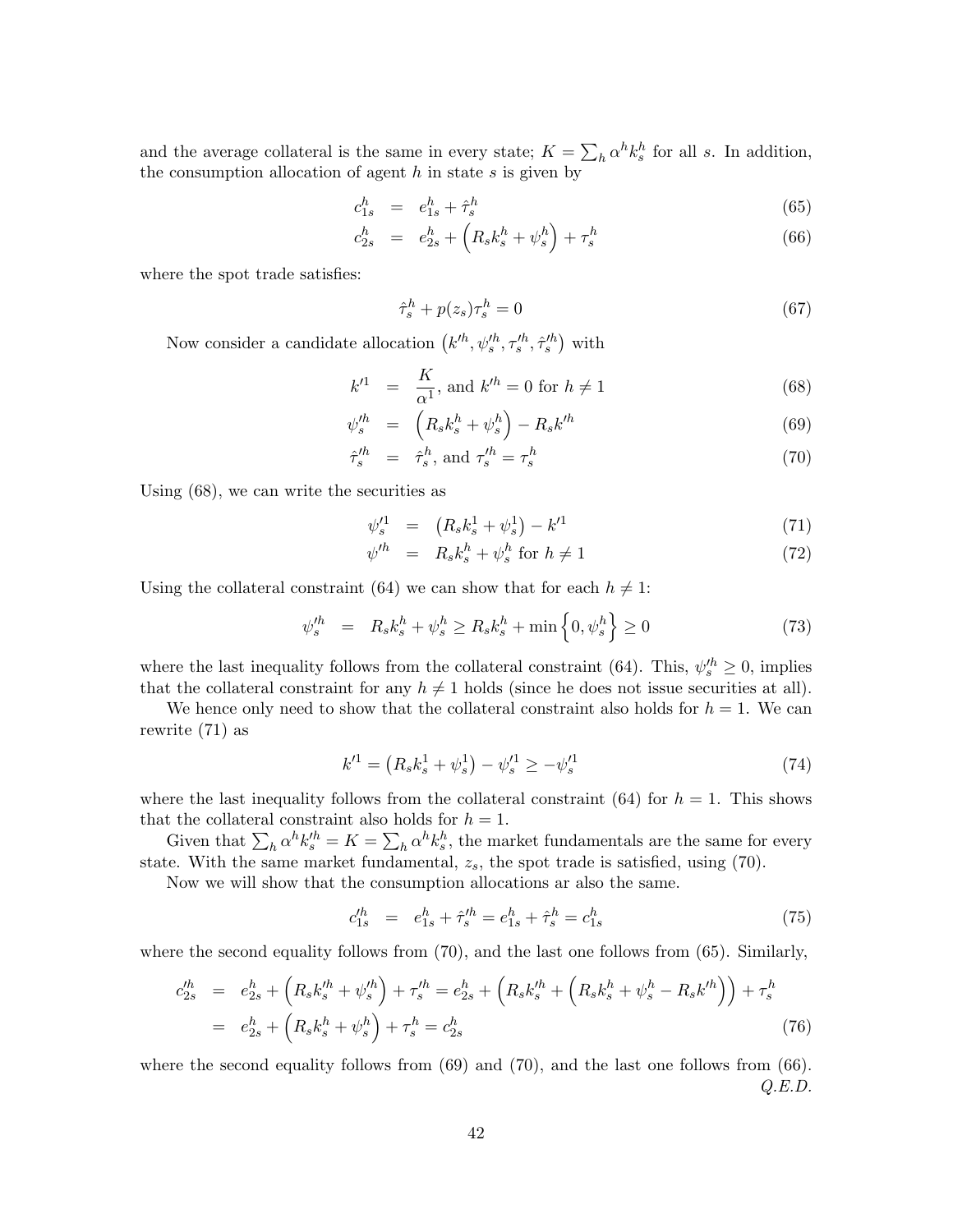and the average collateral is the same in every state; $K = \sum_h \alpha^h k_s^h$ for all $s$. In addition, the consumption allocation of agent $h$ in state $s$ is given by

$$c_{1s}^h = e_{1s}^h + \hat{\tau}_s^h \tag{65}$$

$$c_{2s}^h = e_{2s}^h + \left(R_s k_s^h + \psi_s^h\right) + \tau_s^h \tag{66}$$

where the spot trade satisfies:

$$\hat{\tau}_s^h + p(z_s)\tau_s^h = 0 \tag{67}$$

Now consider a candidate allocation $\left(k'^h, \psi_s'^h, \tau_s'^h, \hat{\tau}_s'^h\right)$ with

$$k'^1 = \frac{K}{\alpha^1}, \text{ and } k'^h = 0 \text{ for } h \neq 1 \tag{68}$$

$$\psi_s'^h = \left(R_s k_s^h + \psi_s^h\right) - R_s k'^h \tag{69}$$

$$\hat{\tau}_s'^h = \hat{\tau}_s^h, \text{ and } \tau_s'^h = \tau_s^h \tag{70}$$

Using (68), we can write the securities as

$$\psi_s'^1 = \left(R_s k_s^1 + \psi_s^1\right) - k'^1 \tag{71}$$

$$\psi'^h = R_s k_s^h + \psi_s^h \text{ for } h \neq 1 \tag{72}$$

Using the collateral constraint (64) we can show that for each $h \neq 1$:

$$\psi_s'^h = R_s k_s^h + \psi_s^h \geq R_s k_s^h + \min\left\{0, \psi_s^h\right\} \geq 0 \tag{73}$$

where the last inequality follows from the collateral constraint (64). This, $\psi_s'^h \geq 0$, implies that the collateral constraint for any $h \neq 1$ holds (since he does not issue securities at all).

We hence only need to show that the collateral constraint also holds for $h = 1$. We can rewrite (71) as

$$k'^1 = \left(R_s k_s^1 + \psi_s^1\right) - \psi_s'^1 \geq -\psi_s'^1 \tag{74}$$

where the last inequality follows from the collateral constraint (64) for $h = 1$. This shows that the collateral constraint also holds for $h = 1$.

Given that $\sum_h \alpha^h k_s'^h = K = \sum_h \alpha^h k_s^h$, the market fundamentals are the same for every state. With the same market fundamental, $z_s$, the spot trade is satisfied, using (70).

Now we will show that the consumption allocations ar also the same.

$$c_{1s}'^h = e_{1s}^h + \hat{\tau}_s'^h = e_{1s}^h + \hat{\tau}_s^h = c_{1s}^h \tag{75}$$

where the second equality follows from (70), and the last one follows from (65). Similarly,

$$\begin{aligned} c_{2s}'^h &= e_{2s}^h + \left(R_s k_s'^h + \psi_s'^h\right) + \tau_s'^h = e_{2s}^h + \left(R_s k_s'^h + \left(R_s k_s^h + \psi_s^h - R_s k'^h\right)\right) + \tau_s^h \\ &= e_{2s}^h + \left(R_s k_s^h + \psi_s^h\right) + \tau_s^h = c_{2s}^h \end{aligned} \tag{76}$$

where the second equality follows from (69) and (70), and the last one follows from (66). *Q.E.D.*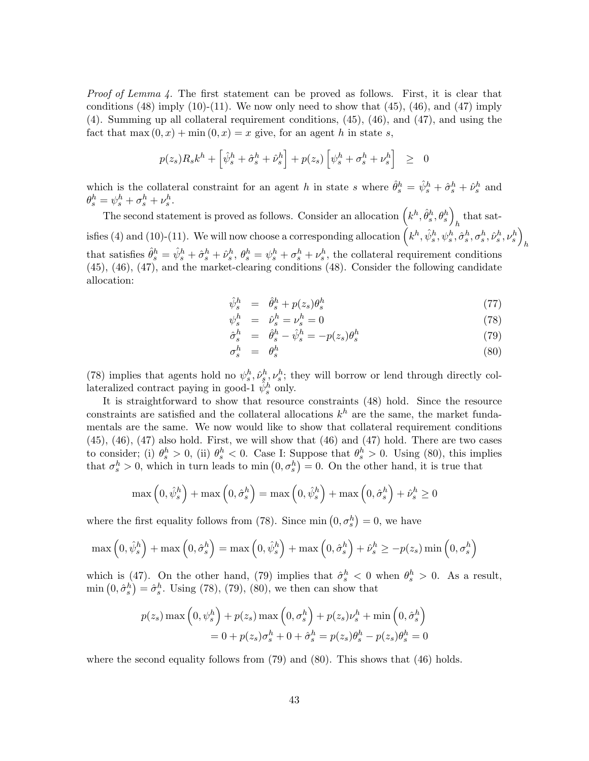*Proof of Lemma 4.* The first statement can be proved as follows. First, it is clear that conditions (48) imply (10)-(11). We now only need to show that (45), (46), and (47) imply (4). Summing up all collateral requirement conditions, (45), (46), and (47), and using the fact that $\max(0, x) + \min(0, x) = x$ give, for an agent $h$ in state $s$,

$$p(z_s)R_s k^h + \left[\hat{\psi}_s^h + \hat{\sigma}_s^h + \hat{\nu}_s^h\right] + p(z_s)\left[\psi_s^h + \sigma_s^h + \nu_s^h\right] \quad \geq \quad 0$$

which is the collateral constraint for an agent $h$ in state $s$ where $\hat{\theta}_s^h = \hat{\psi}_s^h + \hat{\sigma}_s^h + \hat{\nu}_s^h$ and $\theta_s^h = \psi_s^h + \sigma_s^h + \nu_s^h$.

The second statement is proved as follows. Consider an allocation $\left(k^h, \hat{\theta}_s^h, \theta_s^h\right)_h$ that satisfies (4) and (10)-(11). We will now choose a corresponding allocation $\left(k^h, \hat{\psi}_s^h, \psi_s^h, \hat{\sigma}_s^h, \sigma_s^h, \hat{\nu}_s^h, \nu_s^h\right)_h$ that satisfies $\hat{\theta}_s^h = \hat{\psi}_s^h + \hat{\sigma}_s^h + \hat{\nu}_s^h$, $\theta_s^h = \psi_s^h + \sigma_s^h + \nu_s^h$, the collateral requirement conditions (45), (46), (47), and the market-clearing conditions (48). Consider the following candidate allocation:

$$\hat{\psi}_s^h = \hat{\theta}_s^h + p(z_s)\theta_s^h \tag{77}$$

$$\psi_s^h = \hat{\nu}_s^h = \nu_s^h = 0 \tag{78}$$

$$\hat{\sigma}_s^h = \hat{\theta}_s^h - \hat{\psi}_s^h = -p(z_s)\theta_s^h \tag{79}$$

$$\sigma_s^h = \theta_s^h \tag{80}$$

(78) implies that agents hold no $\psi_s^h, \hat{\nu}_s^h, \nu_s^h$; they will borrow or lend through directly collateralized contract paying in good-1 $\hat{\psi}_s^h$ only.

It is straightforward to show that resource constraints (48) hold. Since the resource constraints are satisfied and the collateral allocations $k^h$ are the same, the market fundamentals are the same. We now would like to show that collateral requirement conditions (45), (46), (47) also hold. First, we will show that (46) and (47) hold. There are two cases to consider; (i) $\theta_s^h > 0$, (ii) $\theta_s^h < 0$. Case I: Suppose that $\theta_s^h > 0$. Using (80), this implies that $\sigma_s^h > 0$, which in turn leads to $\min\left(0, \sigma_s^h\right) = 0$. On the other hand, it is true that

$$\max\left(0, \hat{\psi}_s^h\right) + \max\left(0, \hat{\sigma}_s^h\right) = \max\left(0, \hat{\psi}_s^h\right) + \max\left(0, \hat{\sigma}_s^h\right) + \hat{\nu}_s^h \geq 0$$

where the first equality follows from (78). Since $\min\left(0, \sigma_s^h\right) = 0$, we have

$$\max\left(0, \hat{\psi}_s^h\right) + \max\left(0, \hat{\sigma}_s^h\right) = \max\left(0, \hat{\psi}_s^h\right) + \max\left(0, \hat{\sigma}_s^h\right) + \hat{\nu}_s^h \geq -p(z_s)\min\left(0, \sigma_s^h\right)$$

which is (47). On the other hand, (79) implies that $\hat{\sigma}_s^h < 0$ when $\theta_s^h > 0$. As a result, $\min\left(0, \hat{\sigma}_s^h\right) = \hat{\sigma}_s^h$. Using (78), (79), (80), we then can show that

$$\begin{aligned} p(z_s)\max\left(0, \psi_s^h\right) + p(z_s)\max\left(0, \sigma_s^h\right) + p(z_s)\nu_s^h + \min\left(0, \hat{\sigma}_s^h\right) \\ = 0 + p(z_s)\sigma_s^h + 0 + \hat{\sigma}_s^h = p(z_s)\theta_s^h - p(z_s)\theta_s^h = 0 \end{aligned}$$

where the second equality follows from (79) and (80). This shows that (46) holds.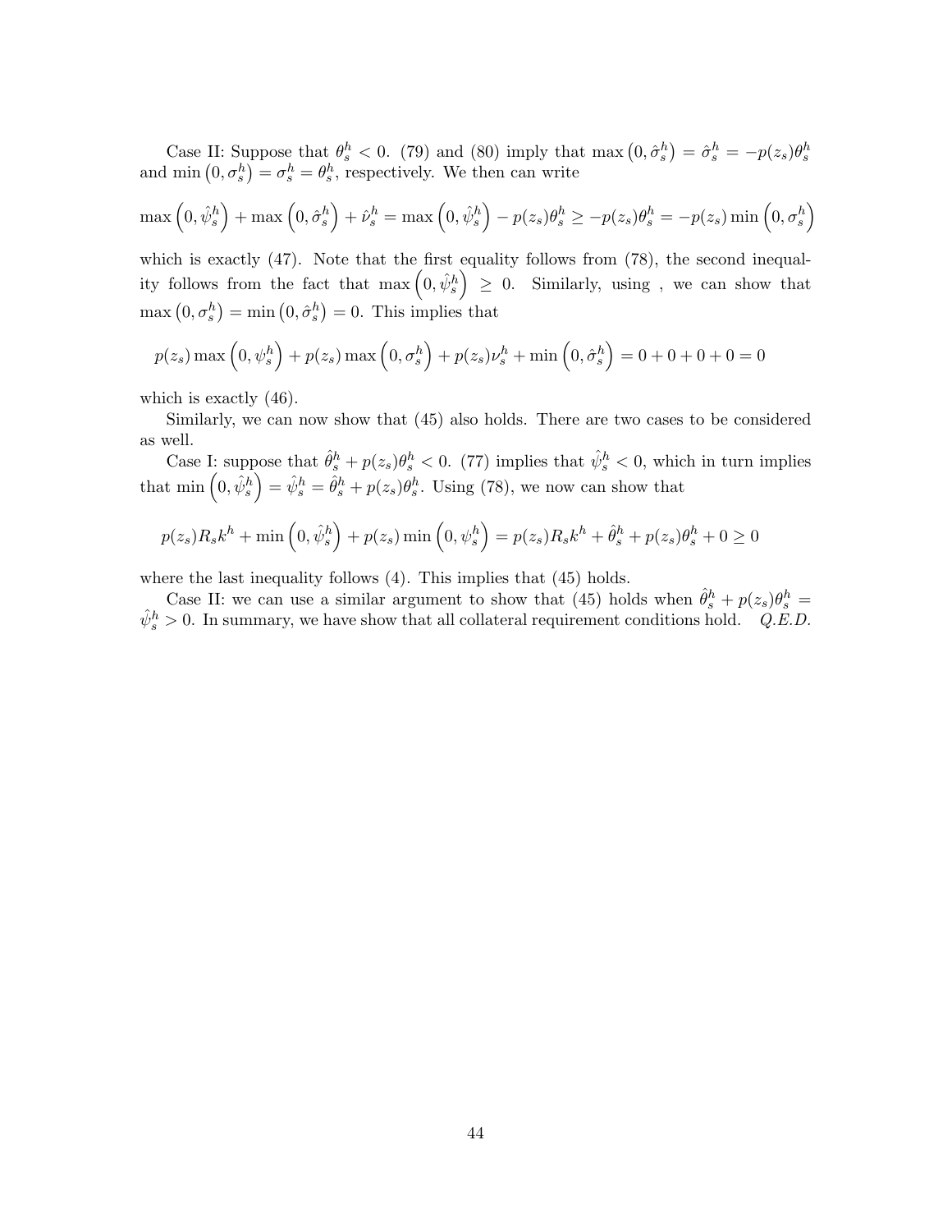Case II: Suppose that $\theta_s^h < 0$. (79) and (80) imply that $\max\left(0, \hat{\sigma}_s^h\right) = \hat{\sigma}_s^h = -p(z_s)\theta_s^h$ and $\min\left(0, \sigma_s^h\right) = \sigma_s^h = \theta_s^h$, respectively. We then can write

$$\max\left(0, \hat{\psi}_s^h\right) + \max\left(0, \hat{\sigma}_s^h\right) + \hat{\nu}_s^h = \max\left(0, \hat{\psi}_s^h\right) - p(z_s)\theta_s^h \geq -p(z_s)\theta_s^h = -p(z_s)\min\left(0, \sigma_s^h\right)$$

which is exactly (47). Note that the first equality follows from (78), the second inequality follows from the fact that $\max\left(0, \hat{\psi}_s^h\right) \geq 0$. Similarly, using , we can show that $\max\left(0, \sigma_s^h\right) = \min\left(0, \hat{\sigma}_s^h\right) = 0$. This implies that

$$p(z_s)\max\left(0, \psi_s^h\right) + p(z_s)\max\left(0, \sigma_s^h\right) + p(z_s)\nu_s^h + \min\left(0, \hat{\sigma}_s^h\right) = 0 + 0 + 0 + 0 = 0$$

which is exactly (46).

Similarly, we can now show that (45) also holds. There are two cases to be considered as well.

Case I: suppose that $\hat{\theta}_s^h + p(z_s)\theta_s^h < 0$. (77) implies that $\hat{\psi}_s^h < 0$, which in turn implies that $\min\left(0, \hat{\psi}_s^h\right) = \hat{\psi}_s^h = \hat{\theta}_s^h + p(z_s)\theta_s^h$. Using (78), we now can show that

$$p(z_s)R_s k^h + \min\left(0, \hat{\psi}_s^h\right) + p(z_s)\min\left(0, \psi_s^h\right) = p(z_s)R_s k^h + \hat{\theta}_s^h + p(z_s)\theta_s^h + 0 \geq 0$$

where the last inequality follows (4). This implies that (45) holds.

Case II: we can use a similar argument to show that (45) holds when $\hat{\theta}_s^h + p(z_s)\theta_s^h = \hat{\psi}_s^h > 0$. In summary, we have show that all collateral requirement conditions hold. *Q.E.D.*